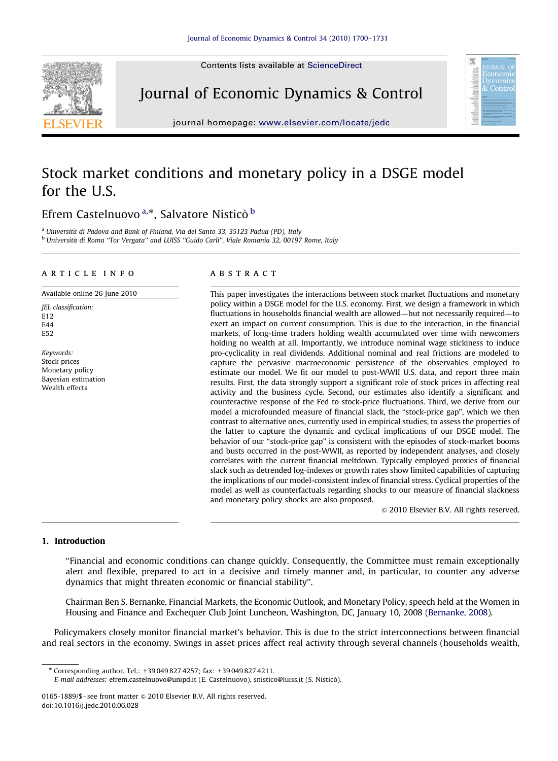Contents lists available at ScienceDirect

# Journal of Economic Dynamics & Control

journal homepage: www.elsevier.com/locate/jedc

# Stock market conditions and monetary policy in a DSGE model for the U.S.

Efrem Castelnuovo [a,*], Salvatore Nisticò [b]

[a] Università di Padova and Bank of Finland, Via del Santo 33, 35123 Padua (PD), Italy

[b] Università di Roma "Tor Vergata" and LUISS "Guido Carli", Viale Romania 32, 00197 Rome, Italy

## ARTICLE INFO

Available online 26 June 2010

*JEL classification:*
E12
E44
E52

*Keywords:*
Stock prices
Monetary policy
Bayesian estimation
Wealth effects

## ABSTRACT

This paper investigates the interactions between stock market fluctuations and monetary policy within a DSGE model for the U.S. economy. First, we design a framework in which fluctuations in households financial wealth are allowed—but not necessarily required—to exert an impact on current consumption. This is due to the interaction, in the financial markets, of long-time traders holding wealth accumulated over time with newcomers holding no wealth at all. Importantly, we introduce nominal wage stickiness to induce pro-cyclicality in real dividends. Additional nominal and real frictions are modeled to capture the pervasive macroeconomic persistence of the observables employed to estimate our model. We fit our model to post-WWII U.S. data, and report three main results. First, the data strongly support a significant role of stock prices in affecting real activity and the business cycle. Second, our estimates also identify a significant and counteractive response of the Fed to stock-price fluctuations. Third, we derive from our model a microfounded measure of financial slack, the "stock-price gap", which we then contrast to alternative ones, currently used in empirical studies, to assess the properties of the latter to capture the dynamic and cyclical implications of our DSGE model. The behavior of our "stock-price gap" is consistent with the episodes of stock-market booms and busts occurred in the post-WWII, as reported by independent analyses, and closely correlates with the current financial meltdown. Typically employed proxies of financial slack such as detrended log-indexes or growth rates show limited capabilities of capturing the implications of our model-consistent index of financial stress. Cyclical properties of the model as well as counterfactuals regarding shocks to our measure of financial slackness and monetary policy shocks are also proposed.

© 2010 Elsevier B.V. All rights reserved.

## 1. Introduction

"Financial and economic conditions can change quickly. Consequently, the Committee must remain exceptionally alert and flexible, prepared to act in a decisive and timely manner and, in particular, to counter any adverse dynamics that might threaten economic or financial stability".

Chairman Ben S. Bernanke, Financial Markets, the Economic Outlook, and Monetary Policy, speech held at the Women in Housing and Finance and Exchequer Club Joint Luncheon, Washington, DC, January 10, 2008 (Bernanke, 2008).

Policymakers closely monitor financial market's behavior. This is due to the strict interconnections between financial and real sectors in the economy. Swings in asset prices affect real activity through several channels (households wealth,

---

* Corresponding author. Tel.: +39 049 827 4257; fax: +39 049 827 4211.
E-mail addresses: efrem.castelnuovo@unipd.it (E. Castelnuovo), snistico@luiss.it (S. Nisticò).

0165-1889/$ - see front matter © 2010 Elsevier B.V. All rights reserved.
doi:10.1016/j.jedc.2010.06.028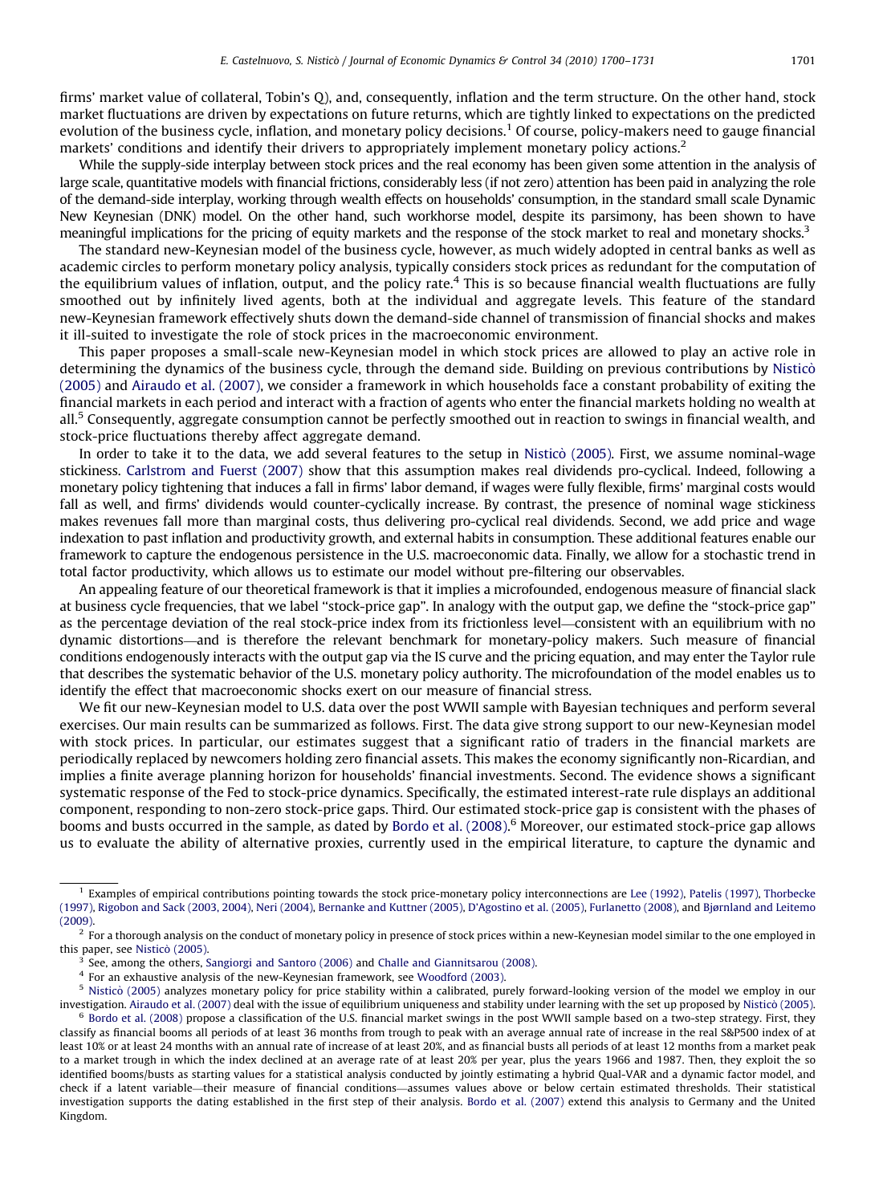firms' market value of collateral, Tobin's Q), and, consequently, inflation and the term structure. On the other hand, stock market fluctuations are driven by expectations on future returns, which are tightly linked to expectations on the predicted evolution of the business cycle, inflation, and monetary policy decisions.[1] Of course, policy-makers need to gauge financial markets' conditions and identify their drivers to appropriately implement monetary policy actions.[2]

While the supply-side interplay between stock prices and the real economy has been given some attention in the analysis of large scale, quantitative models with financial frictions, considerably less (if not zero) attention has been paid in analyzing the role of the demand-side interplay, working through wealth effects on households' consumption, in the standard small scale Dynamic New Keynesian (DNK) model. On the other hand, such workhorse model, despite its parsimony, has been shown to have meaningful implications for the pricing of equity markets and the response of the stock market to real and monetary shocks.[3]

The standard new-Keynesian model of the business cycle, however, as much widely adopted in central banks as well as academic circles to perform monetary policy analysis, typically considers stock prices as redundant for the computation of the equilibrium values of inflation, output, and the policy rate.[4] This is so because financial wealth fluctuations are fully smoothed out by infinitely lived agents, both at the individual and aggregate levels. This feature of the standard new-Keynesian framework effectively shuts down the demand-side channel of transmission of financial shocks and makes it ill-suited to investigate the role of stock prices in the macroeconomic environment.

This paper proposes a small-scale new-Keynesian model in which stock prices are allowed to play an active role in determining the dynamics of the business cycle, through the demand side. Building on previous contributions by Nisticò (2005) and Airaudo et al. (2007), we consider a framework in which households face a constant probability of exiting the financial markets in each period and interact with a fraction of agents who enter the financial markets holding no wealth at all.[5] Consequently, aggregate consumption cannot be perfectly smoothed out in reaction to swings in financial wealth, and stock-price fluctuations thereby affect aggregate demand.

In order to take it to the data, we add several features to the setup in Nisticò (2005). First, we assume nominal-wage stickiness. Carlstrom and Fuerst (2007) show that this assumption makes real dividends pro-cyclical. Indeed, following a monetary policy tightening that induces a fall in firms' labor demand, if wages were fully flexible, firms' marginal costs would fall as well, and firms' dividends would counter-cyclically increase. By contrast, the presence of nominal wage stickiness makes revenues fall more than marginal costs, thus delivering pro-cyclical real dividends. Second, we add price and wage indexation to past inflation and productivity growth, and external habits in consumption. These additional features enable our framework to capture the endogenous persistence in the U.S. macroeconomic data. Finally, we allow for a stochastic trend in total factor productivity, which allows us to estimate our model without pre-filtering our observables.

An appealing feature of our theoretical framework is that it implies a microfounded, endogenous measure of financial slack at business cycle frequencies, that we label "stock-price gap". In analogy with the output gap, we define the "stock-price gap" as the percentage deviation of the real stock-price index from its frictionless level—consistent with an equilibrium with no dynamic distortions—and is therefore the relevant benchmark for monetary-policy makers. Such measure of financial conditions endogenously interacts with the output gap via the IS curve and the pricing equation, and may enter the Taylor rule that describes the systematic behavior of the U.S. monetary policy authority. The microfoundation of the model enables us to identify the effect that macroeconomic shocks exert on our measure of financial stress.

We fit our new-Keynesian model to U.S. data over the post WWII sample with Bayesian techniques and perform several exercises. Our main results can be summarized as follows. First. The data give strong support to our new-Keynesian model with stock prices. In particular, our estimates suggest that a significant ratio of traders in the financial markets are periodically replaced by newcomers holding zero financial assets. This makes the economy significantly non-Ricardian, and implies a finite average planning horizon for households' financial investments. Second. The evidence shows a significant systematic response of the Fed to stock-price dynamics. Specifically, the estimated interest-rate rule displays an additional component, responding to non-zero stock-price gaps. Third. Our estimated stock-price gap is consistent with the phases of booms and busts occurred in the sample, as dated by Bordo et al. (2008).[6] Moreover, our estimated stock-price gap allows us to evaluate the ability of alternative proxies, currently used in the empirical literature, to capture the dynamic and

---

[1] Examples of empirical contributions pointing towards the stock price-monetary policy interconnections are Lee (1992), Patelis (1997), Thorbecke (1997), Rigobon and Sack (2003, 2004), Neri (2004), Bernanke and Kuttner (2005), D'Agostino et al. (2005), Furlanetto (2008), and Bjørnland and Leitemo (2009).

[2] For a thorough analysis on the conduct of monetary policy in presence of stock prices within a new-Keynesian model similar to the one employed in this paper, see Nisticò (2005).

[3] See, among the others, Sangiorgi and Santoro (2006) and Challe and Giannitsarou (2008).

[4] For an exhaustive analysis of the new-Keynesian framework, see Woodford (2003).

[5] Nisticò (2005) analyzes monetary policy for price stability within a calibrated, purely forward-looking version of the model we employ in our investigation. Airaudo et al. (2007) deal with the issue of equilibrium uniqueness and stability under learning with the set up proposed by Nisticò (2005).

[6] Bordo et al. (2008) propose a classification of the U.S. financial market swings in the post WWII sample based on a two-step strategy. First, they classify as financial booms all periods of at least 36 months from trough to peak with an average annual rate of increase in the real S&P500 index of at least 10% or at least 24 months with an annual rate of increase of at least 20%, and as financial busts all periods of at least 12 months from a market peak to a market trough in which the index declined at an average rate of at least 20% per year, plus the years 1966 and 1987. Then, they exploit the so identified booms/busts as starting values for a statistical analysis conducted by jointly estimating a hybrid Qual-VAR and a dynamic factor model, and check if a latent variable—their measure of financial conditions—assumes values above or below certain estimated thresholds. Their statistical investigation supports the dating established in the first step of their analysis. Bordo et al. (2007) extend this analysis to Germany and the United Kingdom.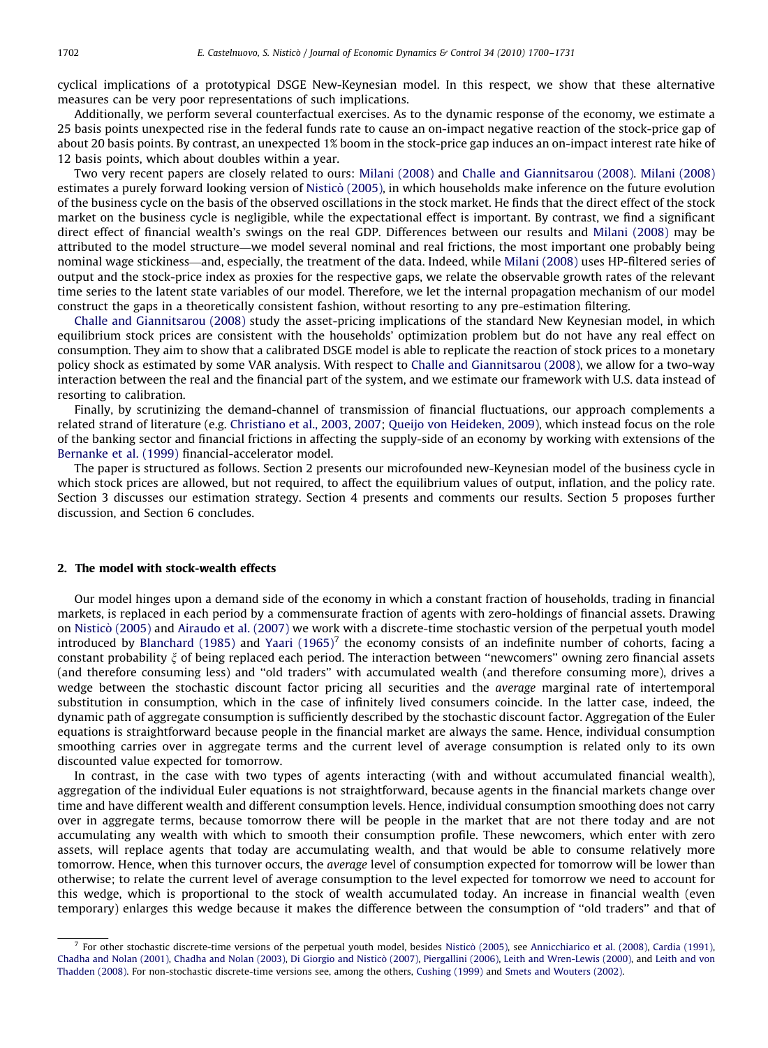cyclical implications of a prototypical DSGE New-Keynesian model. In this respect, we show that these alternative measures can be very poor representations of such implications.

Additionally, we perform several counterfactual exercises. As to the dynamic response of the economy, we estimate a 25 basis points unexpected rise in the federal funds rate to cause an on-impact negative reaction of the stock-price gap of about 20 basis points. By contrast, an unexpected 1% boom in the stock-price gap induces an on-impact interest rate hike of 12 basis points, which about doubles within a year.

Two very recent papers are closely related to ours: Milani (2008) and Challe and Giannitsarou (2008). Milani (2008) estimates a purely forward looking version of Nisticò (2005), in which households make inference on the future evolution of the business cycle on the basis of the observed oscillations in the stock market. He finds that the direct effect of the stock market on the business cycle is negligible, while the expectational effect is important. By contrast, we find a significant direct effect of financial wealth's swings on the real GDP. Differences between our results and Milani (2008) may be attributed to the model structure—we model several nominal and real frictions, the most important one probably being nominal wage stickiness—and, especially, the treatment of the data. Indeed, while Milani (2008) uses HP-filtered series of output and the stock-price index as proxies for the respective gaps, we relate the observable growth rates of the relevant time series to the latent state variables of our model. Therefore, we let the internal propagation mechanism of our model construct the gaps in a theoretically consistent fashion, without resorting to any pre-estimation filtering.

Challe and Giannitsarou (2008) study the asset-pricing implications of the standard New Keynesian model, in which equilibrium stock prices are consistent with the households' optimization problem but do not have any real effect on consumption. They aim to show that a calibrated DSGE model is able to replicate the reaction of stock prices to a monetary policy shock as estimated by some VAR analysis. With respect to Challe and Giannitsarou (2008), we allow for a two-way interaction between the real and the financial part of the system, and we estimate our framework with U.S. data instead of resorting to calibration.

Finally, by scrutinizing the demand-channel of transmission of financial fluctuations, our approach complements a related strand of literature (e.g. Christiano et al., 2003, 2007; Queijo von Heideken, 2009), which instead focus on the role of the banking sector and financial frictions in affecting the supply-side of an economy by working with extensions of the Bernanke et al. (1999) financial-accelerator model.

The paper is structured as follows. Section 2 presents our microfounded new-Keynesian model of the business cycle in which stock prices are allowed, but not required, to affect the equilibrium values of output, inflation, and the policy rate. Section 3 discusses our estimation strategy. Section 4 presents and comments our results. Section 5 proposes further discussion, and Section 6 concludes.

## 2. The model with stock-wealth effects

Our model hinges upon a demand side of the economy in which a constant fraction of households, trading in financial markets, is replaced in each period by a commensurate fraction of agents with zero-holdings of financial assets. Drawing on Nisticò (2005) and Airaudo et al. (2007) we work with a discrete-time stochastic version of the perpetual youth model introduced by Blanchard (1985) and Yaari (1965)[7] the economy consists of an indefinite number of cohorts, facing a constant probability $\xi$ of being replaced each period. The interaction between "newcomers" owning zero financial assets (and therefore consuming less) and "old traders" with accumulated wealth (and therefore consuming more), drives a wedge between the stochastic discount factor pricing all securities and the *average* marginal rate of intertemporal substitution in consumption, which in the case of infinitely lived consumers coincide. In the latter case, indeed, the dynamic path of aggregate consumption is sufficiently described by the stochastic discount factor. Aggregation of the Euler equations is straightforward because people in the financial market are always the same. Hence, individual consumption smoothing carries over in aggregate terms and the current level of average consumption is related only to its own discounted value expected for tomorrow.

In contrast, in the case with two types of agents interacting (with and without accumulated financial wealth), aggregation of the individual Euler equations is not straightforward, because agents in the financial markets change over time and have different wealth and different consumption levels. Hence, individual consumption smoothing does not carry over in aggregate terms, because tomorrow there will be people in the market that are not there today and are not accumulating any wealth with which to smooth their consumption profile. These newcomers, which enter with zero assets, will replace agents that today are accumulating wealth, and that would be able to consume relatively more tomorrow. Hence, when this turnover occurs, the *average* level of consumption expected for tomorrow will be lower than otherwise; to relate the current level of average consumption to the level expected for tomorrow we need to account for this wedge, which is proportional to the stock of wealth accumulated today. An increase in financial wealth (even temporary) enlarges this wedge because it makes the difference between the consumption of "old traders" and that of

[7] For other stochastic discrete-time versions of the perpetual youth model, besides Nisticò (2005), see Annicchiarico et al. (2008), Cardia (1991), Chadha and Nolan (2001), Chadha and Nolan (2003), Di Giorgio and Nisticò (2007), Piergallini (2006), Leith and Wren-Lewis (2000), and Leith and von Thadden (2008). For non-stochastic discrete-time versions see, among the others, Cushing (1999) and Smets and Wouters (2002).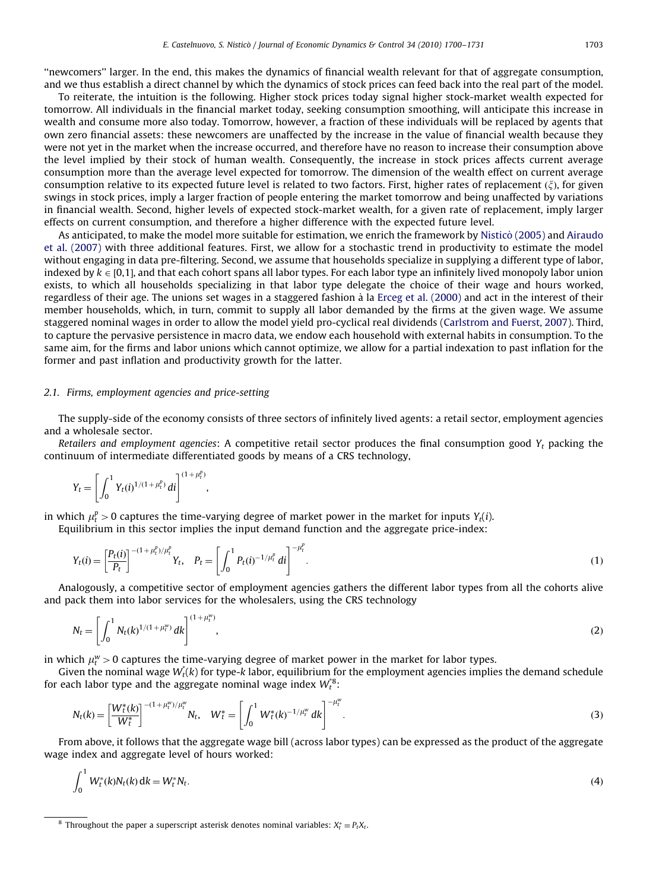"newcomers" larger. In the end, this makes the dynamics of financial wealth relevant for that of aggregate consumption, and we thus establish a direct channel by which the dynamics of stock prices can feed back into the real part of the model.

To reiterate, the intuition is the following. Higher stock prices today signal higher stock-market wealth expected for tomorrow. All individuals in the financial market today, seeking consumption smoothing, will anticipate this increase in wealth and consume more also today. Tomorrow, however, a fraction of these individuals will be replaced by agents that own zero financial assets: these newcomers are unaffected by the increase in the value of financial wealth because they were not yet in the market when the increase occurred, and therefore have no reason to increase their consumption above the level implied by their stock of human wealth. Consequently, the increase in stock prices affects current average consumption more than the average level expected for tomorrow. The dimension of the wealth effect on current average consumption relative to its expected future level is related to two factors. First, higher rates of replacement ($\xi$), for given swings in stock prices, imply a larger fraction of people entering the market tomorrow and being unaffected by variations in financial wealth. Second, higher levels of expected stock-market wealth, for a given rate of replacement, imply larger effects on current consumption, and therefore a higher difference with the expected future level.

As anticipated, to make the model more suitable for estimation, we enrich the framework by Nisticò (2005) and Airaudo et al. (2007) with three additional features. First, we allow for a stochastic trend in productivity to estimate the model without engaging in data pre-filtering. Second, we assume that households specialize in supplying a different type of labor, indexed by $k \in [0,1]$, and that each cohort spans all labor types. For each labor type an infinitely lived monopoly labor union exists, to which all households specializing in that labor type delegate the choice of their wage and hours worked, regardless of their age. The unions set wages in a staggered fashion à la Erceg et al. (2000) and act in the interest of their member households, which, in turn, commit to supply all labor demanded by the firms at the given wage. We assume staggered nominal wages in order to allow the model yield pro-cyclical real dividends (Carlstrom and Fuerst, 2007). Third, to capture the pervasive persistence in macro data, we endow each household with external habits in consumption. To the same aim, for the firms and labor unions which cannot optimize, we allow for a partial indexation to past inflation for the former and past inflation and productivity growth for the latter.

### 2.1. Firms, employment agencies and price-setting

The supply-side of the economy consists of three sectors of infinitely lived agents: a retail sector, employment agencies and a wholesale sector.

*Retailers and employment agencies*: A competitive retail sector produces the final consumption good $Y_t$ packing the continuum of intermediate differentiated goods by means of a CRS technology,

$$Y_t = \left[ \int_0^1 Y_t(i)^{1/(1+\mu_t^p)} \, di \right]^{(1+\mu_t^p)},$$

in which $\mu_t^p > 0$ captures the time-varying degree of market power in the market for inputs $Y_t(i)$.

Equilibrium in this sector implies the input demand function and the aggregate price-index:

$$Y_t(i) = \left[ \frac{P_t(i)}{P_t} \right]^{-(1+\mu_t^p)/\mu_t^p} Y_t, \quad P_t = \left[ \int_0^1 P_t(i)^{-1/\mu_t^p} \, di \right]^{-\mu_t^p}. \tag{1}$$

Analogously, a competitive sector of employment agencies gathers the different labor types from all the cohorts alive and pack them into labor services for the wholesalers, using the CRS technology

$$N_t = \left[ \int_0^1 N_t(k)^{1/(1+\mu_t^w)} \, dk \right]^{(1+\mu_t^w)}, \tag{2}$$

in which $\mu_t^w > 0$ captures the time-varying degree of market power in the market for labor types.

Given the nominal wage $W_t^*(k)$ for type-$k$ labor, equilibrium for the employment agencies implies the demand schedule for each labor type and the aggregate nominal wage index $W_t^*$[8]:

$$N_t(k) = \left[ \frac{W_t^*(k)}{W_t^*} \right]^{-(1+\mu_t^w)/\mu_t^w} N_t, \quad W_t^* = \left[ \int_0^1 W_t^*(k)^{-1/\mu_t^w} \, dk \right]^{-\mu_t^w}. \tag{3}$$

From above, it follows that the aggregate wage bill (across labor types) can be expressed as the product of the aggregate wage index and aggregate level of hours worked:

$$\int_0^1 W_t^*(k) N_t(k) \, dk = W_t^* N_t. \tag{4}$$

[8] Throughout the paper a superscript asterisk denotes nominal variables: $X_t^* \equiv P_t X_t$.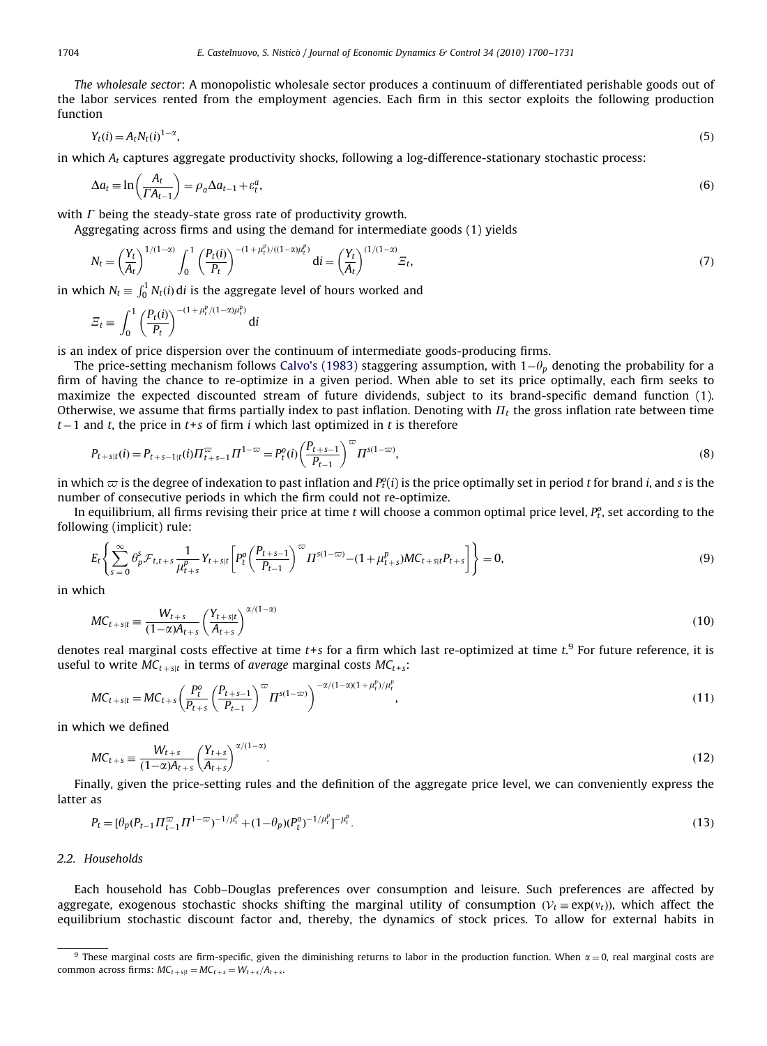*The wholesale sector*: A monopolistic wholesale sector produces a continuum of differentiated perishable goods out of the labor services rented from the employment agencies. Each firm in this sector exploits the following production function

$$Y_t(i) = A_t N_t(i)^{1-\alpha}, \tag{5}$$

in which $A_t$ captures aggregate productivity shocks, following a log-difference-stationary stochastic process:

$$\Delta a_t \equiv \ln\left(\frac{A_t}{\Gamma A_{t-1}}\right) = \rho_a \Delta a_{t-1} + \varepsilon_t^a, \tag{6}$$

with $\Gamma$ being the steady-state gross rate of productivity growth.

Aggregating across firms and using the demand for intermediate goods (1) yields

$$N_t = \left(\frac{Y_t}{A_t}\right)^{1/(1-\alpha)} \int_0^1 \left(\frac{P_t(i)}{P_t}\right)^{-(1+\mu_t^p)/((1-\alpha)\mu_t^p)} \mathrm{d}i = \left(\frac{Y_t}{A_t}\right)^{(1/(1-\alpha)} \Xi_t, \tag{7}$$

in which $N_t \equiv \int_0^1 N_t(i)\,\mathrm{d}i$ is the aggregate level of hours worked and

$$\Xi_t \equiv \int_0^1 \left(\frac{P_t(i)}{P_t}\right)^{-(1+\mu_t^p/(1-\alpha)\mu_t^p)} \mathrm{d}i$$

is an index of price dispersion over the continuum of intermediate goods-producing firms.

The price-setting mechanism follows Calvo's (1983) staggering assumption, with $1-\theta_p$ denoting the probability for a firm of having the chance to re-optimize in a given period. When able to set its price optimally, each firm seeks to maximize the expected discounted stream of future dividends, subject to its brand-specific demand function (1). Otherwise, we assume that firms partially index to past inflation. Denoting with $\Pi_t$ the gross inflation rate between time $t-1$ and $t$, the price in $t+s$ of firm $i$ which last optimized in $t$ is therefore

$$P_{t+s|t}(i) = P_{t+s-1|t}(i)\Pi_{t+s-1}^{\varpi}\Pi^{1-\varpi} = P_t^o(i)\left(\frac{P_{t+s-1}}{P_{t-1}}\right)^{\varpi}\Pi^{s(1-\varpi)}, \tag{8}$$

in which $\varpi$ is the degree of indexation to past inflation and $P_t^o(i)$ is the price optimally set in period $t$ for brand $i$, and $s$ is the number of consecutive periods in which the firm could not re-optimize.

In equilibrium, all firms revising their price at time $t$ will choose a common optimal price level, $P_t^o$, set according to the following (implicit) rule:

$$E_t\left\{\sum_{s=0}^{\infty}\theta_p^s \mathcal{F}_{t,t+s}\frac{1}{\mu_{t+s}^p}Y_{t+s|t}\left[P_t^o\left(\frac{P_{t+s-1}}{P_{t-1}}\right)^{\varpi}\Pi^{s(1-\varpi)} - (1+\mu_{t+s}^p)MC_{t+s|t}P_{t+s}\right]\right\} = 0, \tag{9}$$

in which

$$MC_{t+s|t} \equiv \frac{W_{t+s}}{(1-\alpha)A_{t+s}}\left(\frac{Y_{t+s|t}}{A_{t+s}}\right)^{\alpha/(1-\alpha)} \tag{10}$$

denotes real marginal costs effective at time $t+s$ for a firm which last re-optimized at time $t$.[9] For future reference, it is useful to write $MC_{t+s|t}$ in terms of *average* marginal costs $MC_{t+s}$:

$$MC_{t+s|t} = MC_{t+s}\left(\frac{P_t^o}{P_{t+s}}\left(\frac{P_{t+s-1}}{P_{t-1}}\right)^{\varpi}\Pi^{s(1-\varpi)}\right)^{-\alpha/(1-\alpha)(1+\mu_t^p)/\mu_t^p}, \tag{11}$$

in which we defined

$$MC_{t+s} \equiv \frac{W_{t+s}}{(1-\alpha)A_{t+s}}\left(\frac{Y_{t+s}}{A_{t+s}}\right)^{\alpha/(1-\alpha)}. \tag{12}$$

Finally, given the price-setting rules and the definition of the aggregate price level, we can conveniently express the latter as

$$P_t = [\theta_p(P_{t-1}\Pi_{t-1}^{\varpi}\Pi^{1-\varpi})^{-1/\mu_t^p} + (1-\theta_p)(P_t^o)^{-1/\mu_t^p}]^{-\mu_t^p}. \tag{13}$$

### 2.2. Households

Each household has Cobb–Douglas preferences over consumption and leisure. Such preferences are affected by aggregate, exogenous stochastic shocks shifting the marginal utility of consumption ($\mathcal{V}_t \equiv \exp(v_t)$), which affect the equilibrium stochastic discount factor and, thereby, the dynamics of stock prices. To allow for external habits in

---

[9] These marginal costs are firm-specific, given the diminishing returns to labor in the production function. When $\alpha = 0$, real marginal costs are common across firms: $MC_{t+s|t} = MC_{t+s} = W_{t+s}/A_{t+s}$.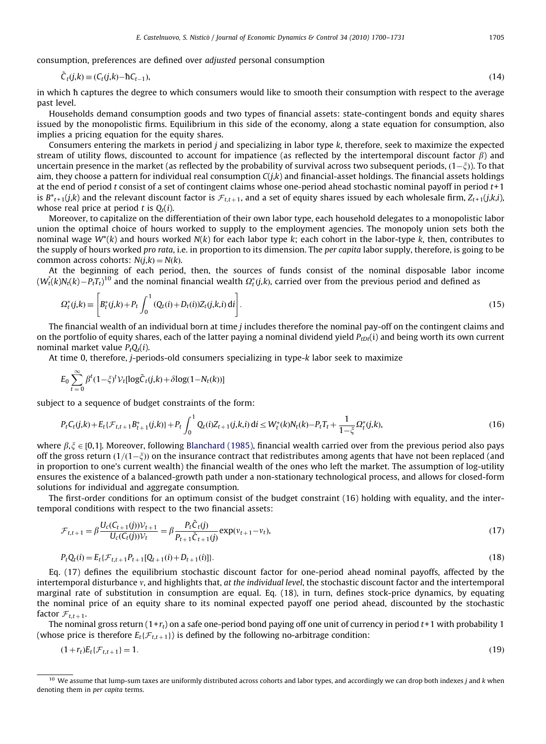consumption, preferences are defined over *adjusted* personal consumption

$$\tilde{C}_t(j,k) \equiv (C_t(j,k) - \hbar C_{t-1}), \tag{14}$$

in which $\hbar$ captures the degree to which consumers would like to smooth their consumption with respect to the average past level.

Households demand consumption goods and two types of financial assets: state-contingent bonds and equity shares issued by the monopolistic firms. Equilibrium in this side of the economy, along a state equation for consumption, also implies a pricing equation for the equity shares.

Consumers entering the markets in period $j$ and specializing in labor type $k$, therefore, seek to maximize the expected stream of utility flows, discounted to account for impatience (as reflected by the intertemporal discount factor $\beta$) and uncertain presence in the market (as reflected by the probability of survival across two subsequent periods, $(1-\xi)$). To that aim, they choose a pattern for individual real consumption $C(j,k)$ and financial-asset holdings. The financial assets holdings at the end of period $t$ consist of a set of contingent claims whose one-period ahead stochastic nominal payoff in period $t+1$ is $B^*_{t+1}(j,k)$ and the relevant discount factor is $\mathcal{F}_{t,t+1}$, and a set of equity shares issued by each wholesale firm, $Z_{t+1}(j,k,i)$, whose real price at period $t$ is $Q_t(i)$.

Moreover, to capitalize on the differentiation of their own labor type, each household delegates to a monopolistic labor union the optimal choice of hours worked to supply to the employment agencies. The monopoly union sets both the nominal wage $W^*(k)$ and hours worked $N(k)$ for each labor type $k$; each cohort in the labor-type $k$, then, contributes to the supply of hours worked *pro rata*, i.e. in proportion to its dimension. The *per capita* labor supply, therefore, is going to be common across cohorts: $N(j,k) = N(k)$.

At the beginning of each period, then, the sources of funds consist of the nominal disposable labor income $(W^*_t(k)N_t(k) - P_tT_t)$[10] and the nominal financial wealth $\Omega^*_t(j,k)$, carried over from the previous period and defined as

$$\Omega^*_t(j,k) \equiv \left[ B^*_t(j,k) + P_t \int_0^1 (Q_t(i) + D_t(i)) Z_t(j,k,i)\, \mathrm{d}i \right]. \tag{15}$$

The financial wealth of an individual born at time $j$ includes therefore the nominal pay-off on the contingent claims and on the portfolio of equity shares, each of the latter paying a nominal dividend yield $P_{tDt}(i)$ and being worth its own current nominal market value $P_tQ_t(i)$.

At time 0, therefore, $j$-periods-old consumers specializing in type-$k$ labor seek to maximize

$$E_0 \sum_{t=0}^{\infty} \beta^t (1-\xi)^t \mathcal{V}_t [\log \tilde{C}_t(j,k) + \delta \log(1 - N_t(k))]$$

subject to a sequence of budget constraints of the form:

$$P_tC_t(j,k) + E_t\{\mathcal{F}_{t,t+1} B^*_{t+1}(j,k)\} + P_t \int_0^1 Q_t(i) Z_{t+1}(j,k,i)\, \mathrm{d}i \le W^*_t(k)N_t(k) - P_tT_t + \frac{1}{1-\xi} \Omega^*_t(j,k), \tag{16}$$

where $\beta, \xi \in [0,1]$. Moreover, following Blanchard (1985), financial wealth carried over from the previous period also pays off the gross return $(1/(1-\xi))$ on the insurance contract that redistributes among agents that have not been replaced (and in proportion to one's current wealth) the financial wealth of the ones who left the market. The assumption of log-utility ensures the existence of a balanced-growth path under a non-stationary technological process, and allows for closed-form solutions for individual and aggregate consumption.

The first-order conditions for an optimum consist of the budget constraint (16) holding with equality, and the intertemporal conditions with respect to the two financial assets:

$$\mathcal{F}_{t,t+1} = \beta \frac{U_c(C_{t+1}(j))\mathcal{V}_{t+1}}{U_c(C_t(j))\mathcal{V}_t} = \beta \frac{P_t \tilde{C}_t(j)}{P_{t+1}\tilde{C}_{t+1}(j)} \exp(v_{t+1} - v_t), \tag{17}$$

$$P_tQ_t(i) = E_t\{\mathcal{F}_{t,t+1} P_{t+1}[Q_{t+1}(i) + D_{t+1}(i)]\}. \tag{18}$$

Eq. (17) defines the equilibrium stochastic discount factor for one-period ahead nominal payoffs, affected by the intertemporal disturbance $v$, and highlights that, *at the individual level*, the stochastic discount factor and the intertemporal marginal rate of substitution in consumption are equal. Eq. (18), in turn, defines stock-price dynamics, by equating the nominal price of an equity share to its nominal expected payoff one period ahead, discounted by the stochastic factor $\mathcal{F}_{t,t+1}$.

The nominal gross return $(1+r_t)$ on a safe one-period bond paying off one unit of currency in period $t+1$ with probability 1 (whose price is therefore $E_t\{\mathcal{F}_{t,t+1}\}$) is defined by the following no-arbitrage condition:

$$(1+r_t)E_t\{\mathcal{F}_{t,t+1}\} = 1. \tag{19}$$

---

[10] We assume that lump-sum taxes are uniformly distributed across cohorts and labor types, and accordingly we can drop both indexes $j$ and $k$ when denoting them in *per capita* terms.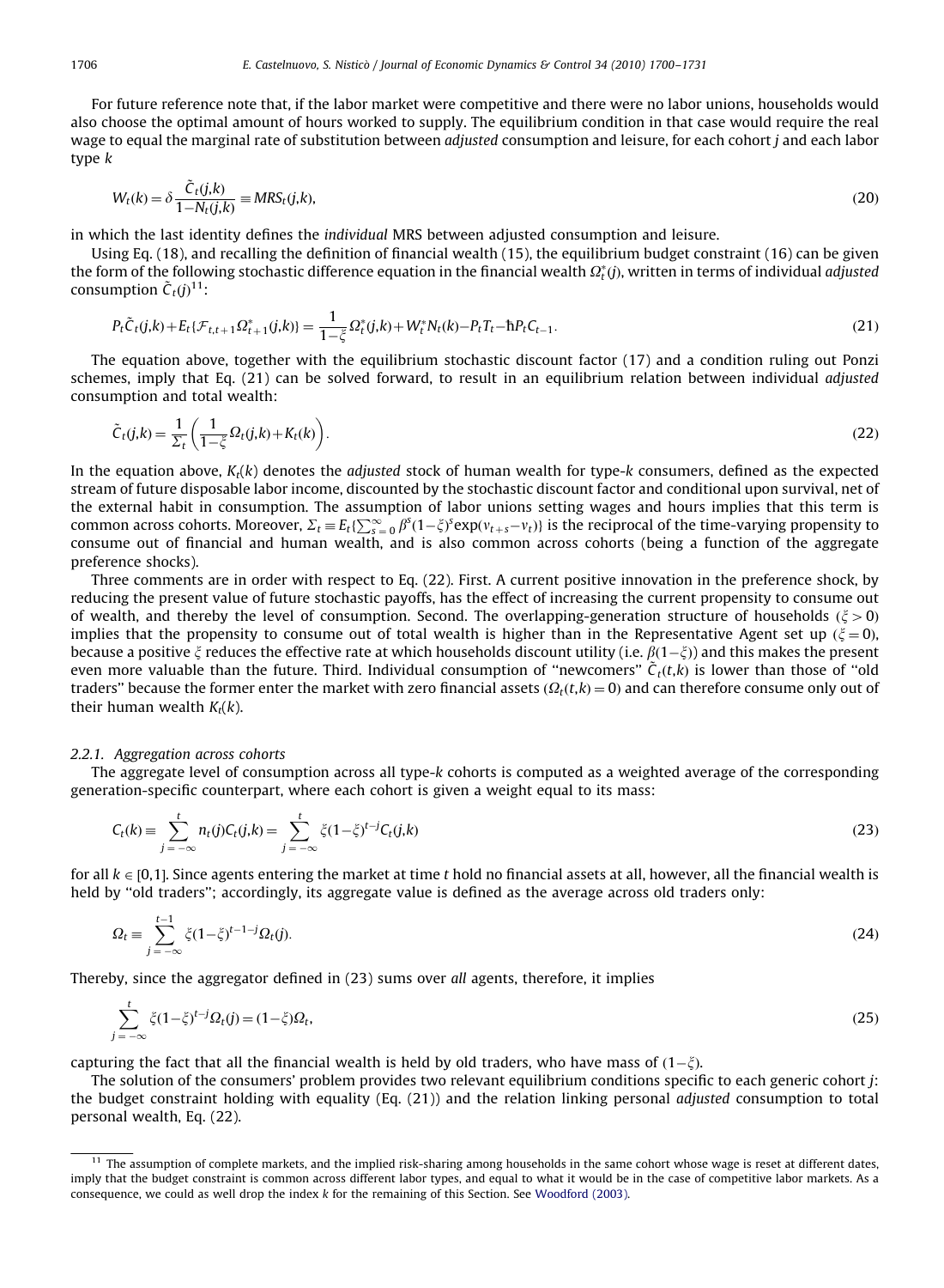For future reference note that, if the labor market were competitive and there were no labor unions, households would also choose the optimal amount of hours worked to supply. The equilibrium condition in that case would require the real wage to equal the marginal rate of substitution between *adjusted* consumption and leisure, for each cohort $j$ and each labor type $k$

$$W_t(k) = \delta \frac{\tilde{C}_t(j,k)}{1-N_t(j,k)} \equiv MRS_t(j,k), \tag{20}$$

in which the last identity defines the *individual* MRS between adjusted consumption and leisure.

Using Eq. (18), and recalling the definition of financial wealth (15), the equilibrium budget constraint (16) can be given the form of the following stochastic difference equation in the financial wealth $\Omega_t^*(j)$, written in terms of individual *adjusted* consumption $\tilde{C}_t(j)$[11]:

$$P_t\tilde{C}_t(j,k) + E_t\{\mathcal{F}_{t,t+1}\Omega_{t+1}^*(j,k)\} = \frac{1}{1-\xi}\Omega_t^*(j,k) + W_t^* N_t(k) - P_t T_t - \hbar P_t C_{t-1}. \tag{21}$$

The equation above, together with the equilibrium stochastic discount factor (17) and a condition ruling out Ponzi schemes, imply that Eq. (21) can be solved forward, to result in an equilibrium relation between individual *adjusted* consumption and total wealth:

$$\tilde{C}_t(j,k) = \frac{1}{\Sigma_t}\left(\frac{1}{1-\xi}\Omega_t(j,k) + K_t(k)\right). \tag{22}$$

In the equation above, $K_t(k)$ denotes the *adjusted* stock of human wealth for type-$k$ consumers, defined as the expected stream of future disposable labor income, discounted by the stochastic discount factor and conditional upon survival, net of the external habit in consumption. The assumption of labor unions setting wages and hours implies that this term is common across cohorts. Moreover, $\Sigma_t \equiv E_t\{\sum_{s=0}^{\infty}\beta^s(1-\xi)^s \exp(v_{t+s}-v_t)\}$ is the reciprocal of the time-varying propensity to consume out of financial and human wealth, and is also common across cohorts (being a function of the aggregate preference shocks).

Three comments are in order with respect to Eq. (22). First. A current positive innovation in the preference shock, by reducing the present value of future stochastic payoffs, has the effect of increasing the current propensity to consume out of wealth, and thereby the level of consumption. Second. The overlapping-generation structure of households ($\xi > 0$) implies that the propensity to consume out of total wealth is higher than in the Representative Agent set up ($\xi = 0$), because a positive $\xi$ reduces the effective rate at which households discount utility (i.e. $\beta(1-\xi)$) and this makes the present even more valuable than the future. Third. Individual consumption of "newcomers" $\tilde{C}_t(t,k)$ is lower than those of "old traders" because the former enter the market with zero financial assets ($\Omega_t(t,k) = 0$) and can therefore consume only out of their human wealth $K_t(k)$.

### 2.2.1. Aggregation across cohorts

The aggregate level of consumption across all type-$k$ cohorts is computed as a weighted average of the corresponding generation-specific counterpart, where each cohort is given a weight equal to its mass:

$$C_t(k) \equiv \sum_{j=-\infty}^{t} n_t(j) C_t(j,k) = \sum_{j=-\infty}^{t} \xi(1-\xi)^{t-j} C_t(j,k) \tag{23}$$

for all $k \in [0,1]$. Since agents entering the market at time $t$ hold no financial assets at all, however, all the financial wealth is held by "old traders"; accordingly, its aggregate value is defined as the average across old traders only:

$$\Omega_t \equiv \sum_{j=-\infty}^{t-1} \xi(1-\xi)^{t-1-j}\Omega_t(j). \tag{24}$$

Thereby, since the aggregator defined in (23) sums over *all* agents, therefore, it implies

$$\sum_{j=-\infty}^{t} \xi(1-\xi)^{t-j}\Omega_t(j) = (1-\xi)\Omega_t, \tag{25}$$

capturing the fact that all the financial wealth is held by old traders, who have mass of $(1-\xi)$.

The solution of the consumers' problem provides two relevant equilibrium conditions specific to each generic cohort $j$: the budget constraint holding with equality (Eq. (21)) and the relation linking personal *adjusted* consumption to total personal wealth, Eq. (22).

---

[11] The assumption of complete markets, and the implied risk-sharing among households in the same cohort whose wage is reset at different dates, imply that the budget constraint is common across different labor types, and equal to what it would be in the case of competitive labor markets. As a consequence, we could as well drop the index $k$ for the remaining of this Section. See Woodford (2003).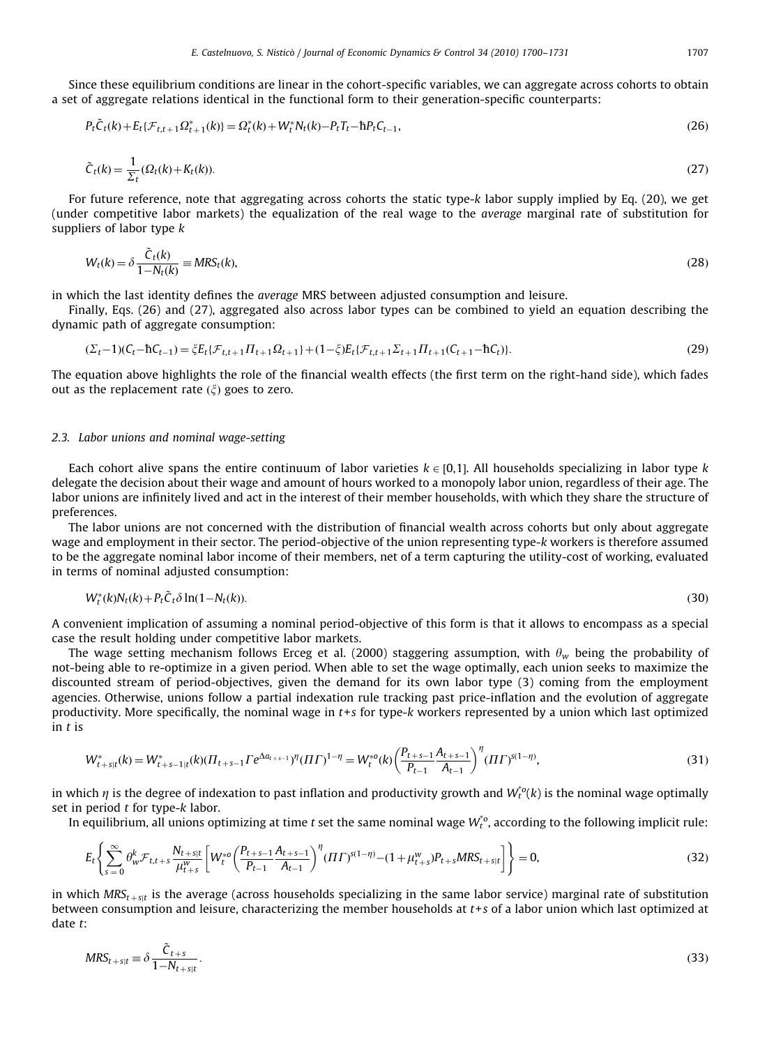Since these equilibrium conditions are linear in the cohort-specific variables, we can aggregate across cohorts to obtain a set of aggregate relations identical in the functional form to their generation-specific counterparts:

$$P_t\tilde{C}_t(k)+E_t\{\mathcal{F}_{t,t+1}\Omega^*_{t+1}(k)\}=\Omega^*_t(k)+W^*_tN_t(k)-P_tT_t-\hbar P_tC_{t-1}, \tag{26}$$

$$\tilde{C}_t(k)=\frac{1}{\Sigma_t}(\Omega_t(k)+K_t(k)). \tag{27}$$

For future reference, note that aggregating across cohorts the static type-$k$ labor supply implied by Eq. (20), we get (under competitive labor markets) the equalization of the real wage to the *average* marginal rate of substitution for suppliers of labor type $k$

$$W_t(k)=\delta\frac{\tilde{C}_t(k)}{1-N_t(k)}\equiv MRS_t(k), \tag{28}$$

in which the last identity defines the *average* MRS between adjusted consumption and leisure.

Finally, Eqs. (26) and (27), aggregated also across labor types can be combined to yield an equation describing the dynamic path of aggregate consumption:

$$(\Sigma_t-1)(C_t-\hbar C_{t-1})=\xi E_t\{\mathcal{F}_{t,t+1}\Pi_{t+1}\Omega_{t+1}\}+(1-\xi)E_t\{\mathcal{F}_{t,t+1}\Sigma_{t+1}\Pi_{t+1}(C_{t+1}-\hbar C_t)\}. \tag{29}$$

The equation above highlights the role of the financial wealth effects (the first term on the right-hand side), which fades out as the replacement rate ($\xi$) goes to zero.

### 2.3. Labor unions and nominal wage-setting

Each cohort alive spans the entire continuum of labor varieties $k\in[0,1]$. All households specializing in labor type $k$ delegate the decision about their wage and amount of hours worked to a monopoly labor union, regardless of their age. The labor unions are infinitely lived and act in the interest of their member households, with which they share the structure of preferences.

The labor unions are not concerned with the distribution of financial wealth across cohorts but only about aggregate wage and employment in their sector. The period-objective of the union representing type-$k$ workers is therefore assumed to be the aggregate nominal labor income of their members, net of a term capturing the utility-cost of working, evaluated in terms of nominal adjusted consumption:

$$W^*_t(k)N_t(k)+P_t\tilde{C}_t\delta\ln(1-N_t(k)). \tag{30}$$

A convenient implication of assuming a nominal period-objective of this form is that it allows to encompass as a special case the result holding under competitive labor markets.

The wage setting mechanism follows Erceg et al. (2000) staggering assumption, with $\theta_w$ being the probability of not-being able to re-optimize in a given period. When able to set the wage optimally, each union seeks to maximize the discounted stream of period-objectives, given the demand for its own labor type (3) coming from the employment agencies. Otherwise, unions follow a partial indexation rule tracking past price-inflation and the evolution of aggregate productivity. More specifically, the nominal wage in $t+s$ for type-$k$ workers represented by a union which last optimized in $t$ is

$$W^*_{t+s|t}(k)=W^*_{t+s-1|t}(k)(\Pi_{t+s-1}\Gamma e^{\Delta a_{t+s-1}})^{\eta}(\Pi\Gamma)^{1-\eta}=W^{*o}_t(k)\left(\frac{P_{t+s-1}}{P_{t-1}}\frac{A_{t+s-1}}{A_{t-1}}\right)^{\eta}(\Pi\Gamma)^{s(1-\eta)}, \tag{31}$$

in which $\eta$ is the degree of indexation to past inflation and productivity growth and $W^{*o}_t(k)$ is the nominal wage optimally set in period $t$ for type-$k$ labor.

In equilibrium, all unions optimizing at time $t$ set the same nominal wage $W^{*o}_t$, according to the following implicit rule:

$$E_t\left\{\sum_{s=0}^{\infty}\theta_w^k\mathcal{F}_{t,t+s}\frac{N_{t+s|t}}{\mu^w_{t+s}}\left[W^{*o}_t\left(\frac{P_{t+s-1}}{P_{t-1}}\frac{A_{t+s-1}}{A_{t-1}}\right)^{\eta}(\Pi\Gamma)^{s(1-\eta)}-(1+\mu^w_{t+s})P_{t+s}MRS_{t+s|t}\right]\right\}=0, \tag{32}$$

in which $MRS_{t+s|t}$ is the average (across households specializing in the same labor service) marginal rate of substitution between consumption and leisure, characterizing the member households at $t+s$ of a labor union which last optimized at date $t$:

$$MRS_{t+s|t}\equiv\delta\frac{\tilde{C}_{t+s}}{1-N_{t+s|t}}. \tag{33}$$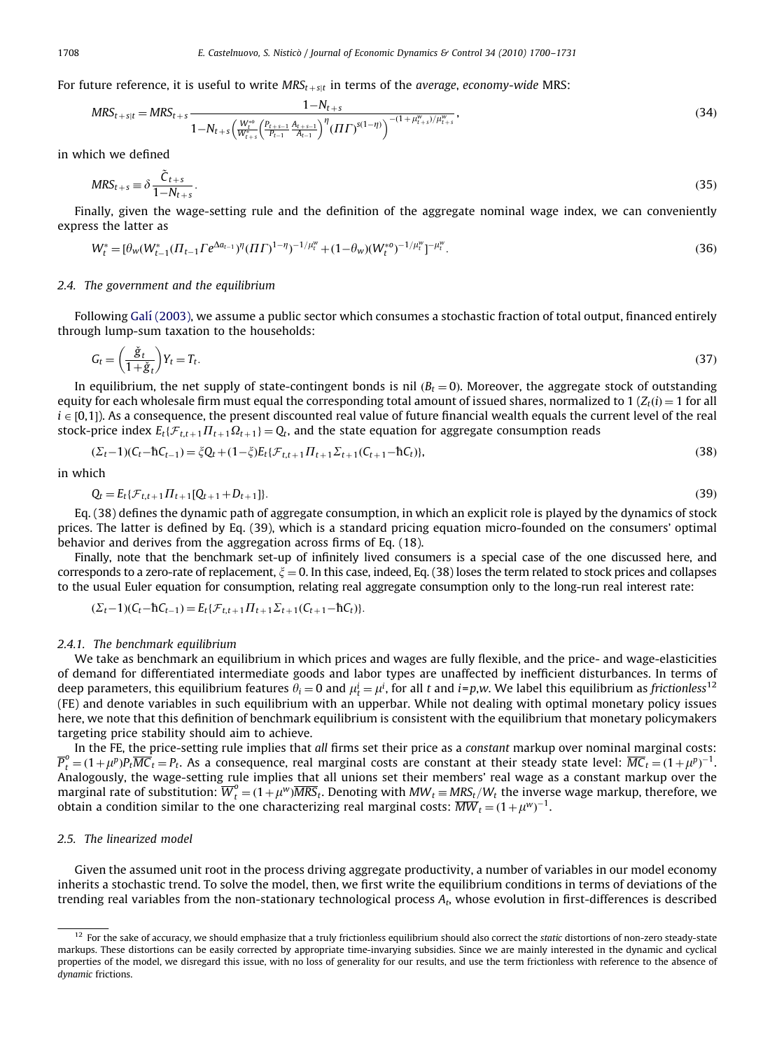For future reference, it is useful to write $MRS_{t+s|t}$ in terms of the *average*, *economy-wide* MRS:

$$MRS_{t+s|t} = MRS_{t+s}\frac{1-N_{t+s}}{1-N_{t+s}\left(\frac{W_t^{*o}}{W_{t+s}^{*}}\left(\frac{P_{t+s-1}}{P_{t-1}}\frac{A_{t+s-1}}{A_{t-1}}\right)^{\eta}(\Pi\Gamma)^{s(1-\eta)}\right)^{-(1+\mu_{t+s}^{w})/\mu_{t+s}^{w}}}, \tag{34}$$

in which we defined

$$MRS_{t+s} \equiv \delta\frac{\tilde{C}_{t+s}}{1-N_{t+s}}. \tag{35}$$

Finally, given the wage-setting rule and the definition of the aggregate nominal wage index, we can conveniently express the latter as

$$W_t^{*} = [\theta_w(W_{t-1}^{*}(\Pi_{t-1}\Gamma e^{\Delta a_{t-1}})^{\eta}(\Pi\Gamma)^{1-\eta})^{-1/\mu_t^w} + (1-\theta_w)(W_t^{*o})^{-1/\mu_t^w}]^{-\mu_t^w}. \tag{36}$$

### 2.4. The government and the equilibrium

Following Galí (2003), we assume a public sector which consumes a stochastic fraction of total output, financed entirely through lump-sum taxation to the households:

$$G_t = \left(\frac{\breve{g}_t}{1+\breve{g}_t}\right)Y_t = T_t. \tag{37}$$

In equilibrium, the net supply of state-contingent bonds is nil ($B_t = 0$). Moreover, the aggregate stock of outstanding equity for each wholesale firm must equal the corresponding total amount of issued shares, normalized to 1 ($Z_t(i) = 1$ for all $i \in [0,1]$). As a consequence, the present discounted real value of future financial wealth equals the current level of the real stock-price index $E_t\{\mathcal{F}_{t,t+1}\Pi_{t+1}\Omega_{t+1}\} = Q_t$, and the state equation for aggregate consumption reads

$$(\Sigma_t - 1)(C_t - \hbar C_{t-1}) = \xi Q_t + (1-\xi)E_t\{\mathcal{F}_{t,t+1}\Pi_{t+1}\Sigma_{t+1}(C_{t+1} - \hbar C_t)\}, \tag{38}$$

in which

$$Q_t = E_t\{\mathcal{F}_{t,t+1}\Pi_{t+1}[Q_{t+1} + D_{t+1}]\}. \tag{39}$$

Eq. (38) defines the dynamic path of aggregate consumption, in which an explicit role is played by the dynamics of stock prices. The latter is defined by Eq. (39), which is a standard pricing equation micro-founded on the consumers' optimal behavior and derives from the aggregation across firms of Eq. (18).

Finally, note that the benchmark set-up of infinitely lived consumers is a special case of the one discussed here, and corresponds to a zero-rate of replacement, $\xi = 0$. In this case, indeed, Eq. (38) loses the term related to stock prices and collapses to the usual Euler equation for consumption, relating real aggregate consumption only to the long-run real interest rate:

$$(\Sigma_t - 1)(C_t - \hbar C_{t-1}) = E_t\{\mathcal{F}_{t,t+1}\Pi_{t+1}\Sigma_{t+1}(C_{t+1} - \hbar C_t)\}.$$

#### 2.4.1. The benchmark equilibrium

We take as benchmark an equilibrium in which prices and wages are fully flexible, and the price- and wage-elasticities of demand for differentiated intermediate goods and labor types are unaffected by inefficient disturbances. In terms of deep parameters, this equilibrium features $\theta_i = 0$ and $\mu_t^i = \mu^i$, for all $t$ and $i$=$p$,$w$. We label this equilibrium as *frictionless*[12] (FE) and denote variables in such equilibrium with an upperbar. While not dealing with optimal monetary policy issues here, we note that this definition of benchmark equilibrium is consistent with the equilibrium that monetary policymakers targeting price stability should aim to achieve.

In the FE, the price-setting rule implies that *all* firms set their price as a *constant* markup over nominal marginal costs: $\overline{P}_t^o = (1+\mu^p)P_t\overline{MC}_t = P_t$. As a consequence, real marginal costs are constant at their steady state level: $\overline{MC}_t = (1+\mu^p)^{-1}$. Analogously, the wage-setting rule implies that all unions set their members' real wage as a constant markup over the marginal rate of substitution: $\overline{W}_t^o = (1+\mu^w)\overline{MRS}_t$. Denoting with $MW_t \equiv MRS_t/W_t$ the inverse wage markup, therefore, we obtain a condition similar to the one characterizing real marginal costs: $\overline{MW}_t = (1+\mu^w)^{-1}$.

### 2.5. The linearized model

Given the assumed unit root in the process driving aggregate productivity, a number of variables in our model economy inherits a stochastic trend. To solve the model, then, we first write the equilibrium conditions in terms of deviations of the trending real variables from the non-stationary technological process $A_t$, whose evolution in first-differences is described

---

[12] For the sake of accuracy, we should emphasize that a truly frictionless equilibrium should also correct the *static* distortions of non-zero steady-state markups. These distortions can be easily corrected by appropriate time-invariying subsidies. Since we are mainly interested in the dynamic and cyclical properties of the model, we disregard this issue, with no loss of generality for our results, and use the term frictionless with reference to the absence of *dynamic* frictions.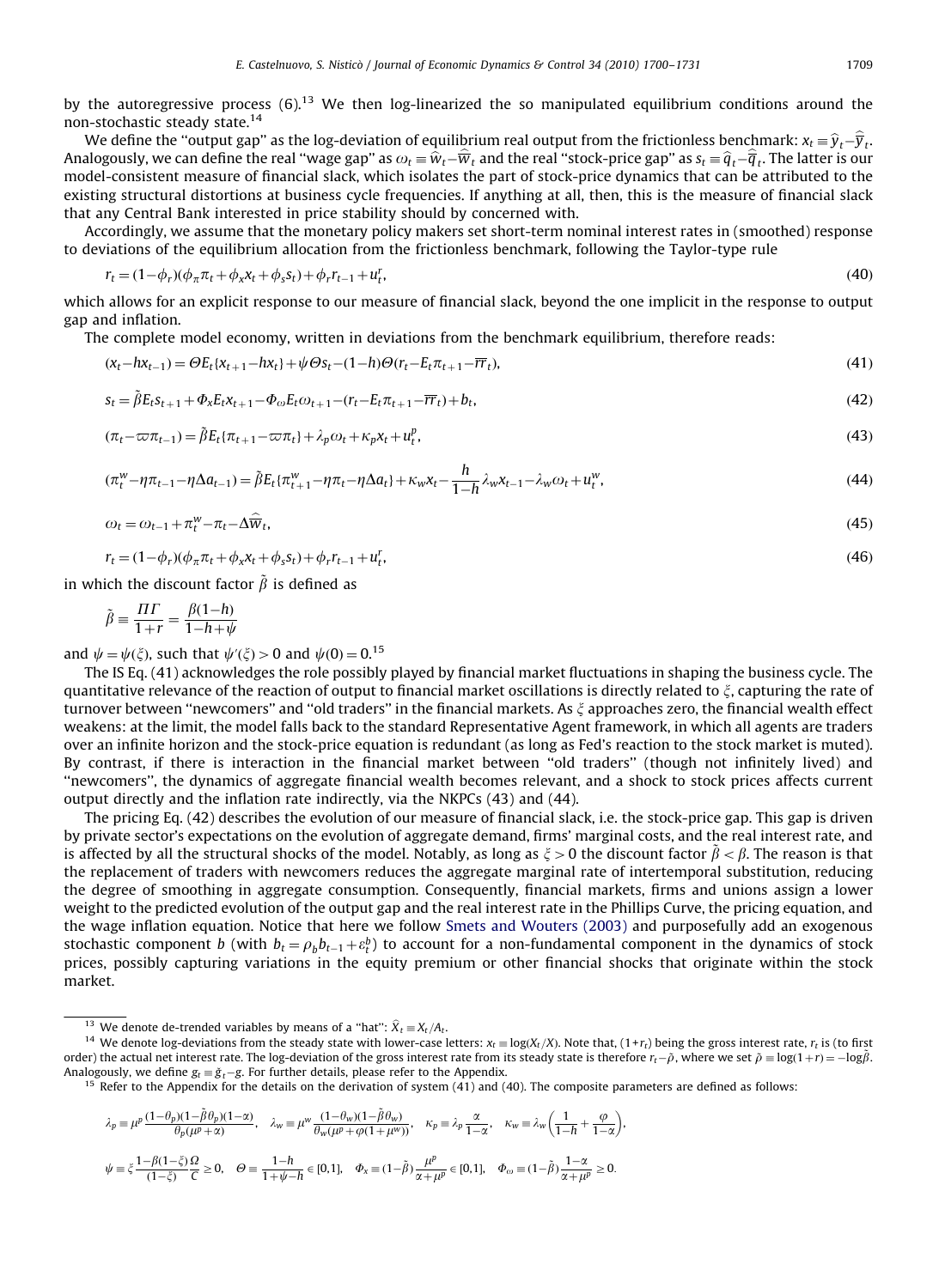by the autoregressive process (6).[13] We then log-linearized the so manipulated equilibrium conditions around the non-stochastic steady state.[14]

We define the "output gap" as the log-deviation of equilibrium real output from the frictionless benchmark: $x_t \equiv \widehat{y}_t - \widehat{\overline{y}}_t$. Analogously, we can define the real "wage gap" as $\omega_t \equiv \widehat{w}_t - \widehat{\overline{w}}_t$ and the real "stock-price gap" as $s_t \equiv \widehat{q}_t - \widehat{\overline{q}}_t$. The latter is our model-consistent measure of financial slack, which isolates the part of stock-price dynamics that can be attributed to the existing structural distortions at business cycle frequencies. If anything at all, then, this is the measure of financial slack that any Central Bank interested in price stability should by concerned with.

Accordingly, we assume that the monetary policy makers set short-term nominal interest rates in (smoothed) response to deviations of the equilibrium allocation from the frictionless benchmark, following the Taylor-type rule

$$r_t = (1-\phi_r)(\phi_\pi \pi_t + \phi_x x_t + \phi_s s_t) + \phi_r r_{t-1} + u_t^r, \tag{40}$$

which allows for an explicit response to our measure of financial slack, beyond the one implicit in the response to output gap and inflation.

The complete model economy, written in deviations from the benchmark equilibrium, therefore reads:

$$(x_t - hx_{t-1}) = \Theta E_t\{x_{t+1} - hx_t\} + \psi\Theta s_t - (1-h)\Theta(r_t - E_t\pi_{t+1} - \overline{rr}_t), \tag{41}$$

$$s_t = \tilde{\beta} E_t s_{t+1} + \Phi_x E_t x_{t+1} - \Phi_\omega E_t \omega_{t+1} - (r_t - E_t \pi_{t+1} - \overline{rr}_t) + b_t, \tag{42}$$

$$(\pi_t - \varpi\pi_{t-1}) = \tilde{\beta} E_t\{\pi_{t+1} - \varpi\pi_t\} + \lambda_p \omega_t + \kappa_p x_t + u_t^p, \tag{43}$$

$$(\pi_t^w - \eta\pi_{t-1} - \eta\Delta a_{t-1}) = \tilde{\beta} E_t\{\pi_{t+1}^w - \eta\pi_t - \eta\Delta a_t\} + \kappa_w x_t - \frac{h}{1-h}\lambda_w x_{t-1} - \lambda_w \omega_t + u_t^w, \tag{44}$$

$$\omega_t = \omega_{t-1} + \pi_t^w - \pi_t - \Delta\widehat{\overline{w}}_t, \tag{45}$$

$$r_t = (1-\phi_r)(\phi_\pi \pi_t + \phi_x x_t + \phi_s s_t) + \phi_r r_{t-1} + u_t^r, \tag{46}$$

in which the discount factor $\tilde{\beta}$ is defined as

$$\tilde{\beta} \equiv \frac{\Pi\Gamma}{1+r} = \frac{\beta(1-h)}{1-h+\psi}$$

and $\psi = \psi(\xi)$, such that $\psi'(\xi) > 0$ and $\psi(0) = 0$.[15]

The IS Eq. (41) acknowledges the role possibly played by financial market fluctuations in shaping the business cycle. The quantitative relevance of the reaction of output to financial market oscillations is directly related to $\xi$, capturing the rate of turnover between "newcomers" and "old traders" in the financial markets. As $\xi$ approaches zero, the financial wealth effect weakens: at the limit, the model falls back to the standard Representative Agent framework, in which all agents are traders over an infinite horizon and the stock-price equation is redundant (as long as Fed's reaction to the stock market is muted). By contrast, if there is interaction in the financial market between "old traders" (though not infinitely lived) and "newcomers", the dynamics of aggregate financial wealth becomes relevant, and a shock to stock prices affects current output directly and the inflation rate indirectly, via the NKPCs (43) and (44).

The pricing Eq. (42) describes the evolution of our measure of financial slack, i.e. the stock-price gap. This gap is driven by private sector's expectations on the evolution of aggregate demand, firms' marginal costs, and the real interest rate, and is affected by all the structural shocks of the model. Notably, as long as $\xi > 0$ the discount factor $\tilde{\beta} < \beta$. The reason is that the replacement of traders with newcomers reduces the aggregate marginal rate of intertemporal substitution, reducing the degree of smoothing in aggregate consumption. Consequently, financial markets, firms and unions assign a lower weight to the predicted evolution of the output gap and the real interest rate in the Phillips Curve, the pricing equation, and the wage inflation equation. Notice that here we follow Smets and Wouters (2003) and purposefully add an exogenous stochastic component $b$ (with $b_t = \rho_b b_{t-1} + \varepsilon_t^b$) to account for a non-fundamental component in the dynamics of stock prices, possibly capturing variations in the equity premium or other financial shocks that originate within the stock market.

---

[13] We denote de-trended variables by means of a "hat": $\widehat{X}_t \equiv X_t / A_t$.

[14] We denote log-deviations from the steady state with lower-case letters: $x_t \equiv \log(X_t/X)$. Note that, $(1+r_t)$ being the gross interest rate, $r_t$ is (to first order) the actual net interest rate. The log-deviation of the gross interest rate from its steady state is therefore $r_t - \tilde{\rho}$, where we set $\tilde{\rho} \equiv \log(1+r) = -\log\tilde{\beta}$. Analogously, we define $g_t \equiv \tilde{g}_t - g$. For further details, please refer to the Appendix.

[15] Refer to the Appendix for the details on the derivation of system (41) and (40). The composite parameters are defined as follows:

$$\lambda_p \equiv \mu^p \frac{(1-\theta_p)(1-\tilde{\beta}\theta_p)(1-\alpha)}{\theta_p(\mu^p+\alpha)}, \quad \lambda_w \equiv \mu^w \frac{(1-\theta_w)(1-\tilde{\beta}\theta_w)}{\theta_w(\mu^p+\varphi(1+\mu^w))}, \quad \kappa_p \equiv \lambda_p \frac{\alpha}{1-\alpha}, \quad \kappa_w \equiv \lambda_w\left(\frac{1}{1-h} + \frac{\varphi}{1-\alpha}\right),$$

$$\psi \equiv \xi \frac{1-\beta(1-\xi)}{(1-\xi)} \frac{\Omega}{C} \geq 0, \quad \Theta \equiv \frac{1-h}{1+\psi-h} \in [0,1], \quad \Phi_x \equiv (1-\tilde{\beta})\frac{\mu^p}{\alpha+\mu^p} \in [0,1], \quad \Phi_\omega \equiv (1-\tilde{\beta})\frac{1-\alpha}{\alpha+\mu^p} \geq 0.$$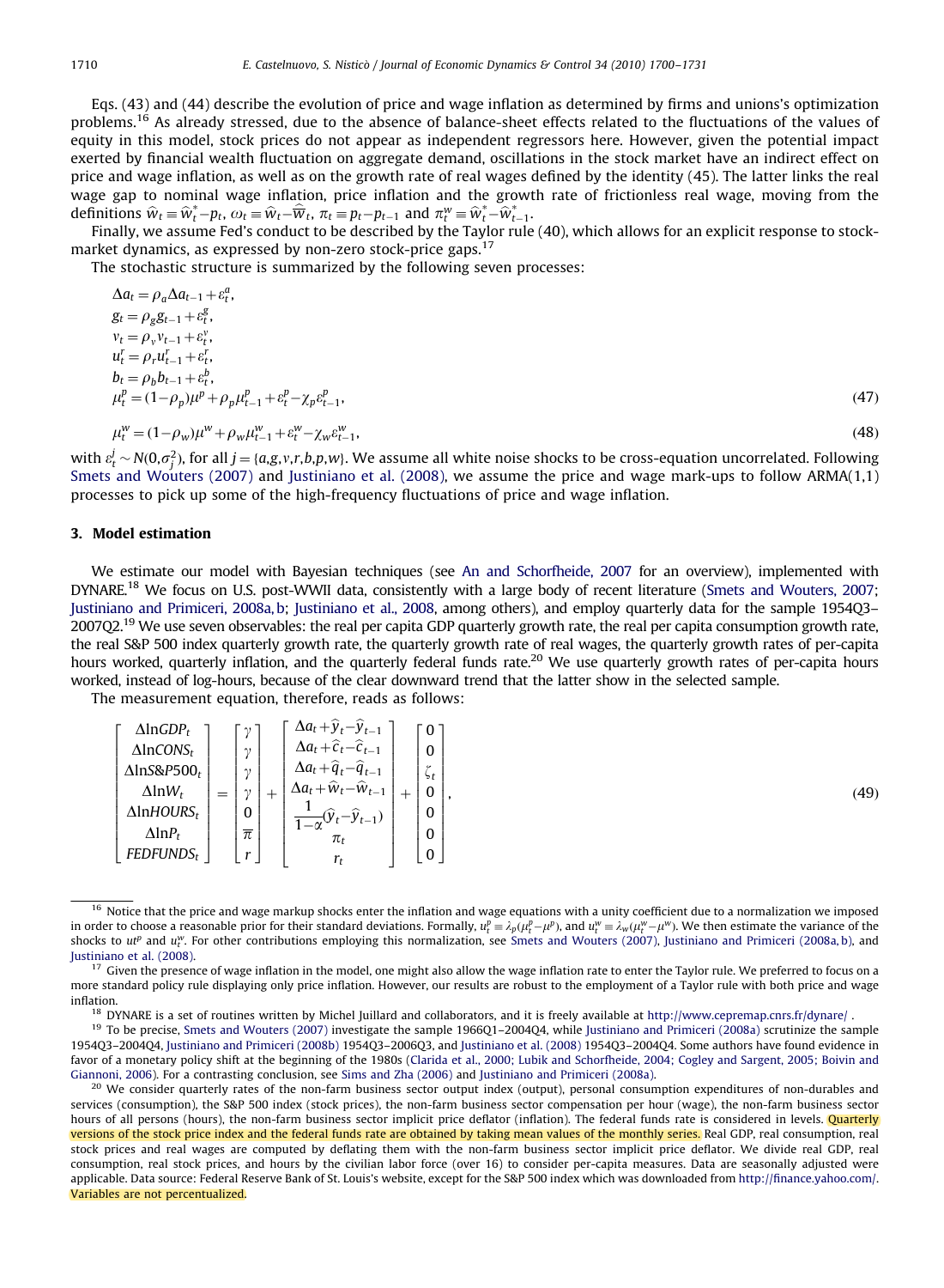Eqs. (43) and (44) describe the evolution of price and wage inflation as determined by firms and unions's optimization problems.[16] As already stressed, due to the absence of balance-sheet effects related to the fluctuations of the values of equity in this model, stock prices do not appear as independent regressors here. However, given the potential impact exerted by financial wealth fluctuation on aggregate demand, oscillations in the stock market have an indirect effect on price and wage inflation, as well as on the growth rate of real wages defined by the identity (45). The latter links the real wage gap to nominal wage inflation, price inflation and the growth rate of frictionless real wage, moving from the definitions $\widehat{w}_t \equiv \widehat{w}_t^* - p_t$, $\omega_t \equiv \widehat{w}_t - \widehat{\overline{w}}_t$, $\pi_t \equiv p_t - p_{t-1}$ and $\pi_t^w \equiv \widehat{w}_t^* - \widehat{w}_{t-1}^*$.

Finally, we assume Fed's conduct to be described by the Taylor rule (40), which allows for an explicit response to stock-market dynamics, as expressed by non-zero stock-price gaps.[17]

The stochastic structure is summarized by the following seven processes:

$$\Delta a_t = \rho_a \Delta a_{t-1} + \varepsilon_t^a,$$
$$g_t = \rho_g g_{t-1} + \varepsilon_t^g,$$
$$v_t = \rho_v v_{t-1} + \varepsilon_t^v,$$
$$u_t^r = \rho_r u_{t-1}^r + \varepsilon_t^r,$$
$$b_t = \rho_b b_{t-1} + \varepsilon_t^b,$$
$$\mu_t^p = (1-\rho_p)\mu^p + \rho_p \mu_{t-1}^p + \varepsilon_t^p - \chi_p \varepsilon_{t-1}^p, \tag{47}$$

$$\mu_t^w = (1-\rho_w)\mu^w + \rho_w \mu_{t-1}^w + \varepsilon_t^w - \chi_w \varepsilon_{t-1}^w, \tag{48}$$

with $\varepsilon_t^j \sim N(0, \sigma_j^2)$, for all $j = \{a, g, v, r, b, p, w\}$. We assume all white noise shocks to be cross-equation uncorrelated. Following Smets and Wouters (2007) and Justiniano et al. (2008), we assume the price and wage mark-ups to follow ARMA(1,1) processes to pick up some of the high-frequency fluctuations of price and wage inflation.

## 3. Model estimation

We estimate our model with Bayesian techniques (see An and Schorfheide, 2007 for an overview), implemented with DYNARE.[18] We focus on U.S. post-WWII data, consistently with a large body of recent literature (Smets and Wouters, 2007; Justiniano and Primiceri, 2008a, b; Justiniano et al., 2008, among others), and employ quarterly data for the sample 1954Q3–2007Q2.[19] We use seven observables: the real per capita GDP quarterly growth rate, the real per capita consumption growth rate, the real S&P 500 index quarterly growth rate, the quarterly growth rate of real wages, the quarterly growth rates of per-capita hours worked, quarterly inflation, and the quarterly federal funds rate.[20] We use quarterly growth rates of per-capita hours worked, instead of log-hours, because of the clear downward trend that the latter show in the selected sample.

The measurement equation, therefore, reads as follows:

$$\begin{bmatrix} \Delta \ln GDP_t \\ \Delta \ln CONS_t \\ \Delta \ln S\&P500_t \\ \Delta \ln W_t \\ \Delta \ln HOURS_t \\ \Delta \ln P_t \\ FEDFUNDS_t \end{bmatrix} = \begin{bmatrix} \gamma \\ \gamma \\ \gamma \\ \gamma \\ 0 \\ \overline{\pi} \\ r \end{bmatrix} + \begin{bmatrix} \Delta a_t + \widehat{y}_t - \widehat{y}_{t-1} \\ \Delta a_t + \widehat{c}_t - \widehat{c}_{t-1} \\ \Delta a_t + \widehat{q}_t - \widehat{q}_{t-1} \\ \Delta a_t + \widehat{w}_t - \widehat{w}_{t-1} \\ \dfrac{1}{1-\alpha}(\widehat{y}_t - \widehat{y}_{t-1}) \\ \pi_t \\ r_t \end{bmatrix} + \begin{bmatrix} 0 \\ 0 \\ \zeta_t \\ 0 \\ 0 \\ 0 \\ 0 \end{bmatrix}, \tag{49}$$

---

[16] Notice that the price and wage markup shocks enter the inflation and wage equations with a unity coefficient due to a normalization we imposed in order to choose a reasonable prior for their standard deviations. Formally, $u_t^p \equiv \lambda_p(\mu_t^p - \mu^p)$, and $u_t^w \equiv \lambda_w(\mu_t^w - \mu^w)$. We then estimate the variance of the shocks to $ut^p$ and $u_t^w$. For other contributions employing this normalization, see Smets and Wouters (2007), Justiniano and Primiceri (2008a, b), and Justiniano et al. (2008).

[17] Given the presence of wage inflation in the model, one might also allow the wage inflation rate to enter the Taylor rule. We preferred to focus on a more standard policy rule displaying only price inflation. However, our results are robust to the employment of a Taylor rule with both price and wage inflation.

[18] DYNARE is a set of routines written by Michel Juillard and collaborators, and it is freely available at http://www.cepremap.cnrs.fr/dynare/ .

[19] To be precise, Smets and Wouters (2007) investigate the sample 1966Q1–2004Q4, while Justiniano and Primiceri (2008a) scrutinize the sample 1954Q3–2004Q4, Justiniano and Primiceri (2008b) 1954Q3–2006Q3, and Justiniano et al. (2008) 1954Q3–2004Q4. Some authors have found evidence in favor of a monetary policy shift at the beginning of the 1980s (Clarida et al., 2000; Lubik and Schorfheide, 2004; Cogley and Sargent, 2005; Boivin and Giannoni, 2006). For a contrasting conclusion, see Sims and Zha (2006) and Justiniano and Primiceri (2008a).

[20] We consider quarterly rates of the non-farm business sector output index (output), personal consumption expenditures of non-durables and services (consumption), the S&P 500 index (stock prices), the non-farm business sector compensation per hour (wage), the non-farm business sector hours of all persons (hours), the non-farm business sector implicit price deflator (inflation). The federal funds rate is considered in levels. Quarterly versions of the stock price index and the federal funds rate are obtained by taking mean values of the monthly series. Real GDP, real consumption, real stock prices and real wages are computed by deflating them with the non-farm business sector implicit price deflator. We divide real GDP, real consumption, real stock prices, and hours by the civilian labor force (over 16) to consider per-capita measures. Data are seasonally adjusted were applicable. Data source: Federal Reserve Bank of St. Louis's website, except for the S&P 500 index which was downloaded from http://finance.yahoo.com/. Variables are not percentualized.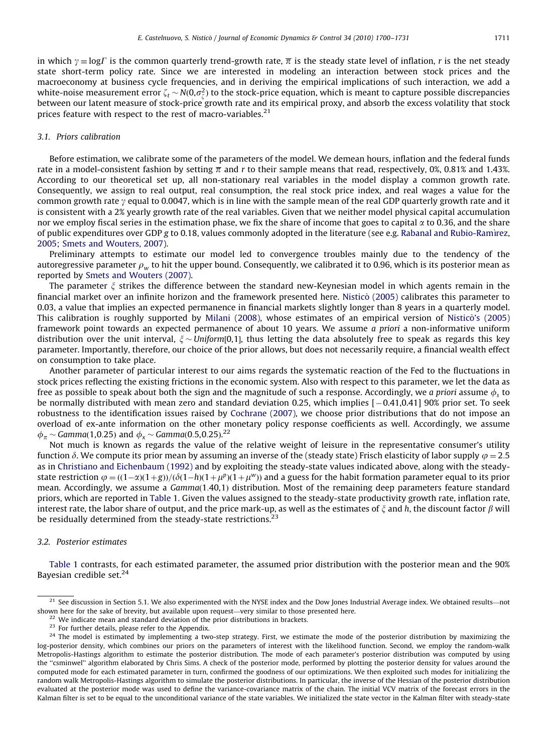in which $\gamma \equiv \log \Gamma$ is the common quarterly trend-growth rate, $\overline{\pi}$ is the steady state level of inflation, $r$ is the net steady state short-term policy rate. Since we are interested in modeling an interaction between stock prices and the macroeconomy at business cycle frequencies, and in deriving the empirical implications of such interaction, we add a white-noise measurement error $\zeta_t \sim N(0,\sigma_\zeta^2)$ to the stock-price equation, which is meant to capture possible discrepancies between our latent measure of stock-price growth rate and its empirical proxy, and absorb the excess volatility that stock prices feature with respect to the rest of macro-variables.[21]

### 3.1. Priors calibration

Before estimation, we calibrate some of the parameters of the model. We demean hours, inflation and the federal funds rate in a model-consistent fashion by setting $\overline{\pi}$ and $r$ to their sample means that read, respectively, 0%, 0.81% and 1.43%. According to our theoretical set up, all non-stationary real variables in the model display a common growth rate. Consequently, we assign to real output, real consumption, the real stock price index, and real wages a value for the common growth rate $\gamma$ equal to 0.0047, which is in line with the sample mean of the real GDP quarterly growth rate and it is consistent with a 2% yearly growth rate of the real variables. Given that we neither model physical capital accumulation nor we employ fiscal series in the estimation phase, we fix the share of income that goes to capital $\alpha$ to 0.36, and the share of public expenditures over GDP $g$ to 0.18, values commonly adopted in the literature (see e.g. Rabanal and Rubio-Ramìrez, 2005; Smets and Wouters, 2007).

Preliminary attempts to estimate our model led to convergence troubles mainly due to the tendency of the autoregressive parameter $\rho_w$ to hit the upper bound. Consequently, we calibrated it to 0.96, which is its posterior mean as reported by Smets and Wouters (2007).

The parameter $\xi$ strikes the difference between the standard new-Keynesian model in which agents remain in the financial market over an infinite horizon and the framework presented here. Nisticò (2005) calibrates this parameter to 0.03, a value that implies an expected permanence in financial markets slightly longer than 8 years in a quarterly model. This calibration is roughly supported by Milani (2008), whose estimates of an empirical version of Nisticò's (2005) framework point towards an expected permanence of about 10 years. We assume *a priori* a non-informative uniform distribution over the unit interval, $\xi \sim Uniform[0,1]$, thus letting the data absolutely free to speak as regards this key parameter. Importantly, therefore, our choice of the prior allows, but does not necessarily require, a financial wealth effect on consumption to take place.

Another parameter of particular interest to our aims regards the systematic reaction of the Fed to the fluctuations in stock prices reflecting the existing frictions in the economic system. Also with respect to this parameter, we let the data as free as possible to speak about both the sign and the magnitude of such a response. Accordingly, we *a priori* assume $\phi_s$ to be normally distributed with mean zero and standard deviation 0.25, which implies $[-0.41,0.41]$ 90% prior set. To seek robustness to the identification issues raised by Cochrane (2007), we choose prior distributions that do not impose an overload of ex-ante information on the other monetary policy response coefficients as well. Accordingly, we assume $\phi_\pi \sim Gamma(1,0.25)$ and $\phi_x \sim Gamma(0.5,0.25)$.[22]

Not much is known as regards the value of the relative weight of leisure in the representative consumer's utility function $\delta$. We compute its prior mean by assuming an inverse of the (steady state) Frisch elasticity of labor supply $\varphi = 2.5$ as in Christiano and Eichenbaum (1992) and by exploiting the steady-state values indicated above, along with the steady-state restriction $\varphi = ((1-\alpha)(1+g))/(\delta(1-h)(1+\mu^p)(1+\mu^w))$ and a guess for the habit formation parameter equal to its prior mean. Accordingly, we assume a $Gamma(1.40,1)$ distribution. Most of the remaining deep parameters feature standard priors, which are reported in Table 1. Given the values assigned to the steady-state productivity growth rate, inflation rate, interest rate, the labor share of output, and the price mark-up, as well as the estimates of $\xi$ and $h$, the discount factor $\beta$ will be residually determined from the steady-state restrictions.[23]

### 3.2. Posterior estimates

Table 1 contrasts, for each estimated parameter, the assumed prior distribution with the posterior mean and the 90% Bayesian credible set.[24]

---

[21] See discussion in Section 5.1. We also experimented with the NYSE index and the Dow Jones Industrial Average index. We obtained results—not shown here for the sake of brevity, but available upon request—very similar to those presented here.

[22] We indicate mean and standard deviation of the prior distributions in brackets.

[23] For further details, please refer to the Appendix.

[24] The model is estimated by implementing a two-step strategy. First, we estimate the mode of the posterior distribution by maximizing the log-posterior density, which combines our priors on the parameters of interest with the likelihood function. Second, we employ the random-walk Metropolis-Hastings algorithm to estimate the posterior distribution. The mode of each parameter's posterior distribution was computed by using the "csminwel" algorithm elaborated by Chris Sims. A check of the posterior mode, performed by plotting the posterior density for values around the computed mode for each estimated parameter in turn, confirmed the goodness of our optimizations. We then exploited such modes for initializing the random walk Metropolis-Hastings algorithm to simulate the posterior distributions. In particular, the inverse of the Hessian of the posterior distribution evaluated at the posterior mode was used to define the variance-covariance matrix of the chain. The initial VCV matrix of the forecast errors in the Kalman filter is set to be equal to the unconditional variance of the state variables. We initialized the state vector in the Kalman filter with steady-state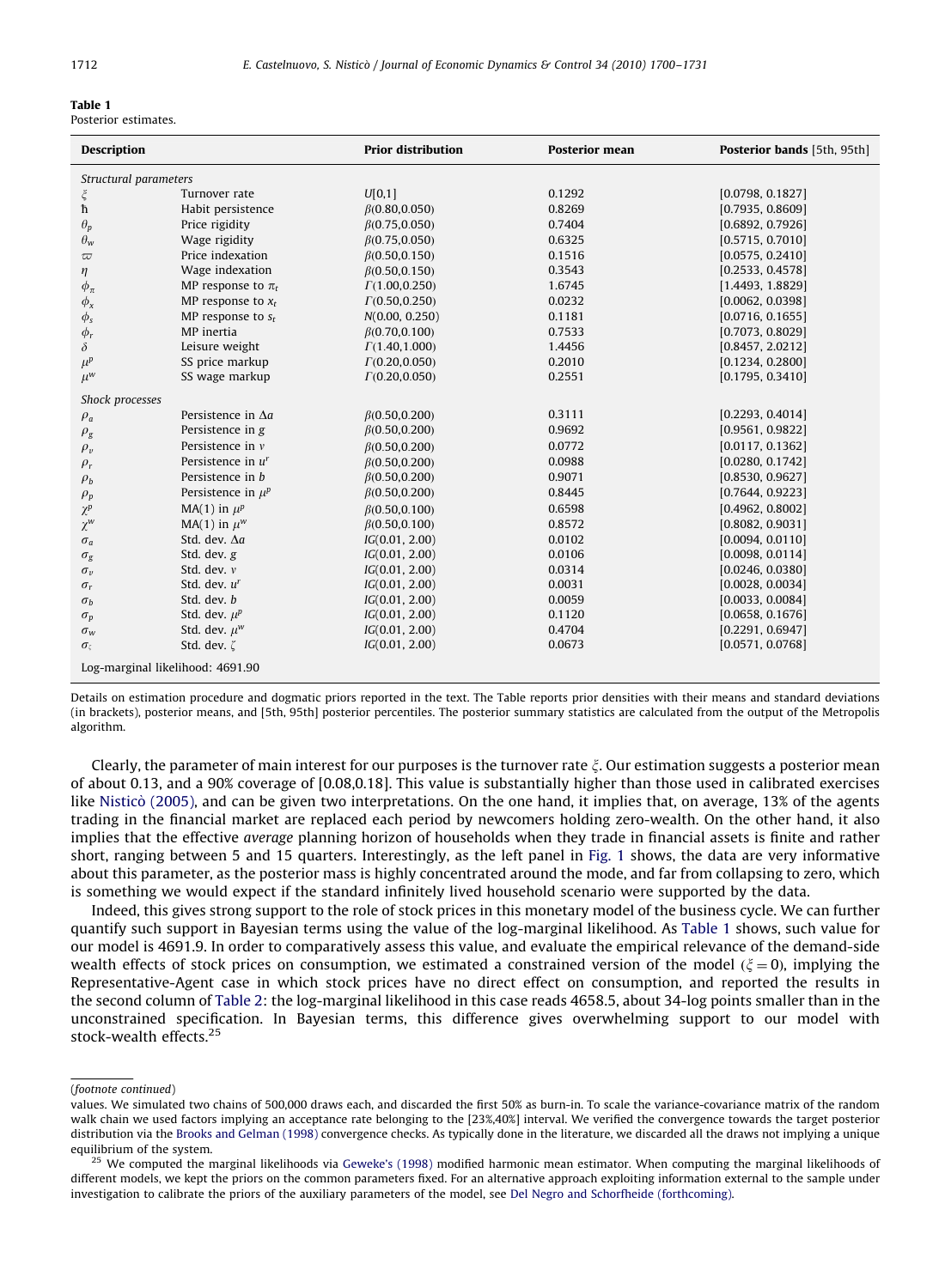**Table 1**
Posterior estimates.

| Description | | Prior distribution | Posterior mean | Posterior bands [5th, 95th] |
|---|---|---|---|---|
| *Structural parameters* | | | | |
| $\xi$ | Turnover rate | $U[0,1]$ | 0.1292 | [0.0798, 0.1827] |
| $\hbar$ | Habit persistence | $\beta(0.80,0.050)$ | 0.8269 | [0.7935, 0.8609] |
| $\theta_p$ | Price rigidity | $\beta(0.75,0.050)$ | 0.7404 | [0.6892, 0.7926] |
| $\theta_w$ | Wage rigidity | $\beta(0.75,0.050)$ | 0.6325 | [0.5715, 0.7010] |
| $\varpi$ | Price indexation | $\beta(0.50,0.150)$ | 0.1516 | [0.0575, 0.2410] |
| $\eta$ | Wage indexation | $\beta(0.50,0.150)$ | 0.3543 | [0.2533, 0.4578] |
| $\phi_\pi$ | MP response to $\pi_t$ | $\Gamma(1.00,0.250)$ | 1.6745 | [1.4493, 1.8829] |
| $\phi_x$ | MP response to $x_t$ | $\Gamma(0.50,0.250)$ | 0.0232 | [0.0062, 0.0398] |
| $\phi_s$ | MP response to $s_t$ | $N(0.00, 0.250)$ | 0.1181 | [0.0716, 0.1655] |
| $\phi_r$ | MP inertia | $\beta(0.70,0.100)$ | 0.7533 | [0.7073, 0.8029] |
| $\delta$ | Leisure weight | $\Gamma(1.40,1.000)$ | 1.4456 | [0.8457, 2.0212] |
| $\mu^p$ | SS price markup | $\Gamma(0.20,0.050)$ | 0.2010 | [0.1234, 0.2800] |
| $\mu^w$ | SS wage markup | $\Gamma(0.20,0.050)$ | 0.2551 | [0.1795, 0.3410] |
| *Shock processes* | | | | |
| $\rho_a$ | Persistence in $\Delta a$ | $\beta(0.50,0.200)$ | 0.3111 | [0.2293, 0.4014] |
| $\rho_g$ | Persistence in $g$ | $\beta(0.50,0.200)$ | 0.9692 | [0.9561, 0.9822] |
| $\rho_v$ | Persistence in $v$ | $\beta(0.50,0.200)$ | 0.0772 | [0.0117, 0.1362] |
| $\rho_r$ | Persistence in $u^r$ | $\beta(0.50,0.200)$ | 0.0988 | [0.0280, 0.1742] |
| $\rho_b$ | Persistence in $b$ | $\beta(0.50,0.200)$ | 0.9071 | [0.8530, 0.9627] |
| $\rho_p$ | Persistence in $\mu^p$ | $\beta(0.50,0.200)$ | 0.8445 | [0.7644, 0.9223] |
| $\chi^p$ | MA(1) in $\mu^p$ | $\beta(0.50,0.100)$ | 0.6598 | [0.4962, 0.8002] |
| $\chi^w$ | MA(1) in $\mu^w$ | $\beta(0.50,0.100)$ | 0.8572 | [0.8082, 0.9031] |
| $\sigma_a$ | Std. dev. $\Delta a$ | $IG(0.01, 2.00)$ | 0.0102 | [0.0094, 0.0110] |
| $\sigma_g$ | Std. dev. $g$ | $IG(0.01, 2.00)$ | 0.0106 | [0.0098, 0.0114] |
| $\sigma_v$ | Std. dev. $v$ | $IG(0.01, 2.00)$ | 0.0314 | [0.0246, 0.0380] |
| $\sigma_r$ | Std. dev. $u^r$ | $IG(0.01, 2.00)$ | 0.0031 | [0.0028, 0.0034] |
| $\sigma_b$ | Std. dev. $b$ | $IG(0.01, 2.00)$ | 0.0059 | [0.0033, 0.0084] |
| $\sigma_p$ | Std. dev. $\mu^p$ | $IG(0.01, 2.00)$ | 0.1120 | [0.0658, 0.1676] |
| $\sigma_w$ | Std. dev. $\mu^w$ | $IG(0.01, 2.00)$ | 0.4704 | [0.2291, 0.6947] |
| $\sigma_\zeta$ | Std. dev. $\zeta$ | $IG(0.01, 2.00)$ | 0.0673 | [0.0571, 0.0768] |
| Log-marginal likelihood: 4691.90 | | | | |

Details on estimation procedure and dogmatic priors reported in the text. The Table reports prior densities with their means and standard deviations (in brackets), posterior means, and [5th, 95th] posterior percentiles. The posterior summary statistics are calculated from the output of the Metropolis algorithm.

Clearly, the parameter of main interest for our purposes is the turnover rate $\xi$. Our estimation suggests a posterior mean of about 0.13, and a 90% coverage of [0.08,0.18]. This value is substantially higher than those used in calibrated exercises like Nisticò (2005), and can be given two interpretations. On the one hand, it implies that, on average, 13% of the agents trading in the financial market are replaced each period by newcomers holding zero-wealth. On the other hand, it also implies that the effective *average* planning horizon of households when they trade in financial assets is finite and rather short, ranging between 5 and 15 quarters. Interestingly, as the left panel in Fig. 1 shows, the data are very informative about this parameter, as the posterior mass is highly concentrated around the mode, and far from collapsing to zero, which is something we would expect if the standard infinitely lived household scenario were supported by the data.

Indeed, this gives strong support to the role of stock prices in this monetary model of the business cycle. We can further quantify such support in Bayesian terms using the value of the log-marginal likelihood. As Table 1 shows, such value for our model is 4691.9. In order to comparatively assess this value, and evaluate the empirical relevance of the demand-side wealth effects of stock prices on consumption, we estimated a constrained version of the model ($\xi = 0$), implying the Representative-Agent case in which stock prices have no direct effect on consumption, and reported the results in the second column of Table 2: the log-marginal likelihood in this case reads 4658.5, about 34-log points smaller than in the unconstrained specification. In Bayesian terms, this difference gives overwhelming support to our model with stock-wealth effects.[25]

(*footnote continued*)

values. We simulated two chains of 500,000 draws each, and discarded the first 50% as burn-in. To scale the variance-covariance matrix of the random walk chain we used factors implying an acceptance rate belonging to the [23%,40%] interval. We verified the convergence towards the target posterior distribution via the Brooks and Gelman (1998) convergence checks. As typically done in the literature, we discarded all the draws not implying a unique equilibrium of the system.

[25] We computed the marginal likelihoods via Geweke's (1998) modified harmonic mean estimator. When computing the marginal likelihoods of different models, we kept the priors on the common parameters fixed. For an alternative approach exploiting information external to the sample under investigation to calibrate the priors of the auxiliary parameters of the model, see Del Negro and Schorfheide (forthcoming).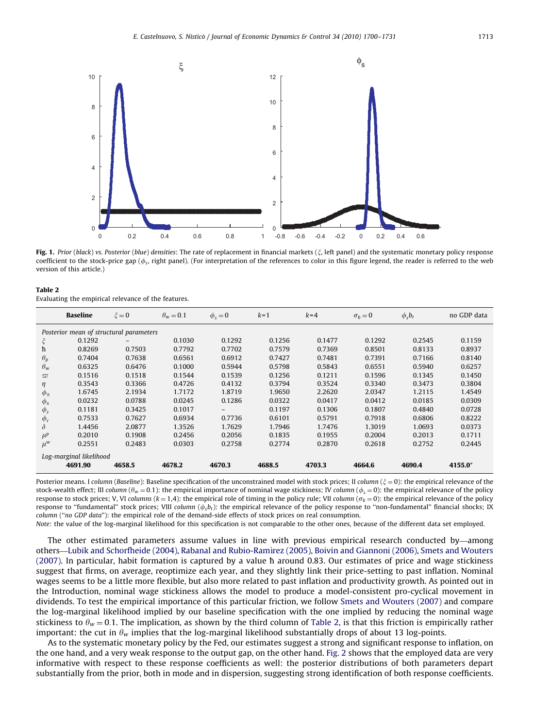**Fig. 1.** *Prior (black) vs. Posterior (blue) densities*: The rate of replacement in financial markets ($\xi$, left panel) and the systematic monetary policy response coefficient to the stock-price gap ($\phi_s$, right panel). (For interpretation of the references to color in this figure legend, the reader is referred to the web version of this article.)

**Table 2**
Evaluating the empirical relevance of the features.

| | **Baseline** | $\xi=0$ | $\theta_w=0.1$ | $\phi_s=0$ | $k=1$ | $k=4$ | $\sigma_b=0$ | $\phi_s b_t$ | no GDP data |
|---|---|---|---|---|---|---|---|---|---|
| *Posterior mean of structural parameters* | | | | | | | | | |
| $\xi$ | 0.1292 | – | 0.1030 | 0.1292 | 0.1256 | 0.1477 | 0.1292 | 0.2545 | 0.1159 |
| $\hbar$ | 0.8269 | 0.7503 | 0.7792 | 0.7702 | 0.7579 | 0.7369 | 0.8501 | 0.8133 | 0.8937 |
| $\theta_p$ | 0.7404 | 0.7638 | 0.6561 | 0.6912 | 0.7427 | 0.7481 | 0.7391 | 0.7166 | 0.8140 |
| $\theta_w$ | 0.6325 | 0.6476 | 0.1000 | 0.5944 | 0.5798 | 0.5843 | 0.6551 | 0.5940 | 0.6257 |
| $\varpi$ | 0.1516 | 0.1518 | 0.1544 | 0.1539 | 0.1256 | 0.1211 | 0.1596 | 0.1345 | 0.1450 |
| $\eta$ | 0.3543 | 0.3366 | 0.4726 | 0.4132 | 0.3794 | 0.3524 | 0.3340 | 0.3473 | 0.3804 |
| $\phi_\pi$ | 1.6745 | 2.1934 | 1.7172 | 1.8719 | 1.9650 | 2.2620 | 2.0347 | 1.2115 | 1.4549 |
| $\phi_x$ | 0.0232 | 0.0788 | 0.0245 | 0.1286 | 0.0322 | 0.0417 | 0.0412 | 0.0185 | 0.0309 |
| $\phi_s$ | 0.1181 | 0.3425 | 0.1017 | – | 0.1197 | 0.1306 | 0.1807 | 0.4840 | 0.0728 |
| $\phi_r$ | 0.7533 | 0.7627 | 0.6934 | 0.7736 | 0.6101 | 0.5791 | 0.7918 | 0.6806 | 0.8222 |
| $\delta$ | 1.4456 | 2.0877 | 1.3526 | 1.7629 | 1.7946 | 1.7476 | 1.3019 | 1.0693 | 0.0373 |
| $\mu^p$ | 0.2010 | 0.1908 | 0.2456 | 0.2056 | 0.1835 | 0.1955 | 0.2004 | 0.2013 | 0.1711 |
| $\mu^w$ | 0.2551 | 0.2483 | 0.0303 | 0.2758 | 0.2774 | 0.2870 | 0.2618 | 0.2752 | 0.2445 |
| *Log-marginal likelihood* | | | | | | | | | |
| | **4691.90** | **4658.5** | **4678.2** | **4670.3** | **4688.5** | **4703.3** | **4664.6** | **4690.4** | **4155.0*** |

Posterior means. I *column* (*Baseline*): Baseline specification of the unconstrained model with stock prices; II *column* ($\xi=0$): the empirical relevance of the stock-wealth effect; III *column* ($\theta_w=0.1$): the empirical importance of nominal wage stickiness; IV *column* ($\phi_s=0$): the empirical relevance of the policy response to stock prices; V, VI *columns* ($k=1,4$): the empirical role of timing in the policy rule; VII *column* ($\sigma_b=0$): the empirical relevance of the policy response to "fundamental" stock prices; VIII *column* ($\phi_s b_t$): the empirical relevance of the policy response to "non-fundamental" financial shocks; IX *column* ("*no GDP data*"): the empirical role of the demand-side effects of stock prices on real consumption.

*Note*: the value of the log-marginal likelihood for this specification is not comparable to the other ones, because of the different data set employed.

The other estimated parameters assume values in line with previous empirical research conducted by—among others—Lubik and Schorfheide (2004), Rabanal and Rubio-Ramìrez (2005), Boivin and Giannoni (2006), Smets and Wouters (2007). In particular, habit formation is captured by a value $\hbar$ around 0.83. Our estimates of price and wage stickiness suggest that firms, on average, reoptimize each year, and they slightly link their price-setting to past inflation. Nominal wages seems to be a little more flexible, but also more related to past inflation and productivity growth. As pointed out in the Introduction, nominal wage stickiness allows the model to produce a model-consistent pro-cyclical movement in dividends. To test the empirical importance of this particular friction, we follow Smets and Wouters (2007) and compare the log-marginal likelihood implied by our baseline specification with the one implied by reducing the nominal wage stickiness to $\theta_w=0.1$. The implication, as shown by the third column of Table 2, is that this friction is empirically rather important: the cut in $\theta_w$ implies that the log-marginal likelihood substantially drops of about 13 log-points.

As to the systematic monetary policy by the Fed, our estimates suggest a strong and significant response to inflation, on the one hand, and a very weak response to the output gap, on the other hand. Fig. 2 shows that the employed data are very informative with respect to these response coefficients as well: the posterior distributions of both parameters depart substantially from the prior, both in mode and in dispersion, suggesting strong identification of both response coefficients.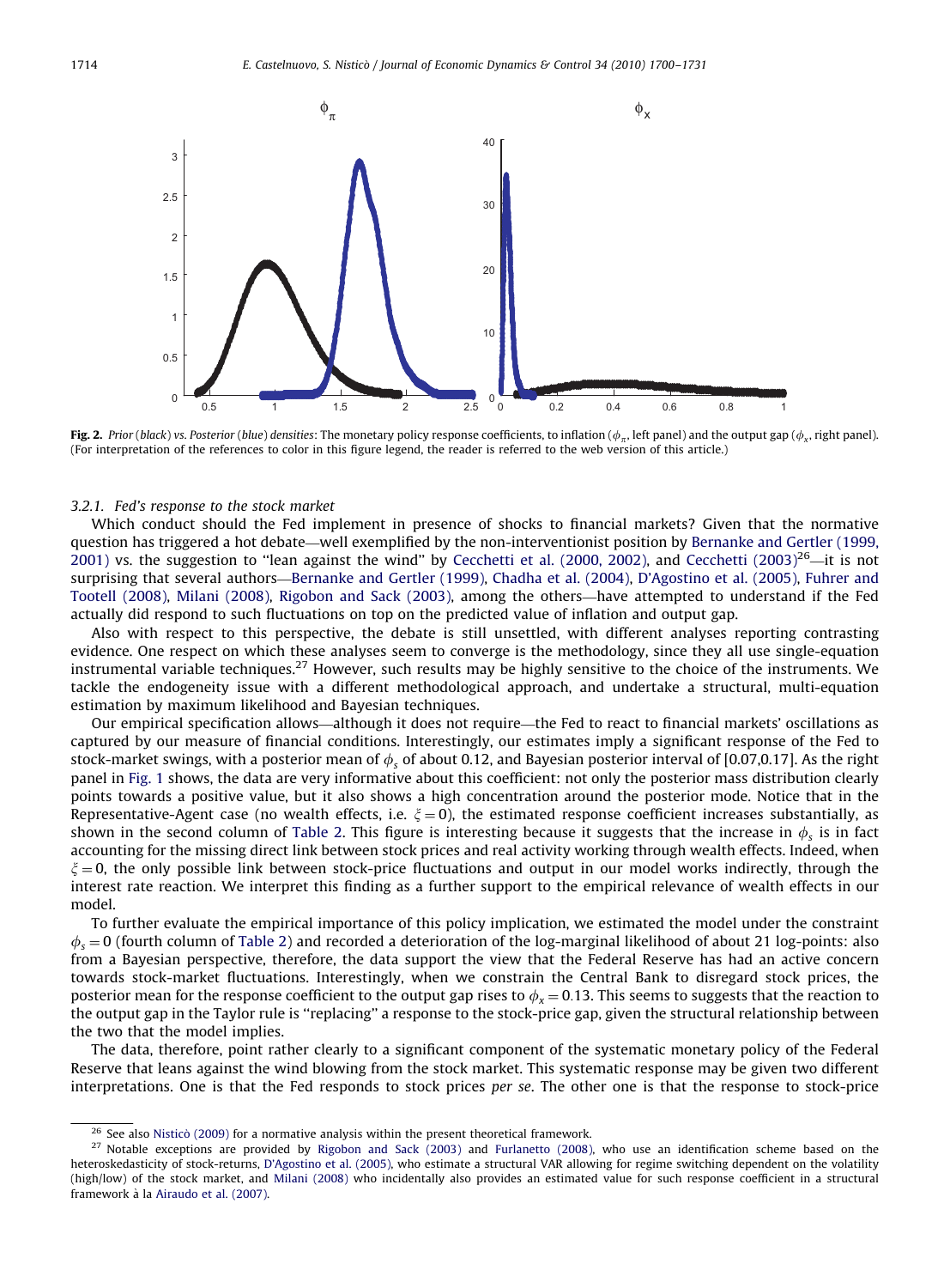**Fig. 2.** *Prior* (*black*) *vs. Posterior* (*blue*) *densities*: The monetary policy response coefficients, to inflation ($\phi_\pi$, left panel) and the output gap ($\phi_x$, right panel). (For interpretation of the references to color in this figure legend, the reader is referred to the web version of this article.)

### 3.2.1. Fed's response to the stock market

Which conduct should the Fed implement in presence of shocks to financial markets? Given that the normative question has triggered a hot debate—well exemplified by the non-interventionist position by Bernanke and Gertler (1999, 2001) vs. the suggestion to "lean against the wind" by Cecchetti et al. (2000, 2002), and Cecchetti (2003)[26]—it is not surprising that several authors—Bernanke and Gertler (1999), Chadha et al. (2004), D'Agostino et al. (2005), Fuhrer and Tootell (2008), Milani (2008), Rigobon and Sack (2003), among the others—have attempted to understand if the Fed actually did respond to such fluctuations on top on the predicted value of inflation and output gap.

Also with respect to this perspective, the debate is still unsettled, with different analyses reporting contrasting evidence. One respect on which these analyses seem to converge is the methodology, since they all use single-equation instrumental variable techniques.[27] However, such results may be highly sensitive to the choice of the instruments. We tackle the endogeneity issue with a different methodological approach, and undertake a structural, multi-equation estimation by maximum likelihood and Bayesian techniques.

Our empirical specification allows—although it does not require—the Fed to react to financial markets' oscillations as captured by our measure of financial conditions. Interestingly, our estimates imply a significant response of the Fed to stock-market swings, with a posterior mean of $\phi_s$ of about 0.12, and Bayesian posterior interval of [0.07,0.17]. As the right panel in Fig. 1 shows, the data are very informative about this coefficient: not only the posterior mass distribution clearly points towards a positive value, but it also shows a high concentration around the posterior mode. Notice that in the Representative-Agent case (no wealth effects, i.e. $\xi = 0$), the estimated response coefficient increases substantially, as shown in the second column of Table 2. This figure is interesting because it suggests that the increase in $\phi_s$ is in fact accounting for the missing direct link between stock prices and real activity working through wealth effects. Indeed, when $\xi = 0$, the only possible link between stock-price fluctuations and output in our model works indirectly, through the interest rate reaction. We interpret this finding as a further support to the empirical relevance of wealth effects in our model.

To further evaluate the empirical importance of this policy implication, we estimated the model under the constraint $\phi_s = 0$ (fourth column of Table 2) and recorded a deterioration of the log-marginal likelihood of about 21 log-points: also from a Bayesian perspective, therefore, the data support the view that the Federal Reserve has had an active concern towards stock-market fluctuations. Interestingly, when we constrain the Central Bank to disregard stock prices, the posterior mean for the response coefficient to the output gap rises to $\phi_x = 0.13$. This seems to suggests that the reaction to the output gap in the Taylor rule is "replacing" a response to the stock-price gap, given the structural relationship between the two that the model implies.

The data, therefore, point rather clearly to a significant component of the systematic monetary policy of the Federal Reserve that leans against the wind blowing from the stock market. This systematic response may be given two different interpretations. One is that the Fed responds to stock prices *per se*. The other one is that the response to stock-price

---

[26] See also Nisticò (2009) for a normative analysis within the present theoretical framework.

[27] Notable exceptions are provided by Rigobon and Sack (2003) and Furlanetto (2008), who use an identification scheme based on the heteroskedasticity of stock-returns, D'Agostino et al. (2005), who estimate a structural VAR allowing for regime switching dependent on the volatility (high/low) of the stock market, and Milani (2008) who incidentally also provides an estimated value for such response coefficient in a structural framework à la Airaudo et al. (2007).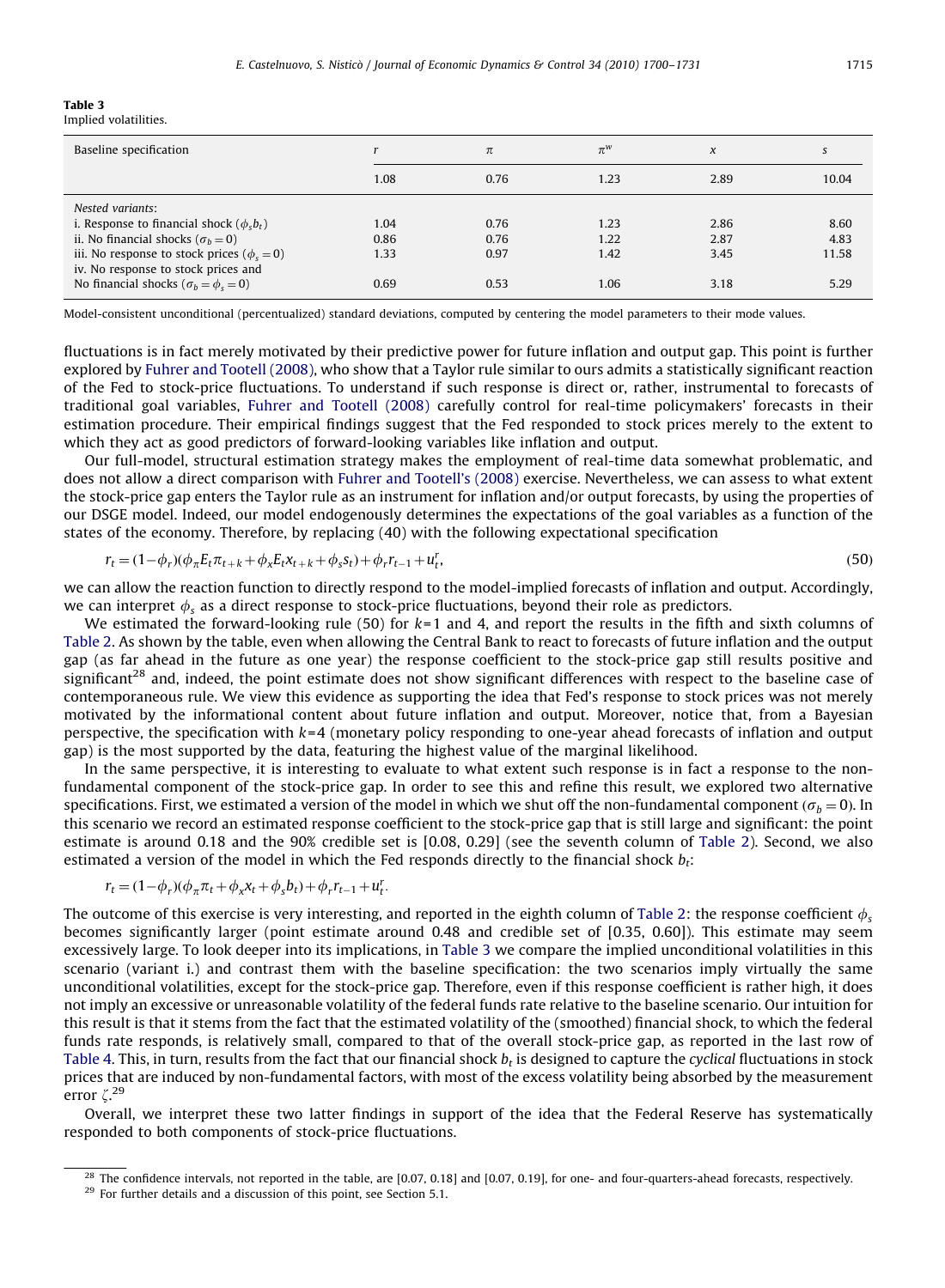**Table 3**
Implied volatilities.

| Baseline specification | $r$ | $\pi$ | $\pi^w$ | $x$ | $s$ |
|---|---|---|---|---|---|
| | 1.08 | 0.76 | 1.23 | 2.89 | 10.04 |
| *Nested variants*: | | | | | |
| i. Response to financial shock ($\phi_s b_t$) | 1.04 | 0.76 | 1.23 | 2.86 | 8.60 |
| ii. No financial shocks ($\sigma_b = 0$) | 0.86 | 0.76 | 1.22 | 2.87 | 4.83 |
| iii. No response to stock prices ($\phi_s = 0$) | 1.33 | 0.97 | 1.42 | 3.45 | 11.58 |
| iv. No response to stock prices and No financial shocks ($\sigma_b = \phi_s = 0$) | 0.69 | 0.53 | 1.06 | 3.18 | 5.29 |

Model-consistent unconditional (percentualized) standard deviations, computed by centering the model parameters to their mode values.

fluctuations is in fact merely motivated by their predictive power for future inflation and output gap. This point is further explored by Fuhrer and Tootell (2008), who show that a Taylor rule similar to ours admits a statistically significant reaction of the Fed to stock-price fluctuations. To understand if such response is direct or, rather, instrumental to forecasts of traditional goal variables, Fuhrer and Tootell (2008) carefully control for real-time policymakers' forecasts in their estimation procedure. Their empirical findings suggest that the Fed responded to stock prices merely to the extent to which they act as good predictors of forward-looking variables like inflation and output.

Our full-model, structural estimation strategy makes the employment of real-time data somewhat problematic, and does not allow a direct comparison with Fuhrer and Tootell's (2008) exercise. Nevertheless, we can assess to what extent the stock-price gap enters the Taylor rule as an instrument for inflation and/or output forecasts, by using the properties of our DSGE model. Indeed, our model endogenously determines the expectations of the goal variables as a function of the states of the economy. Therefore, by replacing (40) with the following expectational specification

$$r_t = (1-\phi_r)(\phi_\pi E_t \pi_{t+k} + \phi_x E_t x_{t+k} + \phi_s s_t) + \phi_r r_{t-1} + u_t^r, \tag{50}$$

we can allow the reaction function to directly respond to the model-implied forecasts of inflation and output. Accordingly, we can interpret $\phi_s$ as a direct response to stock-price fluctuations, beyond their role as predictors.

We estimated the forward-looking rule (50) for $k=1$ and 4, and report the results in the fifth and sixth columns of Table 2. As shown by the table, even when allowing the Central Bank to react to forecasts of future inflation and the output gap (as far ahead in the future as one year) the response coefficient to the stock-price gap still results positive and significant[28] and, indeed, the point estimate does not show significant differences with respect to the baseline case of contemporaneous rule. We view this evidence as supporting the idea that Fed's response to stock prices was not merely motivated by the informational content about future inflation and output. Moreover, notice that, from a Bayesian perspective, the specification with $k=4$ (monetary policy responding to one-year ahead forecasts of inflation and output gap) is the most supported by the data, featuring the highest value of the marginal likelihood.

In the same perspective, it is interesting to evaluate to what extent such response is in fact a response to the non-fundamental component of the stock-price gap. In order to see this and refine this result, we explored two alternative specifications. First, we estimated a version of the model in which we shut off the non-fundamental component ($\sigma_b = 0$). In this scenario we record an estimated response coefficient to the stock-price gap that is still large and significant: the point estimate is around 0.18 and the 90% credible set is [0.08, 0.29] (see the seventh column of Table 2). Second, we also estimated a version of the model in which the Fed responds directly to the financial shock $b_t$:

$$r_t = (1-\phi_r)(\phi_\pi \pi_t + \phi_x x_t + \phi_s b_t) + \phi_r r_{t-1} + u_t^r.$$

The outcome of this exercise is very interesting, and reported in the eighth column of Table 2: the response coefficient $\phi_s$ becomes significantly larger (point estimate around 0.48 and credible set of [0.35, 0.60]). This estimate may seem excessively large. To look deeper into its implications, in Table 3 we compare the implied unconditional volatilities in this scenario (variant i.) and contrast them with the baseline specification: the two scenarios imply virtually the same unconditional volatilities, except for the stock-price gap. Therefore, even if this response coefficient is rather high, it does not imply an excessive or unreasonable volatility of the federal funds rate relative to the baseline scenario. Our intuition for this result is that it stems from the fact that the estimated volatility of the (smoothed) financial shock, to which the federal funds rate responds, is relatively small, compared to that of the overall stock-price gap, as reported in the last row of Table 4. This, in turn, results from the fact that our financial shock $b_t$ is designed to capture the *cyclical* fluctuations in stock prices that are induced by non-fundamental factors, with most of the excess volatility being absorbed by the measurement error $\zeta$.[29]

Overall, we interpret these two latter findings in support of the idea that the Federal Reserve has systematically responded to both components of stock-price fluctuations.

[28] The confidence intervals, not reported in the table, are [0.07, 0.18] and [0.07, 0.19], for one- and four-quarters-ahead forecasts, respectively.

[29] For further details and a discussion of this point, see Section 5.1.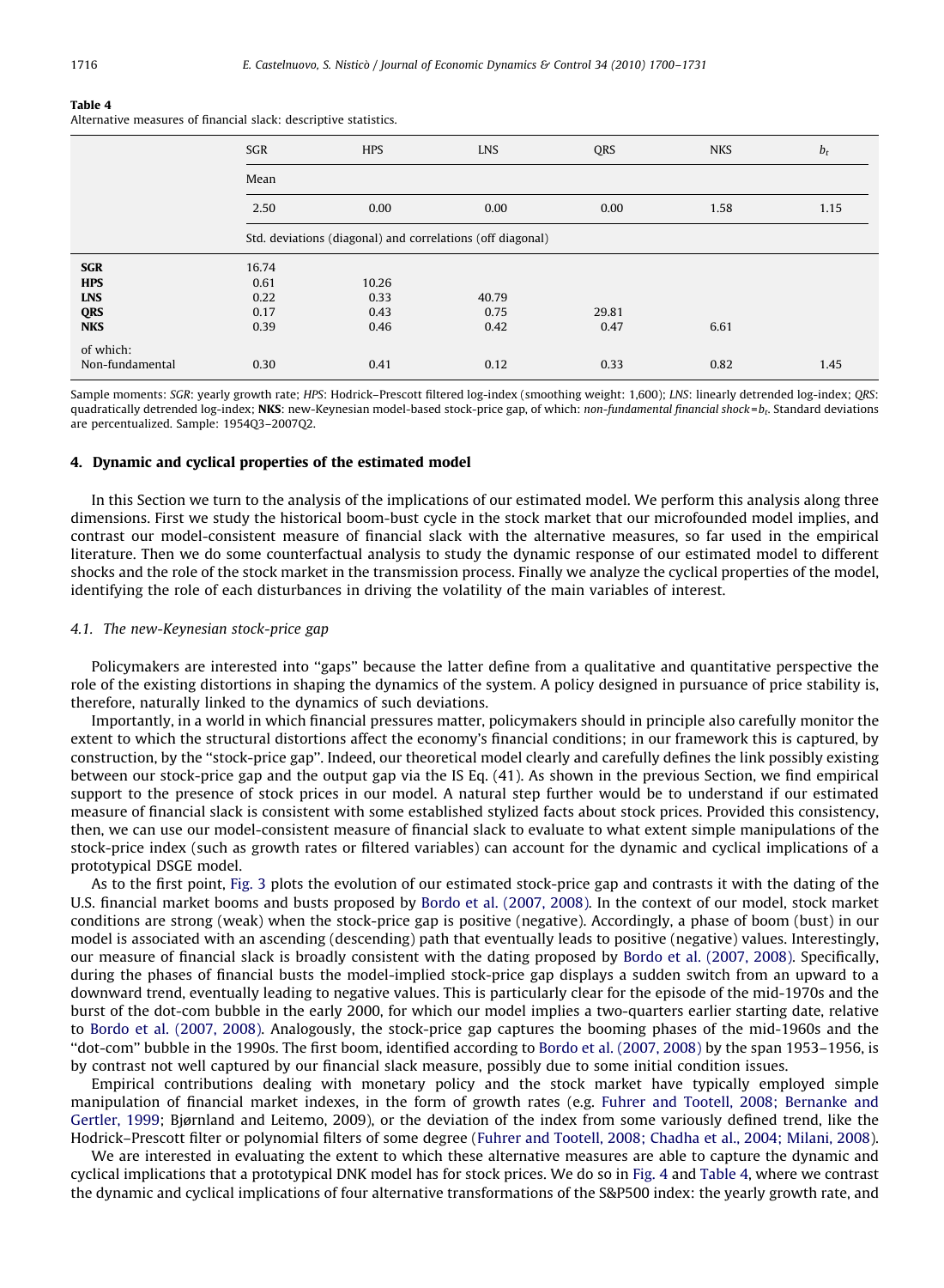**Table 4**
Alternative measures of financial slack: descriptive statistics.

| | SGR | HPS | LNS | QRS | NKS | $b_t$ |
|---|---|---|---|---|---|---|
| | Mean | | | | | |
| | 2.50 | 0.00 | 0.00 | 0.00 | 1.58 | 1.15 |
| | Std. deviations (diagonal) and correlations (off diagonal) | | | | | |
| **SGR** | 16.74 | | | | | |
| **HPS** | 0.61 | 10.26 | | | | |
| **LNS** | 0.22 | 0.33 | 40.79 | | | |
| **QRS** | 0.17 | 0.43 | 0.75 | 29.81 | | |
| **NKS** | 0.39 | 0.46 | 0.42 | 0.47 | 6.61 | |
| of which: Non-fundamental | 0.30 | 0.41 | 0.12 | 0.33 | 0.82 | 1.45 |

Sample moments: *SGR*: yearly growth rate; *HPS*: Hodrick–Prescott filtered log-index (smoothing weight: 1,600); *LNS*: linearly detrended log-index; *QRS*: quadratically detrended log-index; **NKS**: new-Keynesian model-based stock-price gap, of which: *non-fundamental financial shock* = $b_t$. Standard deviations are percentualized. Sample: 1954Q3–2007Q2.

## 4. Dynamic and cyclical properties of the estimated model

In this Section we turn to the analysis of the implications of our estimated model. We perform this analysis along three dimensions. First we study the historical boom-bust cycle in the stock market that our microfounded model implies, and contrast our model-consistent measure of financial slack with the alternative measures, so far used in the empirical literature. Then we do some counterfactual analysis to study the dynamic response of our estimated model to different shocks and the role of the stock market in the transmission process. Finally we analyze the cyclical properties of the model, identifying the role of each disturbances in driving the volatility of the main variables of interest.

### 4.1. The new-Keynesian stock-price gap

Policymakers are interested into "gaps" because the latter define from a qualitative and quantitative perspective the role of the existing distortions in shaping the dynamics of the system. A policy designed in pursuance of price stability is, therefore, naturally linked to the dynamics of such deviations.

Importantly, in a world in which financial pressures matter, policymakers should in principle also carefully monitor the extent to which the structural distortions affect the economy's financial conditions; in our framework this is captured, by construction, by the "stock-price gap". Indeed, our theoretical model clearly and carefully defines the link possibly existing between our stock-price gap and the output gap via the IS Eq. (41). As shown in the previous Section, we find empirical support to the presence of stock prices in our model. A natural step further would be to understand if our estimated measure of financial slack is consistent with some established stylized facts about stock prices. Provided this consistency, then, we can use our model-consistent measure of financial slack to evaluate to what extent simple manipulations of the stock-price index (such as growth rates or filtered variables) can account for the dynamic and cyclical implications of a prototypical DSGE model.

As to the first point, Fig. 3 plots the evolution of our estimated stock-price gap and contrasts it with the dating of the U.S. financial market booms and busts proposed by Bordo et al. (2007, 2008). In the context of our model, stock market conditions are strong (weak) when the stock-price gap is positive (negative). Accordingly, a phase of boom (bust) in our model is associated with an ascending (descending) path that eventually leads to positive (negative) values. Interestingly, our measure of financial slack is broadly consistent with the dating proposed by Bordo et al. (2007, 2008). Specifically, during the phases of financial busts the model-implied stock-price gap displays a sudden switch from an upward to a downward trend, eventually leading to negative values. This is particularly clear for the episode of the mid-1970s and the burst of the dot-com bubble in the early 2000, for which our model implies a two-quarters earlier starting date, relative to Bordo et al. (2007, 2008). Analogously, the stock-price gap captures the booming phases of the mid-1960s and the "dot-com" bubble in the 1990s. The first boom, identified according to Bordo et al. (2007, 2008) by the span 1953–1956, is by contrast not well captured by our financial slack measure, possibly due to some initial condition issues.

Empirical contributions dealing with monetary policy and the stock market have typically employed simple manipulation of financial market indexes, in the form of growth rates (e.g. Fuhrer and Tootell, 2008; Bernanke and Gertler, 1999; Bjørnland and Leitemo, 2009), or the deviation of the index from some variously defined trend, like the Hodrick–Prescott filter or polynomial filters of some degree (Fuhrer and Tootell, 2008; Chadha et al., 2004; Milani, 2008).

We are interested in evaluating the extent to which these alternative measures are able to capture the dynamic and cyclical implications that a prototypical DNK model has for stock prices. We do so in Fig. 4 and Table 4, where we contrast the dynamic and cyclical implications of four alternative transformations of the S&P500 index: the yearly growth rate, and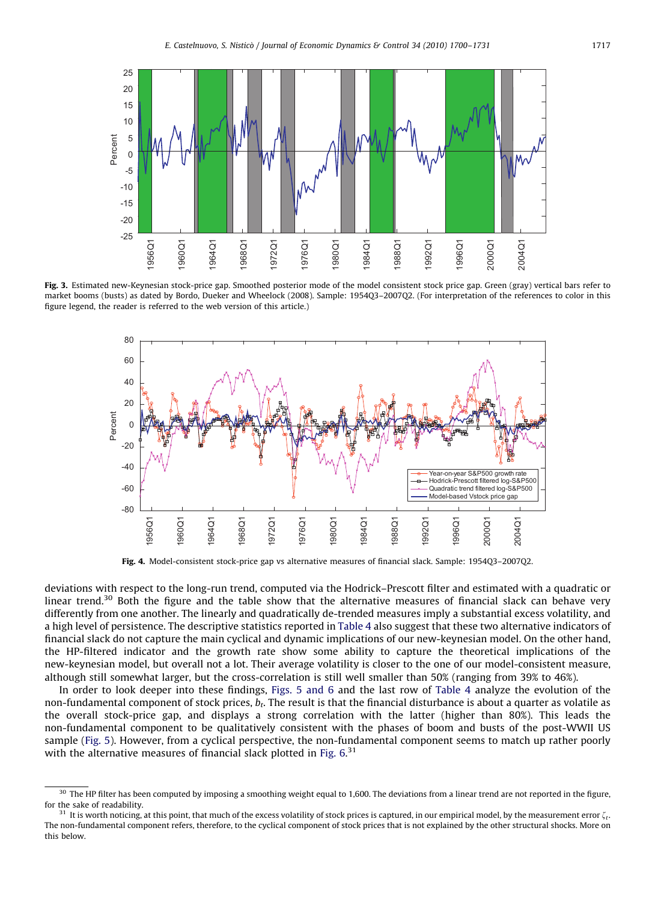**Fig. 3.** Estimated new-Keynesian stock-price gap. Smoothed posterior mode of the model consistent stock price gap. Green (gray) vertical bars refer to market booms (busts) as dated by Bordo, Dueker and Wheelock (2008). Sample: 1954Q3–2007Q2. (For interpretation of the references to color in this figure legend, the reader is referred to the web version of this article.)

**Fig. 4.** Model-consistent stock-price gap vs alternative measures of financial slack. Sample: 1954Q3–2007Q2.

deviations with respect to the long-run trend, computed via the Hodrick–Prescott filter and estimated with a quadratic or linear trend.[30] Both the figure and the table show that the alternative measures of financial slack can behave very differently from one another. The linearly and quadratically de-trended measures imply a substantial excess volatility, and a high level of persistence. The descriptive statistics reported in Table 4 also suggest that these two alternative indicators of financial slack do not capture the main cyclical and dynamic implications of our new-keynesian model. On the other hand, the HP-filtered indicator and the growth rate show some ability to capture the theoretical implications of the new-keynesian model, but overall not a lot. Their average volatility is closer to the one of our model-consistent measure, although still somewhat larger, but the cross-correlation is still well smaller than 50% (ranging from 39% to 46%).

In order to look deeper into these findings, Figs. 5 and 6 and the last row of Table 4 analyze the evolution of the non-fundamental component of stock prices, $b_t$. The result is that the financial disturbance is about a quarter as volatile as the overall stock-price gap, and displays a strong correlation with the latter (higher than 80%). This leads the non-fundamental component to be qualitatively consistent with the phases of boom and busts of the post-WWII US sample (Fig. 5). However, from a cyclical perspective, the non-fundamental component seems to match up rather poorly with the alternative measures of financial slack plotted in Fig. 6.[31]

---

[30] The HP filter has been computed by imposing a smoothing weight equal to 1,600. The deviations from a linear trend are not reported in the figure, for the sake of readability.

[31] It is worth noticing, at this point, that much of the excess volatility of stock prices is captured, in our empirical model, by the measurement error $\zeta_t$. The non-fundamental component refers, therefore, to the cyclical component of stock prices that is not explained by the other structural shocks. More on this below.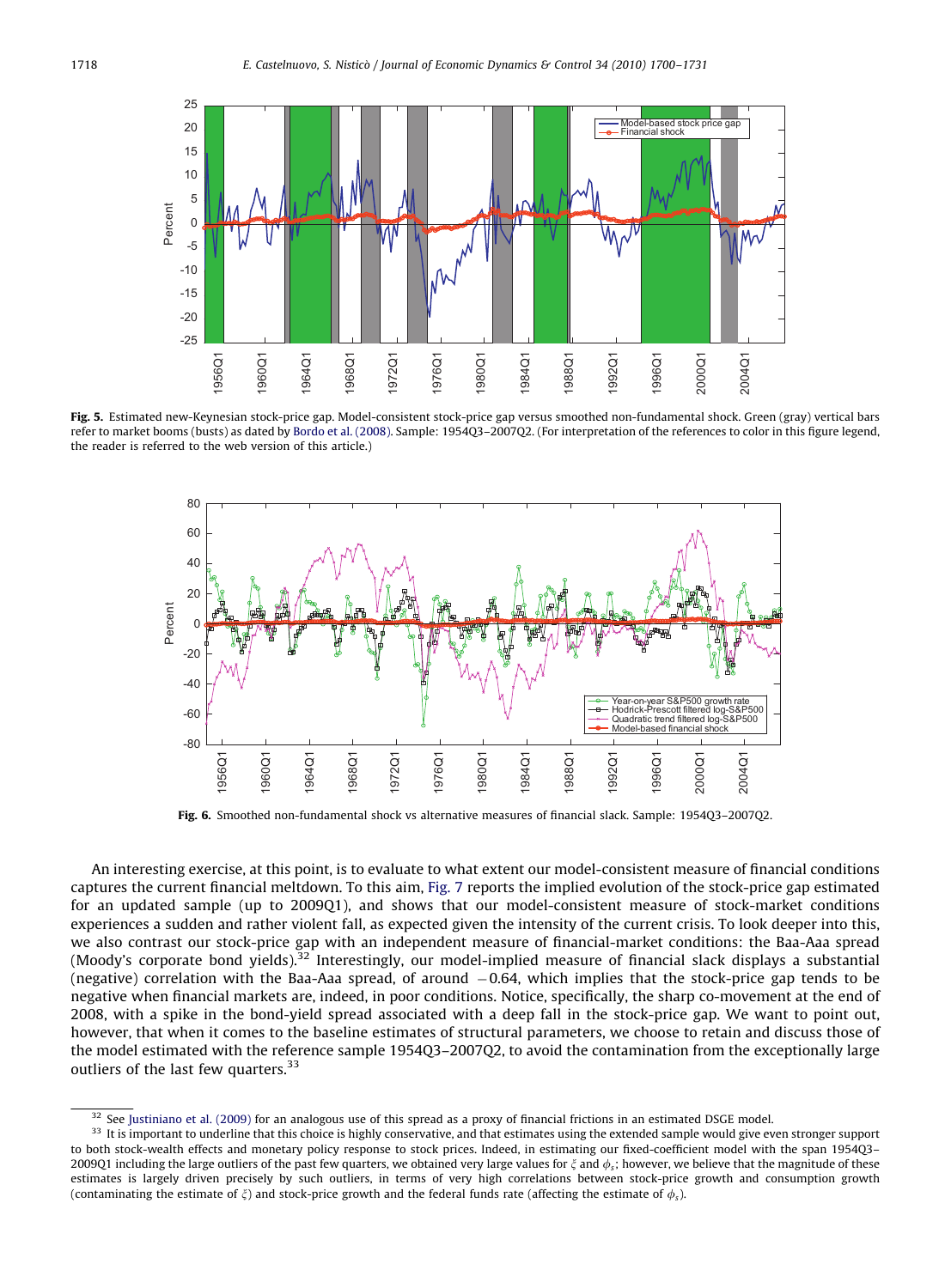**Fig. 5.** Estimated new-Keynesian stock-price gap. Model-consistent stock-price gap versus smoothed non-fundamental shock. Green (gray) vertical bars refer to market booms (busts) as dated by Bordo et al. (2008). Sample: 1954Q3–2007Q2. (For interpretation of the references to color in this figure legend, the reader is referred to the web version of this article.)

**Fig. 6.** Smoothed non-fundamental shock vs alternative measures of financial slack. Sample: 1954Q3–2007Q2.

An interesting exercise, at this point, is to evaluate to what extent our model-consistent measure of financial conditions captures the current financial meltdown. To this aim, Fig. 7 reports the implied evolution of the stock-price gap estimated for an updated sample (up to 2009Q1), and shows that our model-consistent measure of stock-market conditions experiences a sudden and rather violent fall, as expected given the intensity of the current crisis. To look deeper into this, we also contrast our stock-price gap with an independent measure of financial-market conditions: the Baa-Aaa spread (Moody's corporate bond yields).[32] Interestingly, our model-implied measure of financial slack displays a substantial (negative) correlation with the Baa-Aaa spread, of around $-0.64$, which implies that the stock-price gap tends to be negative when financial markets are, indeed, in poor conditions. Notice, specifically, the sharp co-movement at the end of 2008, with a spike in the bond-yield spread associated with a deep fall in the stock-price gap. We want to point out, however, that when it comes to the baseline estimates of structural parameters, we choose to retain and discuss those of the model estimated with the reference sample 1954Q3–2007Q2, to avoid the contamination from the exceptionally large outliers of the last few quarters.[33]

[32] See Justiniano et al. (2009) for an analogous use of this spread as a proxy of financial frictions in an estimated DSGE model.

[33] It is important to underline that this choice is highly conservative, and that estimates using the extended sample would give even stronger support to both stock-wealth effects and monetary policy response to stock prices. Indeed, in estimating our fixed-coefficient model with the span 1954Q3–2009Q1 including the large outliers of the past few quarters, we obtained very large values for $\xi$ and $\phi_s$; however, we believe that the magnitude of these estimates is largely driven precisely by such outliers, in terms of very high correlations between stock-price growth and consumption growth (contaminating the estimate of $\xi$) and stock-price growth and the federal funds rate (affecting the estimate of $\phi_s$).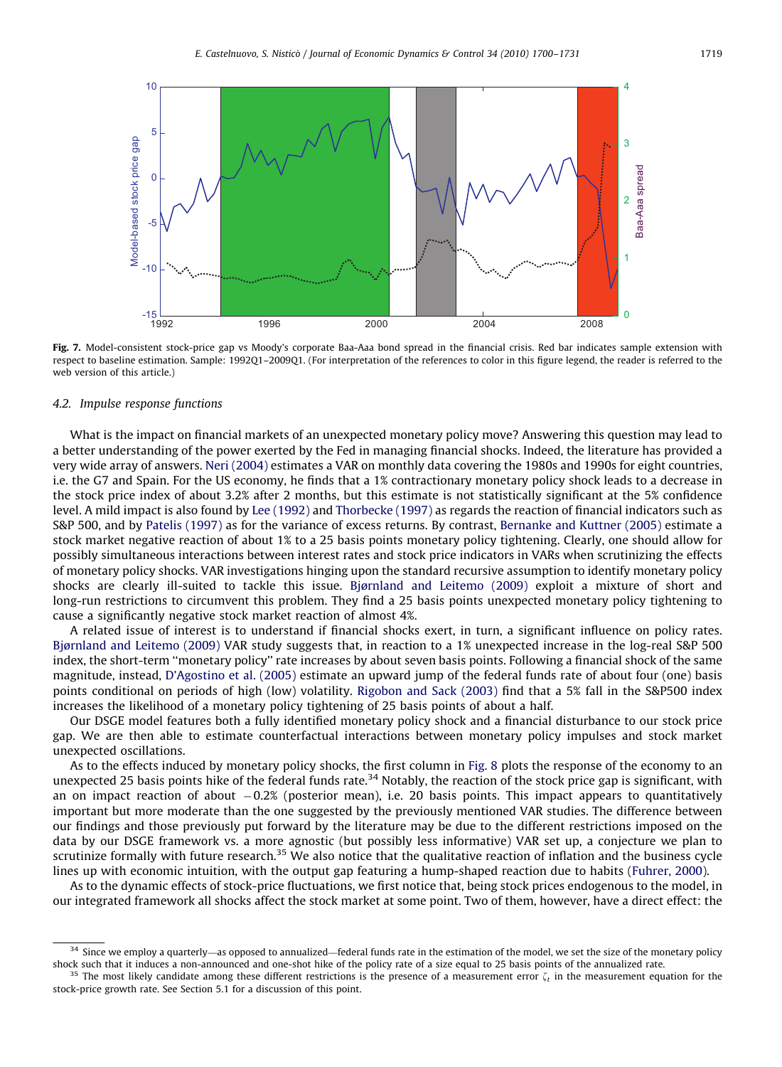**Fig. 7.** Model-consistent stock-price gap vs Moody's corporate Baa-Aaa bond spread in the financial crisis. Red bar indicates sample extension with respect to baseline estimation. Sample: 1992Q1–2009Q1. (For interpretation of the references to color in this figure legend, the reader is referred to the web version of this article.)

### 4.2. Impulse response functions

What is the impact on financial markets of an unexpected monetary policy move? Answering this question may lead to a better understanding of the power exerted by the Fed in managing financial shocks. Indeed, the literature has provided a very wide array of answers. Neri (2004) estimates a VAR on monthly data covering the 1980s and 1990s for eight countries, i.e. the G7 and Spain. For the US economy, he finds that a 1% contractionary monetary policy shock leads to a decrease in the stock price index of about 3.2% after 2 months, but this estimate is not statistically significant at the 5% confidence level. A mild impact is also found by Lee (1992) and Thorbecke (1997) as regards the reaction of financial indicators such as S&P 500, and by Patelis (1997) as for the variance of excess returns. By contrast, Bernanke and Kuttner (2005) estimate a stock market negative reaction of about 1% to a 25 basis points monetary policy tightening. Clearly, one should allow for possibly simultaneous interactions between interest rates and stock price indicators in VARs when scrutinizing the effects of monetary policy shocks. VAR investigations hinging upon the standard recursive assumption to identify monetary policy shocks are clearly ill-suited to tackle this issue. Bjørnland and Leitemo (2009) exploit a mixture of short and long-run restrictions to circumvent this problem. They find a 25 basis points unexpected monetary policy tightening to cause a significantly negative stock market reaction of almost 4%.

A related issue of interest is to understand if financial shocks exert, in turn, a significant influence on policy rates. Bjørnland and Leitemo (2009) VAR study suggests that, in reaction to a 1% unexpected increase in the log-real S&P 500 index, the short-term "monetary policy" rate increases by about seven basis points. Following a financial shock of the same magnitude, instead, D'Agostino et al. (2005) estimate an upward jump of the federal funds rate of about four (one) basis points conditional on periods of high (low) volatility. Rigobon and Sack (2003) find that a 5% fall in the S&P500 index increases the likelihood of a monetary policy tightening of 25 basis points of about a half.

Our DSGE model features both a fully identified monetary policy shock and a financial disturbance to our stock price gap. We are then able to estimate counterfactual interactions between monetary policy impulses and stock market unexpected oscillations.

As to the effects induced by monetary policy shocks, the first column in Fig. 8 plots the response of the economy to an unexpected 25 basis points hike of the federal funds rate.[34] Notably, the reaction of the stock price gap is significant, with an on impact reaction of about $-0.2\%$ (posterior mean), i.e. 20 basis points. This impact appears to quantitatively important but more moderate than the one suggested by the previously mentioned VAR studies. The difference between our findings and those previously put forward by the literature may be due to the different restrictions imposed on the data by our DSGE framework vs. a more agnostic (but possibly less informative) VAR set up, a conjecture we plan to scrutinize formally with future research.[35] We also notice that the qualitative reaction of inflation and the business cycle lines up with economic intuition, with the output gap featuring a hump-shaped reaction due to habits (Fuhrer, 2000).

As to the dynamic effects of stock-price fluctuations, we first notice that, being stock prices endogenous to the model, in our integrated framework all shocks affect the stock market at some point. Two of them, however, have a direct effect: the

---

[34] Since we employ a quarterly—as opposed to annualized—federal funds rate in the estimation of the model, we set the size of the monetary policy shock such that it induces a non-announced and one-shot hike of the policy rate of a size equal to 25 basis points of the annualized rate.

[35] The most likely candidate among these different restrictions is the presence of a measurement error $\zeta_t$ in the measurement equation for the stock-price growth rate. See Section 5.1 for a discussion of this point.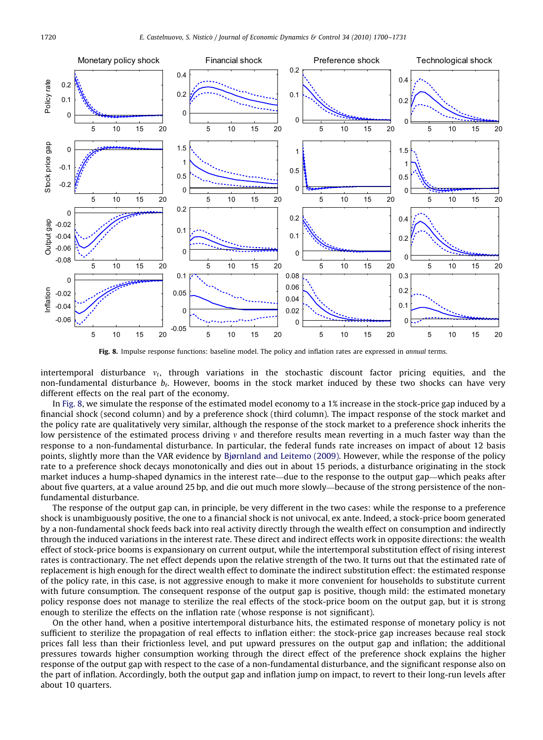Monetary policy shock

Financial shock

Preference shock

Technological shock

Policy rate

Stock price gap

Output gap

Inflation

5 10 15 20

**Fig. 8.** Impulse response functions: baseline model. The policy and inflation rates are expressed in *annual* terms.

intertemporal disturbance $v_t$, through variations in the stochastic discount factor pricing equities, and the non-fundamental disturbance $b_t$. However, booms in the stock market induced by these two shocks can have very different effects on the real part of the economy.

In Fig. 8, we simulate the response of the estimated model economy to a 1% increase in the stock-price gap induced by a financial shock (second column) and by a preference shock (third column). The impact response of the stock market and the policy rate are qualitatively very similar, although the response of the stock market to a preference shock inherits the low persistence of the estimated process driving $v$ and therefore results mean reverting in a much faster way than the response to a non-fundamental disturbance. In particular, the federal funds rate increases on impact of about 12 basis points, slightly more than the VAR evidence by Bjørnland and Leitemo (2009). However, while the response of the policy rate to a preference shock decays monotonically and dies out in about 15 periods, a disturbance originating in the stock market induces a hump-shaped dynamics in the interest rate—due to the response to the output gap—which peaks after about five quarters, at a value around 25 bp, and die out much more slowly—because of the strong persistence of the non-fundamental disturbance.

The response of the output gap can, in principle, be very different in the two cases: while the response to a preference shock is unambiguously positive, the one to a financial shock is not univocal, ex ante. Indeed, a stock-price boom generated by a non-fundamental shock feeds back into real activity directly through the wealth effect on consumption and indirectly through the induced variations in the interest rate. These direct and indirect effects work in opposite directions: the wealth effect of stock-price booms is expansionary on current output, while the intertemporal substitution effect of rising interest rates is contractionary. The net effect depends upon the relative strength of the two. It turns out that the estimated rate of replacement is high enough for the direct wealth effect to dominate the indirect substitution effect: the estimated response of the policy rate, in this case, is not aggressive enough to make it more convenient for households to substitute current with future consumption. The consequent response of the output gap is positive, though mild: the estimated monetary policy response does not manage to sterilize the real effects of the stock-price boom on the output gap, but it is strong enough to sterilize the effects on the inflation rate (whose response is not significant).

On the other hand, when a positive intertemporal disturbance hits, the estimated response of monetary policy is not sufficient to sterilize the propagation of real effects to inflation either: the stock-price gap increases because real stock prices fall less than their frictionless level, and put upward pressures on the output gap and inflation; the additional pressures towards higher consumption working through the direct effect of the preference shock explains the higher response of the output gap with respect to the case of a non-fundamental disturbance, and the significant response also on the part of inflation. Accordingly, both the output gap and inflation jump on impact, to revert to their long-run levels after about 10 quarters.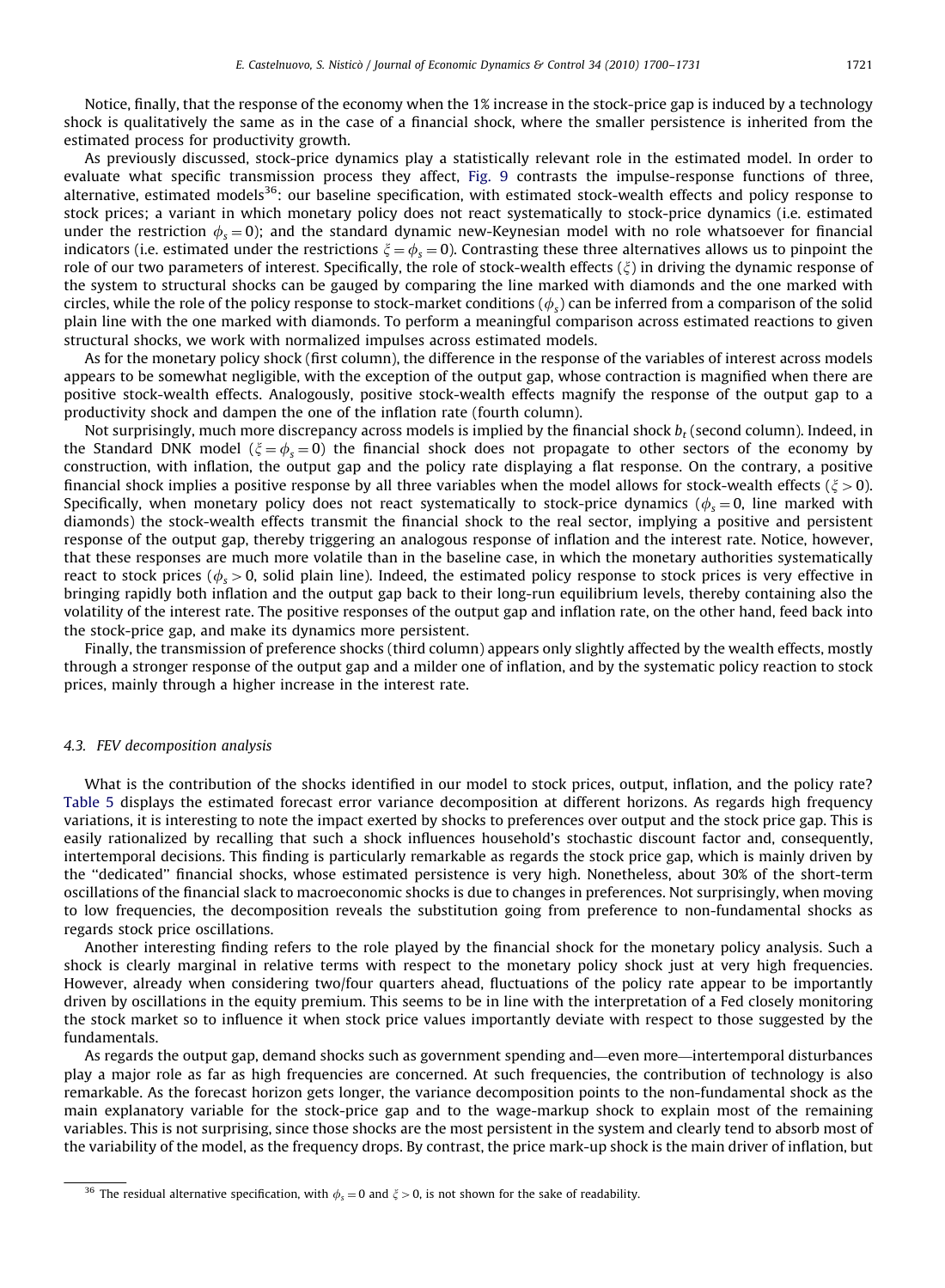Notice, finally, that the response of the economy when the 1% increase in the stock-price gap is induced by a technology shock is qualitatively the same as in the case of a financial shock, where the smaller persistence is inherited from the estimated process for productivity growth.

As previously discussed, stock-price dynamics play a statistically relevant role in the estimated model. In order to evaluate what specific transmission process they affect, Fig. 9 contrasts the impulse-response functions of three, alternative, estimated models[36]: our baseline specification, with estimated stock-wealth effects and policy response to stock prices; a variant in which monetary policy does not react systematically to stock-price dynamics (i.e. estimated under the restriction $\phi_s = 0$); and the standard dynamic new-Keynesian model with no role whatsoever for financial indicators (i.e. estimated under the restrictions $\xi = \phi_s = 0$). Contrasting these three alternatives allows us to pinpoint the role of our two parameters of interest. Specifically, the role of stock-wealth effects ($\xi$) in driving the dynamic response of the system to structural shocks can be gauged by comparing the line marked with diamonds and the one marked with circles, while the role of the policy response to stock-market conditions ($\phi_s$) can be inferred from a comparison of the solid plain line with the one marked with diamonds. To perform a meaningful comparison across estimated reactions to given structural shocks, we work with normalized impulses across estimated models.

As for the monetary policy shock (first column), the difference in the response of the variables of interest across models appears to be somewhat negligible, with the exception of the output gap, whose contraction is magnified when there are positive stock-wealth effects. Analogously, positive stock-wealth effects magnify the response of the output gap to a productivity shock and dampen the one of the inflation rate (fourth column).

Not surprisingly, much more discrepancy across models is implied by the financial shock $b_t$ (second column). Indeed, in the Standard DNK model ($\xi = \phi_s = 0$) the financial shock does not propagate to other sectors of the economy by construction, with inflation, the output gap and the policy rate displaying a flat response. On the contrary, a positive financial shock implies a positive response by all three variables when the model allows for stock-wealth effects ($\xi > 0$). Specifically, when monetary policy does not react systematically to stock-price dynamics ($\phi_s = 0$, line marked with diamonds) the stock-wealth effects transmit the financial shock to the real sector, implying a positive and persistent response of the output gap, thereby triggering an analogous response of inflation and the interest rate. Notice, however, that these responses are much more volatile than in the baseline case, in which the monetary authorities systematically react to stock prices ($\phi_s > 0$, solid plain line). Indeed, the estimated policy response to stock prices is very effective in bringing rapidly both inflation and the output gap back to their long-run equilibrium levels, thereby containing also the volatility of the interest rate. The positive responses of the output gap and inflation rate, on the other hand, feed back into the stock-price gap, and make its dynamics more persistent.

Finally, the transmission of preference shocks (third column) appears only slightly affected by the wealth effects, mostly through a stronger response of the output gap and a milder one of inflation, and by the systematic policy reaction to stock prices, mainly through a higher increase in the interest rate.

### 4.3. FEV decomposition analysis

What is the contribution of the shocks identified in our model to stock prices, output, inflation, and the policy rate? Table 5 displays the estimated forecast error variance decomposition at different horizons. As regards high frequency variations, it is interesting to note the impact exerted by shocks to preferences over output and the stock price gap. This is easily rationalized by recalling that such a shock influences household's stochastic discount factor and, consequently, intertemporal decisions. This finding is particularly remarkable as regards the stock price gap, which is mainly driven by the "dedicated" financial shocks, whose estimated persistence is very high. Nonetheless, about 30% of the short-term oscillations of the financial slack to macroeconomic shocks is due to changes in preferences. Not surprisingly, when moving to low frequencies, the decomposition reveals the substitution going from preference to non-fundamental shocks as regards stock price oscillations.

Another interesting finding refers to the role played by the financial shock for the monetary policy analysis. Such a shock is clearly marginal in relative terms with respect to the monetary policy shock just at very high frequencies. However, already when considering two/four quarters ahead, fluctuations of the policy rate appear to be importantly driven by oscillations in the equity premium. This seems to be in line with the interpretation of a Fed closely monitoring the stock market so to influence it when stock price values importantly deviate with respect to those suggested by the fundamentals.

As regards the output gap, demand shocks such as government spending and—even more—intertemporal disturbances play a major role as far as high frequencies are concerned. At such frequencies, the contribution of technology is also remarkable. As the forecast horizon gets longer, the variance decomposition points to the non-fundamental shock as the main explanatory variable for the stock-price gap and to the wage-markup shock to explain most of the remaining variables. This is not surprising, since those shocks are the most persistent in the system and clearly tend to absorb most of the variability of the model, as the frequency drops. By contrast, the price mark-up shock is the main driver of inflation, but

[36] The residual alternative specification, with $\phi_s = 0$ and $\xi > 0$, is not shown for the sake of readability.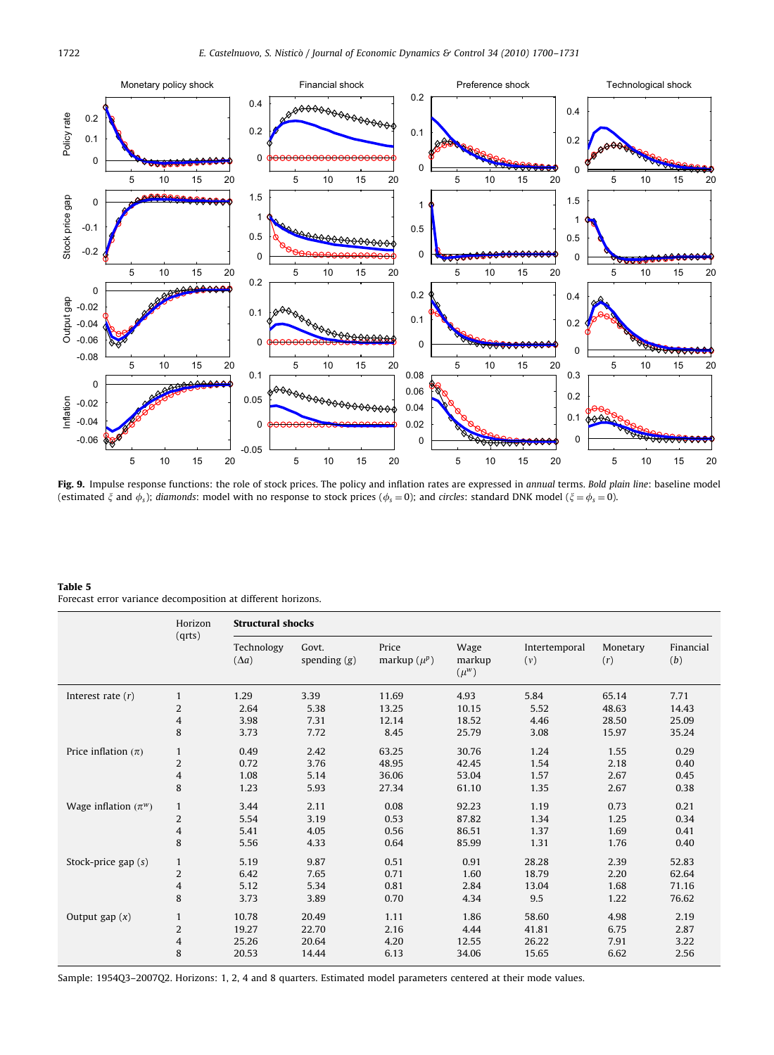**Fig. 9.** Impulse response functions: the role of stock prices. The policy and inflation rates are expressed in *annual* terms. *Bold plain line*: baseline model (estimated $\xi$ and $\phi_s$); *diamonds*: model with no response to stock prices ($\phi_s = 0$); and *circles*: standard DNK model ($\xi = \phi_s = 0$).

**Table 5**
Forecast error variance decomposition at different horizons.

| | Horizon (qrts) | **Structural shocks** | | | | | | |
|---|---|---|---|---|---|---|---|---|
| | | Technology ($\Delta a$) | Govt. spending ($g$) | Price markup ($\mu^p$) | Wage markup ($\mu^w$) | Intertemporal ($v$) | Monetary ($r$) | Financial ($b$) |
| Interest rate ($r$) | 1 | 1.29 | 3.39 | 11.69 | 4.93 | 5.84 | 65.14 | 7.71 |
| | 2 | 2.64 | 5.38 | 13.25 | 10.15 | 5.52 | 48.63 | 14.43 |
| | 4 | 3.98 | 7.31 | 12.14 | 18.52 | 4.46 | 28.50 | 25.09 |
| | 8 | 3.73 | 7.72 | 8.45 | 25.79 | 3.08 | 15.97 | 35.24 |
| Price inflation ($\pi$) | 1 | 0.49 | 2.42 | 63.25 | 30.76 | 1.24 | 1.55 | 0.29 |
| | 2 | 0.72 | 3.76 | 48.95 | 42.45 | 1.54 | 2.18 | 0.40 |
| | 4 | 1.08 | 5.14 | 36.06 | 53.04 | 1.57 | 2.67 | 0.45 |
| | 8 | 1.23 | 5.93 | 27.34 | 61.10 | 1.35 | 2.67 | 0.38 |
| Wage inflation ($\pi^w$) | 1 | 3.44 | 2.11 | 0.08 | 92.23 | 1.19 | 0.73 | 0.21 |
| | 2 | 5.54 | 3.19 | 0.53 | 87.82 | 1.34 | 1.25 | 0.34 |
| | 4 | 5.41 | 4.05 | 0.56 | 86.51 | 1.37 | 1.69 | 0.41 |
| | 8 | 5.56 | 4.33 | 0.64 | 85.99 | 1.31 | 1.76 | 0.40 |
| Stock-price gap ($s$) | 1 | 5.19 | 9.87 | 0.51 | 0.91 | 28.28 | 2.39 | 52.83 |
| | 2 | 6.42 | 7.65 | 0.71 | 1.60 | 18.79 | 2.20 | 62.64 |
| | 4 | 5.12 | 5.34 | 0.81 | 2.84 | 13.04 | 1.68 | 71.16 |
| | 8 | 3.73 | 3.89 | 0.70 | 4.34 | 9.5 | 1.22 | 76.62 |
| Output gap ($x$) | 1 | 10.78 | 20.49 | 1.11 | 1.86 | 58.60 | 4.98 | 2.19 |
| | 2 | 19.27 | 22.70 | 2.16 | 4.44 | 41.81 | 6.75 | 2.87 |
| | 4 | 25.26 | 20.64 | 4.20 | 12.55 | 26.22 | 7.91 | 3.22 |
| | 8 | 20.53 | 14.44 | 6.13 | 34.06 | 15.65 | 6.62 | 2.56 |

Sample: 1954Q3–2007Q2. Horizons: 1, 2, 4 and 8 quarters. Estimated model parameters centered at their mode values.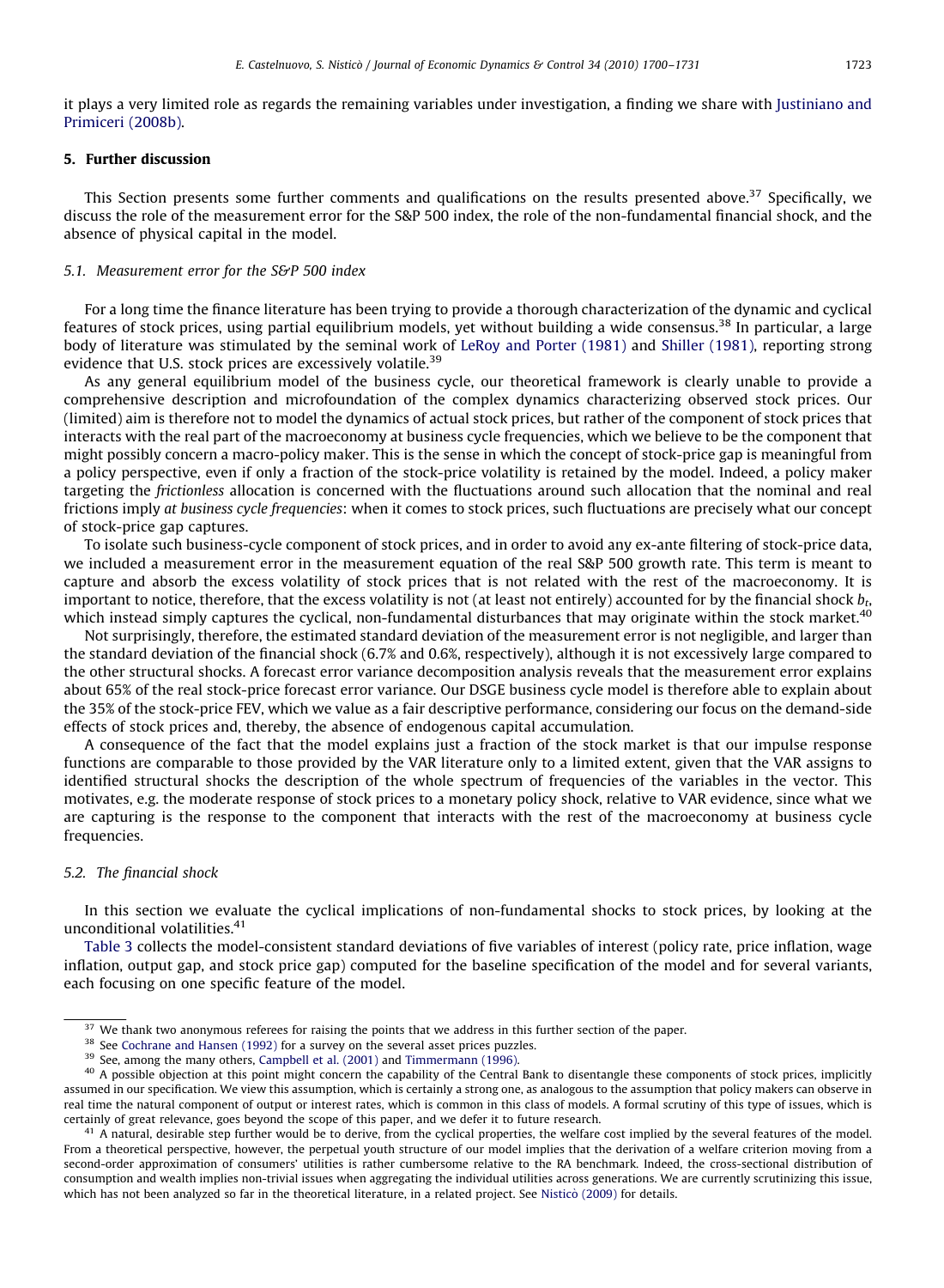it plays a very limited role as regards the remaining variables under investigation, a finding we share with Justiniano and Primiceri (2008b).

## 5. Further discussion

This Section presents some further comments and qualifications on the results presented above.[37] Specifically, we discuss the role of the measurement error for the S&P 500 index, the role of the non-fundamental financial shock, and the absence of physical capital in the model.

### 5.1. Measurement error for the S&P 500 index

For a long time the finance literature has been trying to provide a thorough characterization of the dynamic and cyclical features of stock prices, using partial equilibrium models, yet without building a wide consensus.[38] In particular, a large body of literature was stimulated by the seminal work of LeRoy and Porter (1981) and Shiller (1981), reporting strong evidence that U.S. stock prices are excessively volatile.[39]

As any general equilibrium model of the business cycle, our theoretical framework is clearly unable to provide a comprehensive description and microfoundation of the complex dynamics characterizing observed stock prices. Our (limited) aim is therefore not to model the dynamics of actual stock prices, but rather of the component of stock prices that interacts with the real part of the macroeconomy at business cycle frequencies, which we believe to be the component that might possibly concern a macro-policy maker. This is the sense in which the concept of stock-price gap is meaningful from a policy perspective, even if only a fraction of the stock-price volatility is retained by the model. Indeed, a policy maker targeting the *frictionless* allocation is concerned with the fluctuations around such allocation that the nominal and real frictions imply *at business cycle frequencies*: when it comes to stock prices, such fluctuations are precisely what our concept of stock-price gap captures.

To isolate such business-cycle component of stock prices, and in order to avoid any ex-ante filtering of stock-price data, we included a measurement error in the measurement equation of the real S&P 500 growth rate. This term is meant to capture and absorb the excess volatility of stock prices that is not related with the rest of the macroeconomy. It is important to notice, therefore, that the excess volatility is not (at least not entirely) accounted for by the financial shock $b_t$, which instead simply captures the cyclical, non-fundamental disturbances that may originate within the stock market.[40]

Not surprisingly, therefore, the estimated standard deviation of the measurement error is not negligible, and larger than the standard deviation of the financial shock (6.7% and 0.6%, respectively), although it is not excessively large compared to the other structural shocks. A forecast error variance decomposition analysis reveals that the measurement error explains about 65% of the real stock-price forecast error variance. Our DSGE business cycle model is therefore able to explain about the 35% of the stock-price FEV, which we value as a fair descriptive performance, considering our focus on the demand-side effects of stock prices and, thereby, the absence of endogenous capital accumulation.

A consequence of the fact that the model explains just a fraction of the stock market is that our impulse response functions are comparable to those provided by the VAR literature only to a limited extent, given that the VAR assigns to identified structural shocks the description of the whole spectrum of frequencies of the variables in the vector. This motivates, e.g. the moderate response of stock prices to a monetary policy shock, relative to VAR evidence, since what we are capturing is the response to the component that interacts with the rest of the macroeconomy at business cycle frequencies.

### 5.2. The financial shock

In this section we evaluate the cyclical implications of non-fundamental shocks to stock prices, by looking at the unconditional volatilities.[41]

Table 3 collects the model-consistent standard deviations of five variables of interest (policy rate, price inflation, wage inflation, output gap, and stock price gap) computed for the baseline specification of the model and for several variants, each focusing on one specific feature of the model.

---

[37] We thank two anonymous referees for raising the points that we address in this further section of the paper.

[38] See Cochrane and Hansen (1992) for a survey on the several asset prices puzzles.

[39] See, among the many others, Campbell et al. (2001) and Timmermann (1996).

[40] A possible objection at this point might concern the capability of the Central Bank to disentangle these components of stock prices, implicitly assumed in our specification. We view this assumption, which is certainly a strong one, as analogous to the assumption that policy makers can observe in real time the natural component of output or interest rates, which is common in this class of models. A formal scrutiny of this type of issues, which is certainly of great relevance, goes beyond the scope of this paper, and we defer it to future research.

[41] A natural, desirable step further would be to derive, from the cyclical properties, the welfare cost implied by the several features of the model. From a theoretical perspective, however, the perpetual youth structure of our model implies that the derivation of a welfare criterion moving from a second-order approximation of consumers' utilities is rather cumbersome relative to the RA benchmark. Indeed, the cross-sectional distribution of consumption and wealth implies non-trivial issues when aggregating the individual utilities across generations. We are currently scrutinizing this issue, which has not been analyzed so far in the theoretical literature, in a related project. See Nisticò (2009) for details.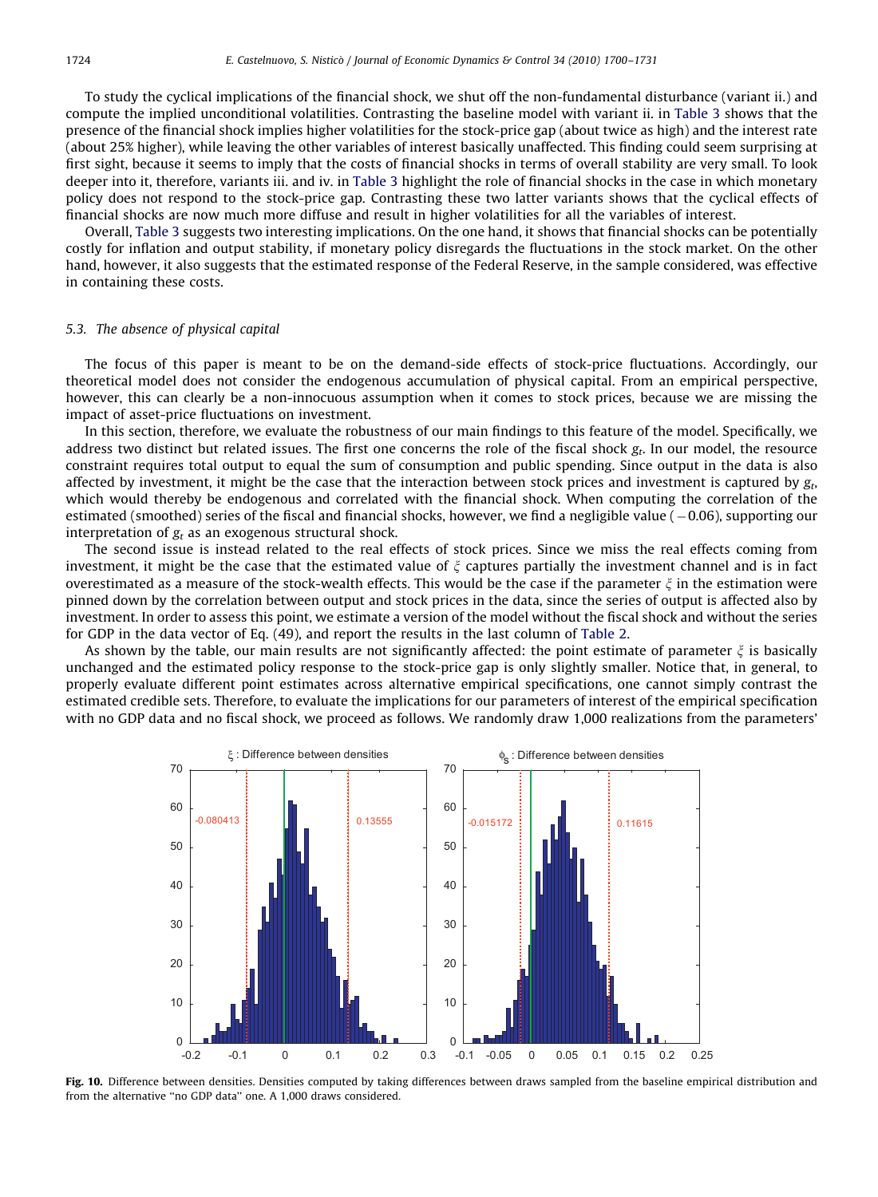To study the cyclical implications of the financial shock, we shut off the non-fundamental disturbance (variant ii.) and compute the implied unconditional volatilities. Contrasting the baseline model with variant ii. in Table 3 shows that the presence of the financial shock implies higher volatilities for the stock-price gap (about twice as high) and the interest rate (about 25% higher), while leaving the other variables of interest basically unaffected. This finding could seem surprising at first sight, because it seems to imply that the costs of financial shocks in terms of overall stability are very small. To look deeper into it, therefore, variants iii. and iv. in Table 3 highlight the role of financial shocks in the case in which monetary policy does not respond to the stock-price gap. Contrasting these two latter variants shows that the cyclical effects of financial shocks are now much more diffuse and result in higher volatilities for all the variables of interest.

Overall, Table 3 suggests two interesting implications. On the one hand, it shows that financial shocks can be potentially costly for inflation and output stability, if monetary policy disregards the fluctuations in the stock market. On the other hand, however, it also suggests that the estimated response of the Federal Reserve, in the sample considered, was effective in containing these costs.

### 5.3. The absence of physical capital

The focus of this paper is meant to be on the demand-side effects of stock-price fluctuations. Accordingly, our theoretical model does not consider the endogenous accumulation of physical capital. From an empirical perspective, however, this can clearly be a non-innocuous assumption when it comes to stock prices, because we are missing the impact of asset-price fluctuations on investment.

In this section, therefore, we evaluate the robustness of our main findings to this feature of the model. Specifically, we address two distinct but related issues. The first one concerns the role of the fiscal shock $g_t$. In our model, the resource constraint requires total output to equal the sum of consumption and public spending. Since output in the data is also affected by investment, it might be the case that the interaction between stock prices and investment is captured by $g_t$, which would thereby be endogenous and correlated with the financial shock. When computing the correlation of the estimated (smoothed) series of the fiscal and financial shocks, however, we find a negligible value ($-0.06$), supporting our interpretation of $g_t$ as an exogenous structural shock.

The second issue is instead related to the real effects of stock prices. Since we miss the real effects coming from investment, it might be the case that the estimated value of $\xi$ captures partially the investment channel and is in fact overestimated as a measure of the stock-wealth effects. This would be the case if the parameter $\xi$ in the estimation were pinned down by the correlation between output and stock prices in the data, since the series of output is affected also by investment. In order to assess this point, we estimate a version of the model without the fiscal shock and without the series for GDP in the data vector of Eq. (49), and report the results in the last column of Table 2.

As shown by the table, our main results are not significantly affected: the point estimate of parameter $\xi$ is basically unchanged and the estimated policy response to the stock-price gap is only slightly smaller. Notice that, in general, to properly evaluate different point estimates across alternative empirical specifications, one cannot simply contrast the estimated credible sets. Therefore, to evaluate the implications for our parameters of interest of the empirical specification with no GDP data and no fiscal shock, we proceed as follows. We randomly draw 1,000 realizations from the parameters'

**Fig. 10.** Difference between densities. Densities computed by taking differences between draws sampled from the baseline empirical distribution and from the alternative "no GDP data" one. A 1,000 draws considered.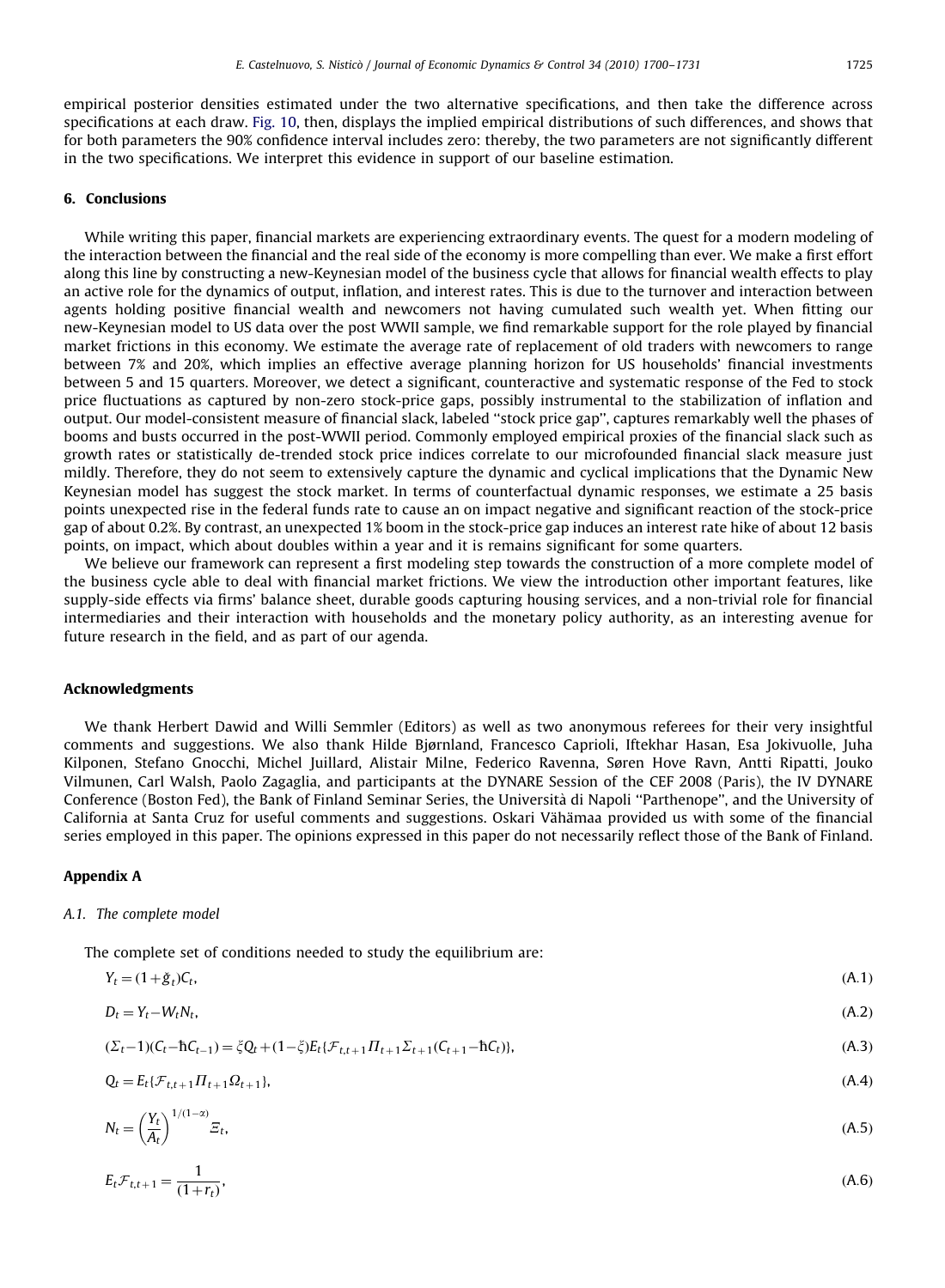empirical posterior densities estimated under the two alternative specifications, and then take the difference across specifications at each draw. Fig. 10, then, displays the implied empirical distributions of such differences, and shows that for both parameters the 90% confidence interval includes zero: thereby, the two parameters are not significantly different in the two specifications. We interpret this evidence in support of our baseline estimation.

## 6. Conclusions

While writing this paper, financial markets are experiencing extraordinary events. The quest for a modern modeling of the interaction between the financial and the real side of the economy is more compelling than ever. We make a first effort along this line by constructing a new-Keynesian model of the business cycle that allows for financial wealth effects to play an active role for the dynamics of output, inflation, and interest rates. This is due to the turnover and interaction between agents holding positive financial wealth and newcomers not having cumulated such wealth yet. When fitting our new-Keynesian model to US data over the post WWII sample, we find remarkable support for the role played by financial market frictions in this economy. We estimate the average rate of replacement of old traders with newcomers to range between 7% and 20%, which implies an effective average planning horizon for US households' financial investments between 5 and 15 quarters. Moreover, we detect a significant, counteractive and systematic response of the Fed to stock price fluctuations as captured by non-zero stock-price gaps, possibly instrumental to the stabilization of inflation and output. Our model-consistent measure of financial slack, labeled ''stock price gap'', captures remarkably well the phases of booms and busts occurred in the post-WWII period. Commonly employed empirical proxies of the financial slack such as growth rates or statistically de-trended stock price indices correlate to our microfounded financial slack measure just mildly. Therefore, they do not seem to extensively capture the dynamic and cyclical implications that the Dynamic New Keynesian model has suggest the stock market. In terms of counterfactual dynamic responses, we estimate a 25 basis points unexpected rise in the federal funds rate to cause an on impact negative and significant reaction of the stock-price gap of about 0.2%. By contrast, an unexpected 1% boom in the stock-price gap induces an interest rate hike of about 12 basis points, on impact, which about doubles within a year and it is remains significant for some quarters.

We believe our framework can represent a first modeling step towards the construction of a more complete model of the business cycle able to deal with financial market frictions. We view the introduction other important features, like supply-side effects via firms' balance sheet, durable goods capturing housing services, and a non-trivial role for financial intermediaries and their interaction with households and the monetary policy authority, as an interesting avenue for future research in the field, and as part of our agenda.

## Acknowledgments

We thank Herbert Dawid and Willi Semmler (Editors) as well as two anonymous referees for their very insightful comments and suggestions. We also thank Hilde Bjørnland, Francesco Caprioli, Iftekhar Hasan, Esa Jokivuolle, Juha Kilponen, Stefano Gnocchi, Michel Juillard, Alistair Milne, Federico Ravenna, Søren Hove Ravn, Antti Ripatti, Jouko Vilmunen, Carl Walsh, Paolo Zagaglia, and participants at the DYNARE Session of the CEF 2008 (Paris), the IV DYNARE Conference (Boston Fed), the Bank of Finland Seminar Series, the Università di Napoli ''Parthenope'', and the University of California at Santa Cruz for useful comments and suggestions. Oskari Vähämaa provided us with some of the financial series employed in this paper. The opinions expressed in this paper do not necessarily reflect those of the Bank of Finland.

## Appendix A

### A.1. The complete model

The complete set of conditions needed to study the equilibrium are:

$$Y_t = (1+\breve{g}_t)C_t, \tag{A.1}$$

$$D_t = Y_t - W_t N_t, \tag{A.2}$$

$$(\Sigma_t - 1)(C_t - \hbar C_{t-1}) = \xi Q_t + (1-\xi)E_t\{\mathcal{F}_{t,t+1}\Pi_{t+1}\Sigma_{t+1}(C_{t+1} - \hbar C_t)\}, \tag{A.3}$$

$$Q_t = E_t\{\mathcal{F}_{t,t+1}\Pi_{t+1}\Omega_{t+1}\}, \tag{A.4}$$

$$N_t = \left(\frac{Y_t}{A_t}\right)^{1/(1-\alpha)} \Xi_t, \tag{A.5}$$

$$E_t\mathcal{F}_{t,t+1} = \frac{1}{(1+r_t)}, \tag{A.6}$$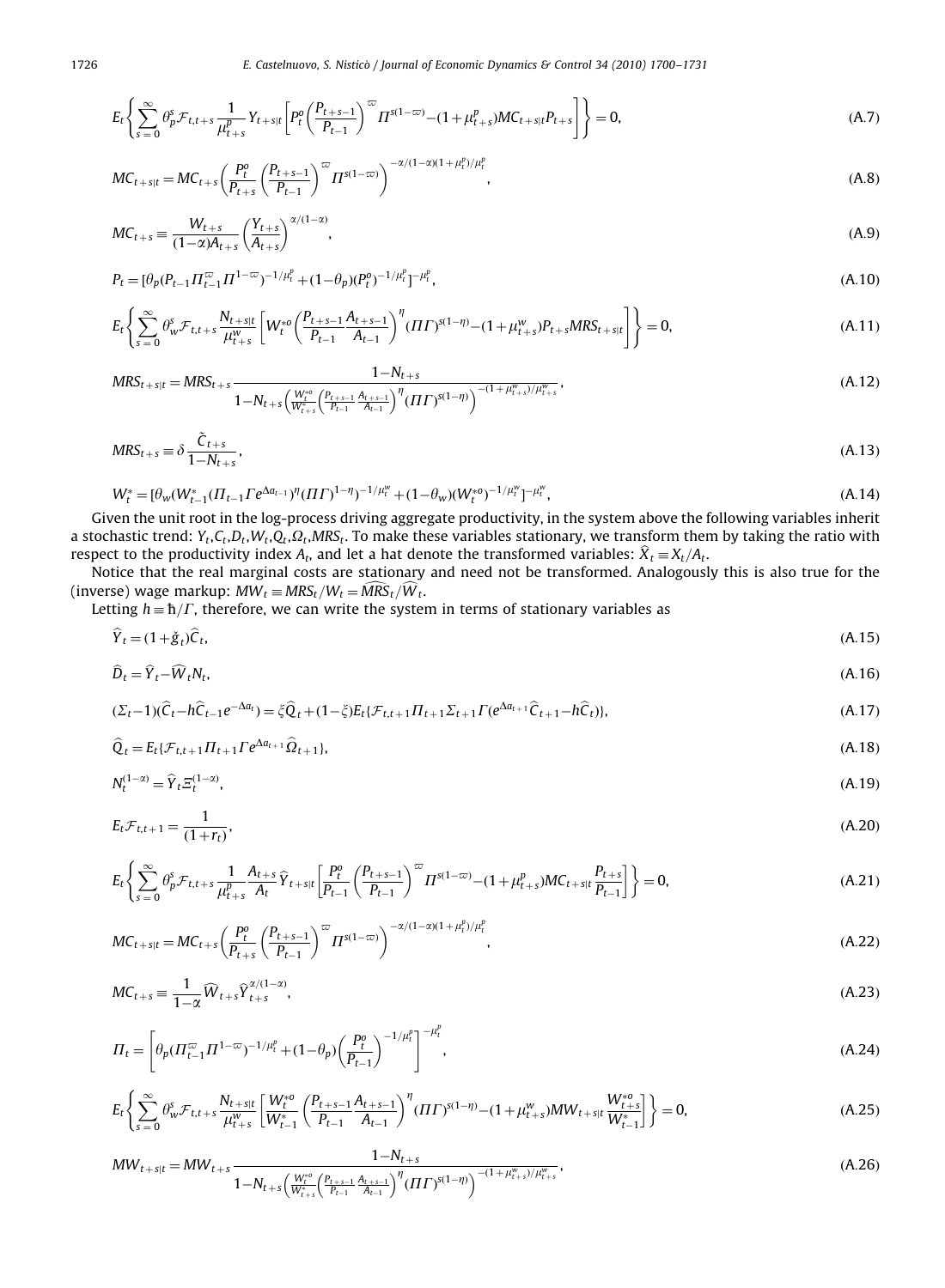$$E_t\left\{\sum_{s=0}^{\infty}\theta_p^s \mathcal{F}_{t,t+s}\frac{1}{\mu_{t+s}^p}Y_{t+s|t}\left[P_t^o\left(\frac{P_{t+s-1}}{P_{t-1}}\right)^{\varpi}\Pi^{s(1-\varpi)}-(1+\mu_{t+s}^p)MC_{t+s|t}P_{t+s}\right]\right\}=0, \tag{A.7}$$

$$MC_{t+s|t}=MC_{t+s}\left(\frac{P_t^o}{P_{t+s}}\left(\frac{P_{t+s-1}}{P_{t-1}}\right)^{\varpi}\Pi^{s(1-\varpi)}\right)^{-\alpha/(1-\alpha)(1+\mu_t^p)/\mu_t^p}, \tag{A.8}$$

$$MC_{t+s}\equiv\frac{W_{t+s}}{(1-\alpha)A_{t+s}}\left(\frac{Y_{t+s}}{A_{t+s}}\right)^{\alpha/(1-\alpha)}, \tag{A.9}$$

$$P_t=[\theta_p(P_{t-1}\Pi_{t-1}^{\varpi}\Pi^{1-\varpi})^{-1/\mu_t^p}+(1-\theta_p)(P_t^o)^{-1/\mu_t^p}]^{-\mu_t^p}, \tag{A.10}$$

$$E_t\left\{\sum_{s=0}^{\infty}\theta_w^s \mathcal{F}_{t,t+s}\frac{N_{t+s|t}}{\mu_{t+s}^w}\left[W_t^{*o}\left(\frac{P_{t+s-1}}{P_{t-1}}\frac{A_{t+s-1}}{A_{t-1}}\right)^{\eta}(\Pi\Gamma)^{s(1-\eta)}-(1+\mu_{t+s}^w)P_{t+s}MRS_{t+s|t}\right]\right\}=0, \tag{A.11}$$

$$MRS_{t+s|t}=MRS_{t+s}\frac{1-N_{t+s}}{1-N_{t+s}\left(\frac{W_t^{*o}}{W_{t+s}^{*}}\left(\frac{P_{t+s-1}}{P_{t-1}}\frac{A_{t+s-1}}{A_{t-1}}\right)^{\eta}(\Pi\Gamma)^{s(1-\eta)}\right)^{-(1+\mu_{t+s}^w)/\mu_{t+s}^w}}, \tag{A.12}$$

$$MRS_{t+s}\equiv\delta\frac{\tilde{C}_{t+s}}{1-N_{t+s}}, \tag{A.13}$$

$$W_t^{*}=[\theta_w(W_{t-1}^{*}(\Pi_{t-1}\Gamma e^{\Delta a_{t-1}})^{\eta}(\Pi\Gamma)^{1-\eta})^{-1/\mu_t^w}+(1-\theta_w)(W_t^{*o})^{-1/\mu_t^w}]^{-\mu_t^w}, \tag{A.14}$$

Given the unit root in the log-process driving aggregate productivity, in the system above the following variables inherit a stochastic trend: $Y_t, C_t, D_t, W_t, Q_t, \Omega_t, MRS_t$. To make these variables stationary, we transform them by taking the ratio with respect to the productivity index $A_t$, and let a hat denote the transformed variables: $\widehat{X}_t\equiv X_t/A_t$.

Notice that the real marginal costs are stationary and need not be transformed. Analogously this is also true for the (inverse) wage markup: $MW_t\equiv MRS_t/W_t=\widehat{MRS}_t/\widehat{W}_t$.

Letting $h\equiv\hbar/\Gamma$, therefore, we can write the system in terms of stationary variables as

$$\widehat{Y}_t=(1+\check{g}_t)\widehat{C}_t, \tag{A.15}$$

$$\widehat{D}_t=\widehat{Y}_t-\widehat{W}_tN_t, \tag{A.16}$$

$$(\Sigma_t-1)(\widehat{C}_t-h\widehat{C}_{t-1}e^{-\Delta a_t})=\xi\widehat{Q}_t+(1-\xi)E_t\{\mathcal{F}_{t,t+1}\Pi_{t+1}\Sigma_{t+1}\Gamma(e^{\Delta a_{t+1}}\widehat{C}_{t+1}-h\widehat{C}_t)\}, \tag{A.17}$$

$$\widehat{Q}_t=E_t\{\mathcal{F}_{t,t+1}\Pi_{t+1}\Gamma e^{\Delta a_{t+1}}\widehat{\Omega}_{t+1}\}, \tag{A.18}$$

$$N_t^{(1-\alpha)}=\widehat{Y}_t\Xi_t^{(1-\alpha)}, \tag{A.19}$$

$$E_t\mathcal{F}_{t,t+1}=\frac{1}{(1+r_t)}, \tag{A.20}$$

$$E_t\left\{\sum_{s=0}^{\infty}\theta_p^s \mathcal{F}_{t,t+s}\frac{1}{\mu_{t+s}^p}\frac{A_{t+s}}{A_t}\widehat{Y}_{t+s|t}\left[\frac{P_t^o}{P_{t-1}}\left(\frac{P_{t+s-1}}{P_{t-1}}\right)^{\varpi}\Pi^{s(1-\varpi)}-(1+\mu_{t+s}^p)MC_{t+s|t}\frac{P_{t+s}}{P_{t-1}}\right]\right\}=0, \tag{A.21}$$

$$MC_{t+s|t}=MC_{t+s}\left(\frac{P_t^o}{P_{t+s}}\left(\frac{P_{t+s-1}}{P_{t-1}}\right)^{\varpi}\Pi^{s(1-\varpi)}\right)^{-\alpha/(1-\alpha)(1+\mu_t^p)/\mu_t^p}, \tag{A.22}$$

$$MC_{t+s}\equiv\frac{1}{1-\alpha}\widehat{W}_{t+s}\widehat{Y}_{t+s}^{\alpha/(1-\alpha)}, \tag{A.23}$$

$$\Pi_t=\left[\theta_p(\Pi_{t-1}^{\varpi}\Pi^{1-\varpi})^{-1/\mu_t^p}+(1-\theta_p)\left(\frac{P_t^o}{P_{t-1}}\right)^{-1/\mu_t^p}\right]^{-\mu_t^p}, \tag{A.24}$$

$$E_t\left\{\sum_{s=0}^{\infty}\theta_w^s \mathcal{F}_{t,t+s}\frac{N_{t+s|t}}{\mu_{t+s}^w}\left[\frac{W_t^{*o}}{W_{t-1}^{*}}\left(\frac{P_{t+s-1}}{P_{t-1}}\frac{A_{t+s-1}}{A_{t-1}}\right)^{\eta}(\Pi\Gamma)^{s(1-\eta)}-(1+\mu_{t+s}^w)MW_{t+s|t}\frac{W_{t+s}^{*o}}{W_{t-1}^{*}}\right]\right\}=0, \tag{A.25}$$

$$MW_{t+s|t}=MW_{t+s}\frac{1-N_{t+s}}{1-N_{t+s}\left(\frac{W_t^{*o}}{W_{t+s}^{*}}\left(\frac{P_{t+s-1}}{P_{t-1}}\frac{A_{t+s-1}}{A_{t-1}}\right)^{\eta}(\Pi\Gamma)^{s(1-\eta)}\right)^{-(1+\mu_{t+s}^w)/\mu_{t+s}^w}}, \tag{A.26}$$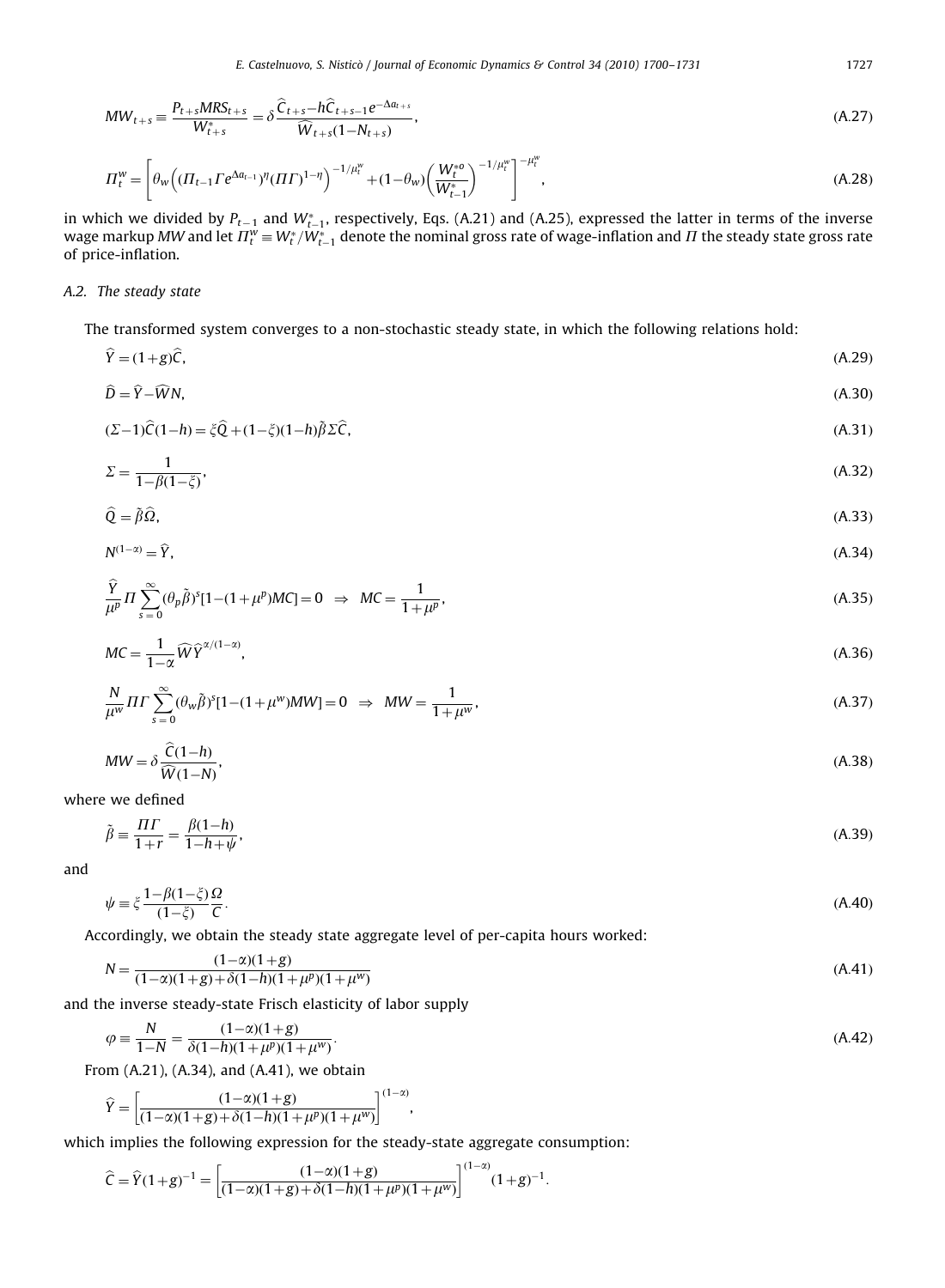$$MW_{t+s} \equiv \frac{P_{t+s}MRS_{t+s}}{W^*_{t+s}} = \delta \frac{\widehat{C}_{t+s} - h\widehat{C}_{t+s-1}e^{-\Delta a_{t+s}}}{\widehat{W}_{t+s}(1-N_{t+s})}, \tag{A.27}$$

$$\Pi^w_t = \left[ \theta_w \left( (\Pi_{t-1}\Gamma e^{\Delta a_{t-1}})^{\eta} (\Pi\Gamma)^{1-\eta} \right)^{-1/\mu^w_t} + (1-\theta_w) \left( \frac{W^{*o}_t}{W^*_{t-1}} \right)^{-1/\mu^w_t} \right]^{-\mu^w_t}, \tag{A.28}$$

in which we divided by $P_{t-1}$ and $W^*_{t-1}$, respectively, Eqs. (A.21) and (A.25), expressed the latter in terms of the inverse wage markup $MW$ and let $\Pi^w_t \equiv W^*_t / W^*_{t-1}$ denote the nominal gross rate of wage-inflation and $\Pi$ the steady state gross rate of price-inflation.

### A.2. The steady state

The transformed system converges to a non-stochastic steady state, in which the following relations hold:

$$\widehat{Y} = (1+g)\widehat{C}, \tag{A.29}$$

$$\widehat{D} = \widehat{Y} - \widehat{W}N, \tag{A.30}$$

$$(\Sigma - 1)\widehat{C}(1-h) = \xi\widehat{Q} + (1-\xi)(1-h)\tilde{\beta}\Sigma\widehat{C}, \tag{A.31}$$

$$\Sigma = \frac{1}{1-\beta(1-\xi)}, \tag{A.32}$$

$$\widehat{Q} = \tilde{\beta}\widehat{\Omega}, \tag{A.33}$$

$$N^{(1-\alpha)} = \widehat{Y}, \tag{A.34}$$

$$\frac{\widehat{Y}}{\mu^p}\Pi \sum_{s=0}^{\infty} (\theta_p \tilde{\beta})^s [1 - (1+\mu^p)MC] = 0 \;\; \Rightarrow \;\; MC = \frac{1}{1+\mu^p}, \tag{A.35}$$

$$MC = \frac{1}{1-\alpha}\widehat{W}\widehat{Y}^{\alpha/(1-\alpha)}, \tag{A.36}$$

$$\frac{N}{\mu^w}\Pi\Gamma \sum_{s=0}^{\infty} (\theta_w \tilde{\beta})^s [1 - (1+\mu^w)MW] = 0 \;\; \Rightarrow \;\; MW = \frac{1}{1+\mu^w}, \tag{A.37}$$

$$MW = \delta \frac{\widehat{C}(1-h)}{\widehat{W}(1-N)}, \tag{A.38}$$

where we defined

$$\tilde{\beta} \equiv \frac{\Pi\Gamma}{1+r} = \frac{\beta(1-h)}{1-h+\psi}, \tag{A.39}$$

and

$$\psi \equiv \xi \frac{1-\beta(1-\xi)}{(1-\xi)} \frac{\Omega}{C}. \tag{A.40}$$

Accordingly, we obtain the steady state aggregate level of per-capita hours worked:

$$N = \frac{(1-\alpha)(1+g)}{(1-\alpha)(1+g) + \delta(1-h)(1+\mu^p)(1+\mu^w)} \tag{A.41}$$

and the inverse steady-state Frisch elasticity of labor supply

$$\varphi \equiv \frac{N}{1-N} = \frac{(1-\alpha)(1+g)}{\delta(1-h)(1+\mu^p)(1+\mu^w)}. \tag{A.42}$$

From (A.21), (A.34), and (A.41), we obtain

$$\widehat{Y} = \left[ \frac{(1-\alpha)(1+g)}{(1-\alpha)(1+g) + \delta(1-h)(1+\mu^p)(1+\mu^w)} \right]^{(1-\alpha)},$$

which implies the following expression for the steady-state aggregate consumption:

$$\widehat{C} = \widehat{Y}(1+g)^{-1} = \left[ \frac{(1-\alpha)(1+g)}{(1-\alpha)(1+g) + \delta(1-h)(1+\mu^p)(1+\mu^w)} \right]^{(1-\alpha)} (1+g)^{-1}.$$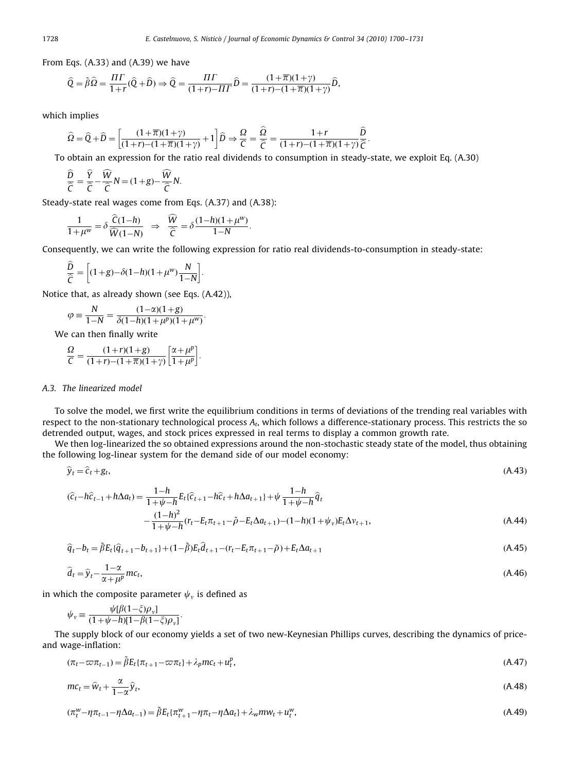From Eqs. (A.33) and (A.39) we have

$$\widehat{Q} = \tilde{\beta}\widehat{\Omega} = \frac{\Pi\Gamma}{1+r}(\widehat{Q}+\widehat{D}) \Rightarrow \widehat{Q} = \frac{\Pi\Gamma}{(1+r)-\Pi\Gamma}\widehat{D} = \frac{(1+\overline{\pi})(1+\gamma)}{(1+r)-(1+\overline{\pi})(1+\gamma)}\widehat{D},$$

which implies

$$\widehat{\Omega} = \widehat{Q}+\widehat{D} = \left[\frac{(1+\overline{\pi})(1+\gamma)}{(1+r)-(1+\overline{\pi})(1+\gamma)}+1\right]\widehat{D} \Rightarrow \frac{\Omega}{C} = \frac{\widehat{\Omega}}{\widehat{C}} = \frac{1+r}{(1+r)-(1+\overline{\pi})(1+\gamma)}\frac{\widehat{D}}{\widehat{C}}.$$

To obtain an expression for the ratio real dividends to consumption in steady-state, we exploit Eq. (A.30)

$$\frac{\widehat{D}}{\widehat{C}} = \frac{\widehat{Y}}{\widehat{C}} - \frac{\widehat{W}}{\widehat{C}}N = (1+g) - \frac{\widehat{W}}{\widehat{C}}N.$$

Steady-state real wages come from Eqs. (A.37) and (A.38):

$$\frac{1}{1+\mu^w} = \delta\frac{\widehat{C}(1-h)}{\widehat{W}(1-N)} \quad \Rightarrow \quad \frac{\widehat{W}}{\widehat{C}} = \delta\frac{(1-h)(1+\mu^w)}{1-N}.$$

Consequently, we can write the following expression for ratio real dividends-to-consumption in steady-state:

$$\frac{\widehat{D}}{\widehat{C}} = \left[(1+g) - \delta(1-h)(1+\mu^w)\frac{N}{1-N}\right].$$

Notice that, as already shown (see Eqs. (A.42)),

$$\varphi \equiv \frac{N}{1-N} = \frac{(1-\alpha)(1+g)}{\delta(1-h)(1+\mu^p)(1+\mu^w)}.$$

We can then finally write

$$\frac{\Omega}{C} = \frac{(1+r)(1+g)}{(1+r)-(1+\overline{\pi})(1+\gamma)}\left[\frac{\alpha+\mu^p}{1+\mu^p}\right].$$

### A.3. The linearized model

To solve the model, we first write the equilibrium conditions in terms of deviations of the trending real variables with respect to the non-stationary technological process $A_t$, which follows a difference-stationary process. This restricts the so detrended output, wages, and stock prices expressed in real terms to display a common growth rate.

We then log-linearized the so obtained expressions around the non-stochastic steady state of the model, thus obtaining the following log-linear system for the demand side of our model economy:

$$\widehat{y}_t = \widehat{c}_t + g_t, \tag{A.43}$$

$$(\widehat{c}_t - h\widehat{c}_{t-1} + h\Delta a_t) = \frac{1-h}{1+\psi-h}E_t\{\widehat{c}_{t+1} - h\widehat{c}_t + h\Delta a_{t+1}\} + \psi\frac{1-h}{1+\psi-h}\widehat{q}_t - \frac{(1-h)^2}{1+\psi-h}(r_t - E_t\pi_{t+1} - \tilde{\rho} - E_t\Delta a_{t+1}) - (1-h)(1+\psi_v)E_t\Delta v_{t+1}, \tag{A.44}$$

$$\widehat{q}_t - b_t = \tilde{\beta}E_t\{\widehat{q}_{t+1} - b_{t+1}\} + (1-\tilde{\beta})E_t\widehat{d}_{t+1} - (r_t - E_t\pi_{t+1} - \tilde{\rho}) + E_t\Delta a_{t+1} \tag{A.45}$$

$$\widehat{d}_t = \widehat{y}_t - \frac{1-\alpha}{\alpha+\mu^p}mc_t, \tag{A.46}$$

in which the composite parameter $\psi_v$ is defined as

$$\psi_v \equiv \frac{\psi[\beta(1-\xi)\rho_v]}{(1+\psi-h)[1-\beta(1-\xi)\rho_v]}.$$

The supply block of our economy yields a set of two new-Keynesian Phillips curves, describing the dynamics of price- and wage-inflation:

$$(\pi_t - \varpi\pi_{t-1}) = \tilde{\beta}E_t\{\pi_{t+1} - \varpi\pi_t\} + \lambda_p mc_t + u_t^p, \tag{A.47}$$

$$mc_t = \widehat{w}_t + \frac{\alpha}{1-\alpha}\widehat{y}_t, \tag{A.48}$$

$$(\pi_t^w - \eta\pi_{t-1} - \eta\Delta a_{t-1}) = \tilde{\beta}E_t\{\pi_{t+1}^w - \eta\pi_t - \eta\Delta a_t\} + \lambda_w mw_t + u_t^w, \tag{A.49}$$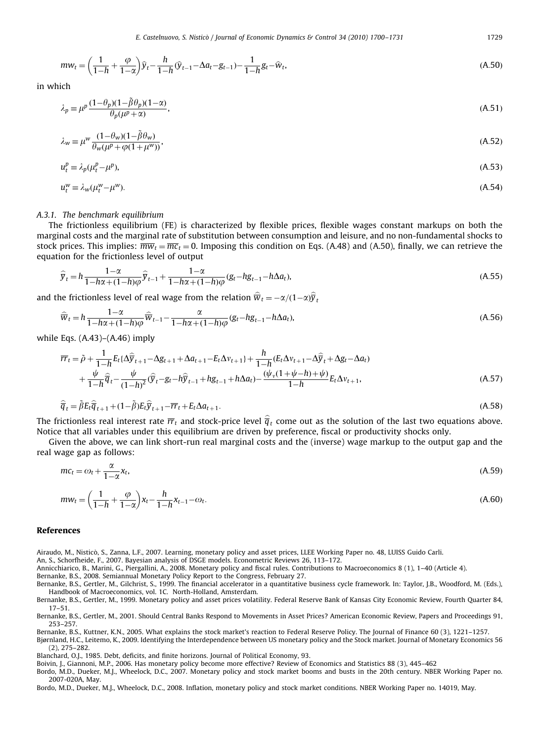$$mw_t = \left(\frac{1}{1-h} + \frac{\varphi}{1-\alpha}\right)\widehat{y}_t - \frac{h}{1-h}(\widehat{y}_{t-1} - \Delta a_t - g_{t-1}) - \frac{1}{1-h}g_t - \widehat{w}_t, \tag{A.50}$$

in which

$$\lambda_p \equiv \mu^p \frac{(1-\theta_p)(1-\tilde{\beta}\theta_p)(1-\alpha)}{\theta_p(\mu^p + \alpha)}, \tag{A.51}$$

$$\lambda_w \equiv \mu^w \frac{(1-\theta_w)(1-\tilde{\beta}\theta_w)}{\theta_w(\mu^p + \varphi(1+\mu^w))}, \tag{A.52}$$

$$u_t^p \equiv \lambda_p(\mu_t^p - \mu^p), \tag{A.53}$$

$$u_t^w \equiv \lambda_w(\mu_t^w - \mu^w). \tag{A.54}$$

*A.3.1. The benchmark equilibrium*

The frictionless equilibrium (FE) is characterized by flexible prices, flexible wages constant markups on both the marginal costs and the marginal rate of substitution between consumption and leisure, and no non-fundamental shocks to stock prices. This implies: $\overline{mw}_t = \overline{mc}_t = 0$. Imposing this condition on Eqs. (A.48) and (A.50), finally, we can retrieve the equation for the frictionless level of output

$$\widehat{\overline{y}}_t = h\frac{1-\alpha}{1-h\alpha+(1-h)\varphi}\widehat{\overline{y}}_{t-1} + \frac{1-\alpha}{1-h\alpha+(1-h)\varphi}(g_t - hg_{t-1} - h\Delta a_t), \tag{A.55}$$

and the frictionless level of real wage from the relation $\widehat{\overline{w}}_t = -\alpha/(1-\alpha)\widehat{\overline{y}}_t$

$$\widehat{\overline{w}}_t = h\frac{1-\alpha}{1-h\alpha+(1-h)\varphi}\widehat{\overline{w}}_{t-1} - \frac{\alpha}{1-h\alpha+(1-h)\varphi}(g_t - hg_{t-1} - h\Delta a_t), \tag{A.56}$$

while Eqs. (A.43)–(A.46) imply

$$\begin{aligned}\overline{rr}_t = \tilde{\rho} &+ \frac{1}{1-h}E_t\{\Delta\widehat{\overline{y}}_{t+1} - \Delta g_{t+1} + \Delta a_{t+1} - E_t\Delta v_{t+1}\} + \frac{h}{1-h}(E_t\Delta v_{t+1} - \Delta\widehat{\overline{y}}_t + \Delta g_t - \Delta a_t)\\ &+ \frac{\psi}{1-h}\widehat{\overline{q}}_t - \frac{\psi}{(1-h)^2}(\widehat{\overline{y}}_t - g_t - h\widehat{\overline{y}}_{t-1} + hg_{t-1} + h\Delta a_t) - \frac{(\psi_v(1+\psi-h)+\psi)}{1-h}E_t\Delta v_{t+1},\end{aligned} \tag{A.57}$$

$$\widehat{\overline{q}}_t = \tilde{\beta}E_t\widehat{\overline{q}}_{t+1} + (1-\tilde{\beta})E_t\widehat{\overline{y}}_{t+1} - \overline{rr}_t + E_t\Delta a_{t+1}. \tag{A.58}$$

The frictionless real interest rate $\overline{rr}_t$ and stock-price level $\widehat{\overline{q}}_t$ come out as the solution of the last two equations above. Notice that all variables under this equilibrium are driven by preference, fiscal or productivity shocks only.

Given the above, we can link short-run real marginal costs and the (inverse) wage markup to the output gap and the real wage gap as follows:

$$mc_t = \omega_t + \frac{\alpha}{1-\alpha}x_t, \tag{A.59}$$

$$mw_t = \left(\frac{1}{1-h} + \frac{\varphi}{1-\alpha}\right)x_t - \frac{h}{1-h}x_{t-1} - \omega_t. \tag{A.60}$$

## References

Airaudo, M., Nisticò, S., Zanna, L.F., 2007. Learning, monetary policy and asset prices, LLEE Working Paper no. 48, LUISS Guido Carli.

An, S., Schorfheide, F., 2007. Bayesian analysis of DSGE models. Econometric Reviews 26, 113–172.

Annicchiarico, B., Marini, G., Piergallini, A., 2008. Monetary policy and fiscal rules. Contributions to Macroeconomics 8 (1), 1–40 (Article 4).

Bernanke, B.S., 2008. Semiannual Monetary Policy Report to the Congress, February 27.

Bernanke, B.S., Gertler, M., Gilchrist, S., 1999. The financial accelerator in a quantitative business cycle framework. In: Taylor, J.B., Woodford, M. (Eds.), Handbook of Macroeconomics, vol. 1C. North-Holland, Amsterdam.

Bernanke, B.S., Gertler, M., 1999. Monetary policy and asset prices volatility. Federal Reserve Bank of Kansas City Economic Review, Fourth Quarter 84, 17–51.

Bernanke, B.S., Gertler, M., 2001. Should Central Banks Respond to Movements in Asset Prices? American Economic Review, Papers and Proceedings 91, 253–257.

Bernanke, B.S., Kuttner, K.N., 2005. What explains the stock market's reaction to Federal Reserve Policy. The Journal of Finance 60 (3), 1221–1257.

Bjørnland, H.C., Leitemo, K., 2009. Identifying the Interdependence between US monetary policy and the Stock market. Journal of Monetary Economics 56 (2), 275–282.

Blanchard, O.J., 1985. Debt, deficits, and finite horizons. Journal of Political Economy, 93.

Boivin, J., Giannoni, M.P., 2006. Has monetary policy become more effective? Review of Economics and Statistics 88 (3), 445–462

Bordo, M.D., Dueker, M.J., Wheelock, D.C., 2007. Monetary policy and stock market booms and busts in the 20th century. NBER Working Paper no. 2007-020A, May.

Bordo, M.D., Dueker, M.J., Wheelock, D.C., 2008. Inflation, monetary policy and stock market conditions. NBER Working Paper no. 14019, May.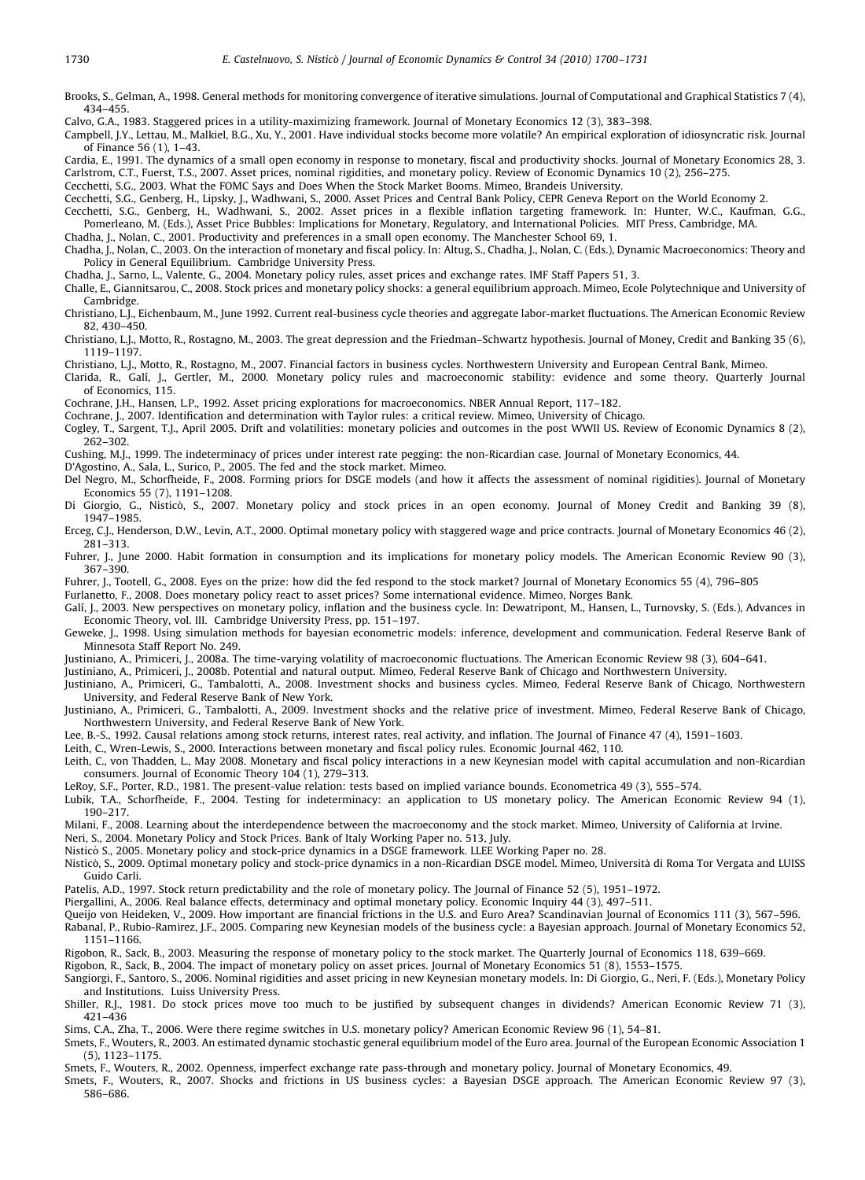Brooks, S., Gelman, A., 1998. General methods for monitoring convergence of iterative simulations. Journal of Computational and Graphical Statistics 7 (4), 434–455.

Calvo, G.A., 1983. Staggered prices in a utility-maximizing framework. Journal of Monetary Economics 12 (3), 383–398.

Campbell, J.Y., Lettau, M., Malkiel, B.G., Xu, Y., 2001. Have individual stocks become more volatile? An empirical exploration of idiosyncratic risk. Journal of Finance 56 (1), 1–43.

Cardia, E., 1991. The dynamics of a small open economy in response to monetary, fiscal and productivity shocks. Journal of Monetary Economics 28, 3.

Carlstrom, C.T., Fuerst, T.S., 2007. Asset prices, nominal rigidities, and monetary policy. Review of Economic Dynamics 10 (2), 256–275.

Cecchetti, S.G., 2003. What the FOMC Says and Does When the Stock Market Booms. Mimeo, Brandeis University.

Cecchetti, S.G., Genberg, H., Lipsky, J., Wadhwani, S., 2000. Asset Prices and Central Bank Policy, CEPR Geneva Report on the World Economy 2.

Cecchetti, S.G., Genberg, H., Wadhwani, S., 2002. Asset prices in a flexible inflation targeting framework. In: Hunter, W.C., Kaufman, G.G., Pomerleano, M. (Eds.), Asset Price Bubbles: Implications for Monetary, Regulatory, and International Policies. MIT Press, Cambridge, MA.

Chadha, J., Nolan, C., 2001. Productivity and preferences in a small open economy. The Manchester School 69, 1.

Chadha, J., Nolan, C., 2003. On the interaction of monetary and fiscal policy. In: Altug, S., Chadha, J., Nolan, C. (Eds.), Dynamic Macroeconomics: Theory and Policy in General Equilibrium. Cambridge University Press.

Chadha, J., Sarno, L., Valente, G., 2004. Monetary policy rules, asset prices and exchange rates. IMF Staff Papers 51, 3.

Challe, E., Giannitsarou, C., 2008. Stock prices and monetary policy shocks: a general equilibrium approach. Mimeo, Ecole Polytechnique and University of Cambridge.

Christiano, L.J., Eichenbaum, M., June 1992. Current real-business cycle theories and aggregate labor-market fluctuations. The American Economic Review 82, 430–450.

Christiano, L.J., Motto, R., Rostagno, M., 2003. The great depression and the Friedman–Schwartz hypothesis. Journal of Money, Credit and Banking 35 (6), 1119–1197.

Christiano, L.J., Motto, R., Rostagno, M., 2007. Financial factors in business cycles. Northwestern University and European Central Bank, Mimeo.

Clarida, R., Galí, J., Gertler, M., 2000. Monetary policy rules and macroeconomic stability: evidence and some theory. Quarterly Journal of Economics, 115.

Cochrane, J.H., Hansen, L.P., 1992. Asset pricing explorations for macroeconomics. NBER Annual Report, 117–182.

Cochrane, J., 2007. Identification and determination with Taylor rules: a critical review. Mimeo, University of Chicago.

Cogley, T., Sargent, T.J., April 2005. Drift and volatilities: monetary policies and outcomes in the post WWII US. Review of Economic Dynamics 8 (2), 262–302.

Cushing, M.J., 1999. The indeterminacy of prices under interest rate pegging: the non-Ricardian case. Journal of Monetary Economics, 44.

D'Agostino, A., Sala, L., Surico, P., 2005. The fed and the stock market. Mimeo.

Del Negro, M., Schorfheide, F., 2008. Forming priors for DSGE models (and how it affects the assessment of nominal rigidities). Journal of Monetary Economics 55 (7), 1191–1208.

Di Giorgio, G., Nisticò, S., 2007. Monetary policy and stock prices in an open economy. Journal of Money Credit and Banking 39 (8), 1947–1985.

Erceg, C.J., Henderson, D.W., Levin, A.T., 2000. Optimal monetary policy with staggered wage and price contracts. Journal of Monetary Economics 46 (2), 281–313.

Fuhrer, J., June 2000. Habit formation in consumption and its implications for monetary policy models. The American Economic Review 90 (3), 367–390.

Fuhrer, J., Tootell, G., 2008. Eyes on the prize: how did the fed respond to the stock market? Journal of Monetary Economics 55 (4), 796–805

Furlanetto, F., 2008. Does monetary policy react to asset prices? Some international evidence. Mimeo, Norges Bank.

Galí, J., 2003. New perspectives on monetary policy, inflation and the business cycle. In: Dewatripont, M., Hansen, L., Turnovsky, S. (Eds.), Advances in Economic Theory, vol. III. Cambridge University Press, pp. 151–197.

Geweke, J., 1998. Using simulation methods for bayesian econometric models: inference, development and communication. Federal Reserve Bank of Minnesota Staff Report No. 249.

Justiniano, A., Primiceri, J., 2008a. The time-varying volatility of macroeconomic fluctuations. The American Economic Review 98 (3), 604–641.

Justiniano, A., Primiceri, J., 2008b. Potential and natural output. Mimeo, Federal Reserve Bank of Chicago and Northwestern University.

Justiniano, A., Primiceri, G., Tambalotti, A., 2008. Investment shocks and business cycles. Mimeo, Federal Reserve Bank of Chicago, Northwestern University, and Federal Reserve Bank of New York.

Justiniano, A., Primiceri, G., Tambalotti, A., 2009. Investment shocks and the relative price of investment. Mimeo, Federal Reserve Bank of Chicago, Northwestern University, and Federal Reserve Bank of New York.

Lee, B.-S., 1992. Causal relations among stock returns, interest rates, real activity, and inflation. The Journal of Finance 47 (4), 1591–1603.

Leith, C., Wren-Lewis, S., 2000. Interactions between monetary and fiscal policy rules. Economic Journal 462, 110.

Leith, C., von Thadden, L., May 2008. Monetary and fiscal policy interactions in a new Keynesian model with capital accumulation and non-Ricardian consumers. Journal of Economic Theory 104 (1), 279–313.

LeRoy, S.F., Porter, R.D., 1981. The present-value relation: tests based on implied variance bounds. Econometrica 49 (3), 555–574.

Lubik, T.A., Schorfheide, F., 2004. Testing for indeterminacy: an application to US monetary policy. The American Economic Review 94 (1), 190–217.

Milani, F., 2008. Learning about the interdependence between the macroeconomy and the stock market. Mimeo, University of California at Irvine.

Neri, S., 2004. Monetary Policy and Stock Prices. Bank of Italy Working Paper no. 513, July.

Nisticò S., 2005. Monetary policy and stock-price dynamics in a DSGE framework. LLEE Working Paper no. 28.

Nisticò, S., 2009. Optimal monetary policy and stock-price dynamics in a non-Ricardian DSGE model. Mimeo, Università di Roma Tor Vergata and LUISS Guido Carli.

Patelis, A.D., 1997. Stock return predictability and the role of monetary policy. The Journal of Finance 52 (5), 1951–1972.

Piergallini, A., 2006. Real balance effects, determinacy and optimal monetary policy. Economic Inquiry 44 (3), 497–511.

Queijo von Heideken, V., 2009. How important are financial frictions in the U.S. and Euro Area? Scandinavian Journal of Economics 111 (3), 567–596.

Rabanal, P., Rubio-Ramirez, J.F., 2005. Comparing new Keynesian models of the business cycle: a Bayesian approach. Journal of Monetary Economics 52, 1151–1166.

Rigobon, R., Sack, B., 2003. Measuring the response of monetary policy to the stock market. The Quarterly Journal of Economics 118, 639–669.

Rigobon, R., Sack, B., 2004. The impact of monetary policy on asset prices. Journal of Monetary Economics 51 (8), 1553–1575.

Sangiorgi, F., Santoro, S., 2006. Nominal rigidities and asset pricing in new Keynesian monetary models. In: Di Giorgio, G., Neri, F. (Eds.), Monetary Policy and Institutions. Luiss University Press.

Shiller, R.J., 1981. Do stock prices move too much to be justified by subsequent changes in dividends? American Economic Review 71 (3), 421–436

Sims, C.A., Zha, T., 2006. Were there regime switches in U.S. monetary policy? American Economic Review 96 (1), 54–81.

Smets, F., Wouters, R., 2003. An estimated dynamic stochastic general equilibrium model of the Euro area. Journal of the European Economic Association 1 (5), 1123–1175.

Smets, F., Wouters, R., 2002. Openness, imperfect exchange rate pass-through and monetary policy. Journal of Monetary Economics, 49.

Smets, F., Wouters, R., 2007. Shocks and frictions in US business cycles: a Bayesian DSGE approach. The American Economic Review 97 (3), 586–686.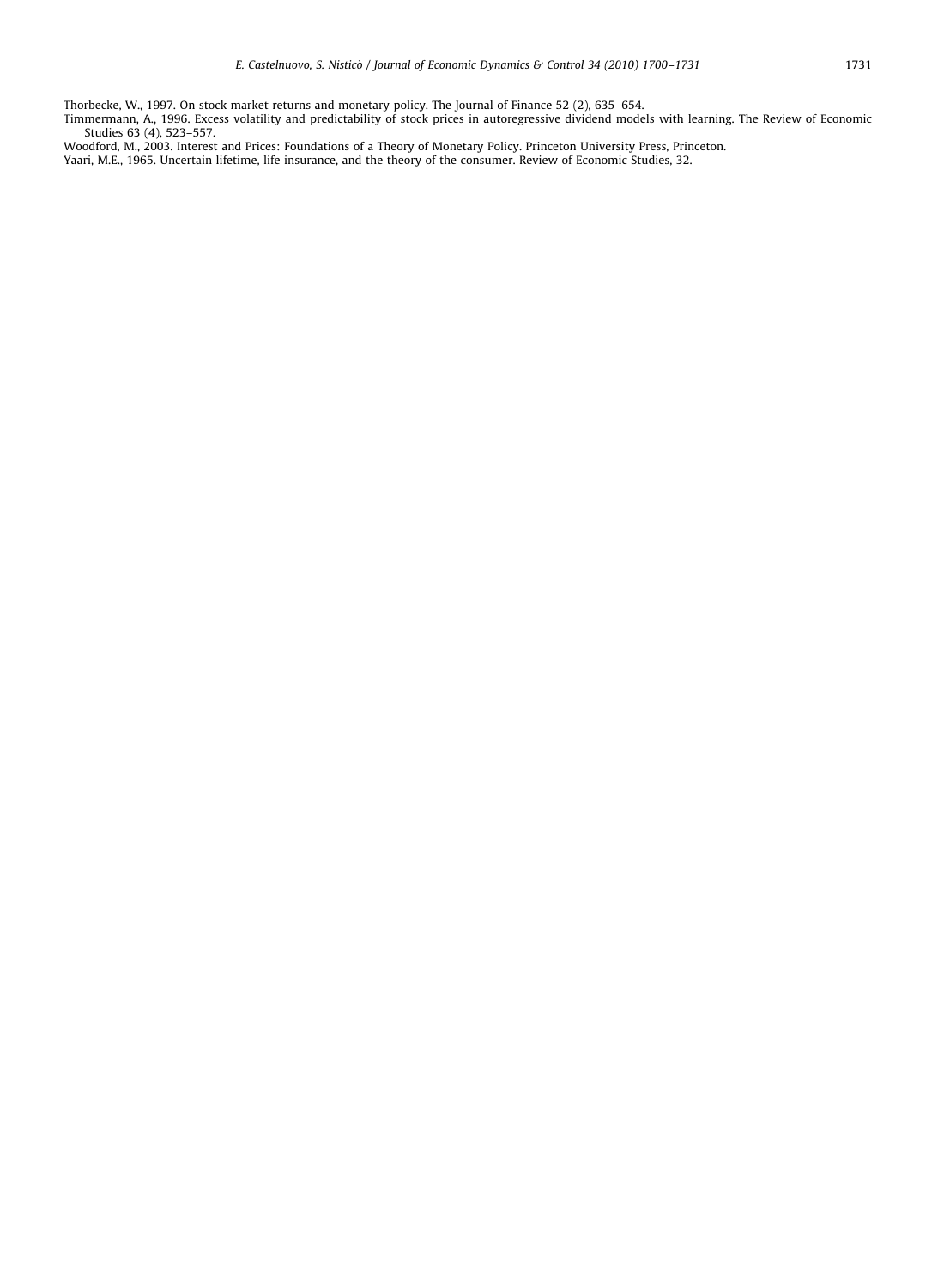Thorbecke, W., 1997. On stock market returns and monetary policy. The Journal of Finance 52 (2), 635–654.

Timmermann, A., 1996. Excess volatility and predictability of stock prices in autoregressive dividend models with learning. The Review of Economic Studies 63 (4), 523–557.

Woodford, M., 2003. Interest and Prices: Foundations of a Theory of Monetary Policy. Princeton University Press, Princeton.

Yaari, M.E., 1965. Uncertain lifetime, life insurance, and the theory of the consumer. Review of Economic Studies, 32.